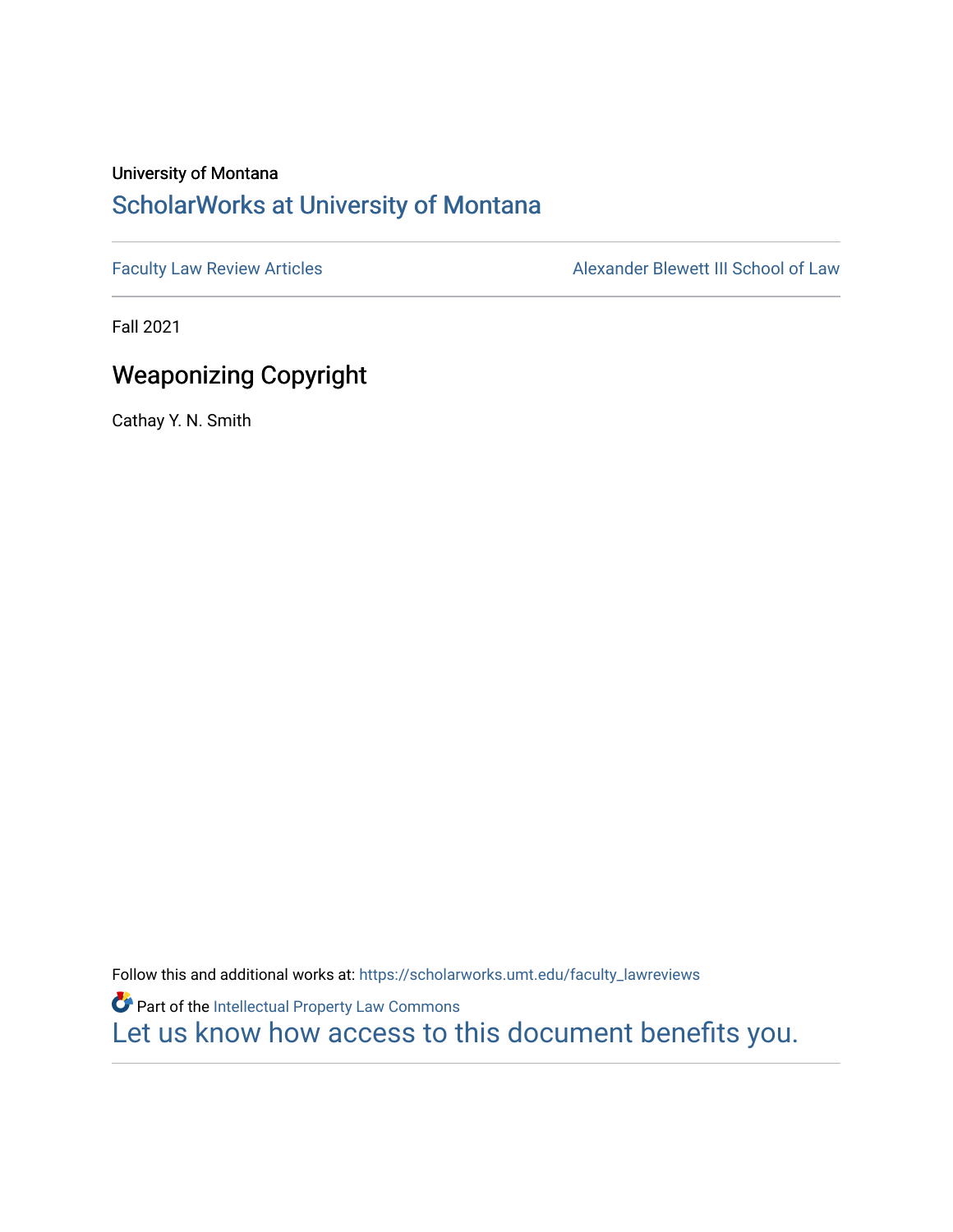University of Montana

# ScholarWorks at University of Montana

Faculty Law Review Articles

Alexander Blewett III School of Law

Fall 2021

## Weaponizing Copyright

Cathay Y. N. Smith

Follow this and additional works at: https://scholarworks.umt.edu/faculty_lawreviews

Part of the Intellectual Property Law Commons

Let us know how access to this document benefits you.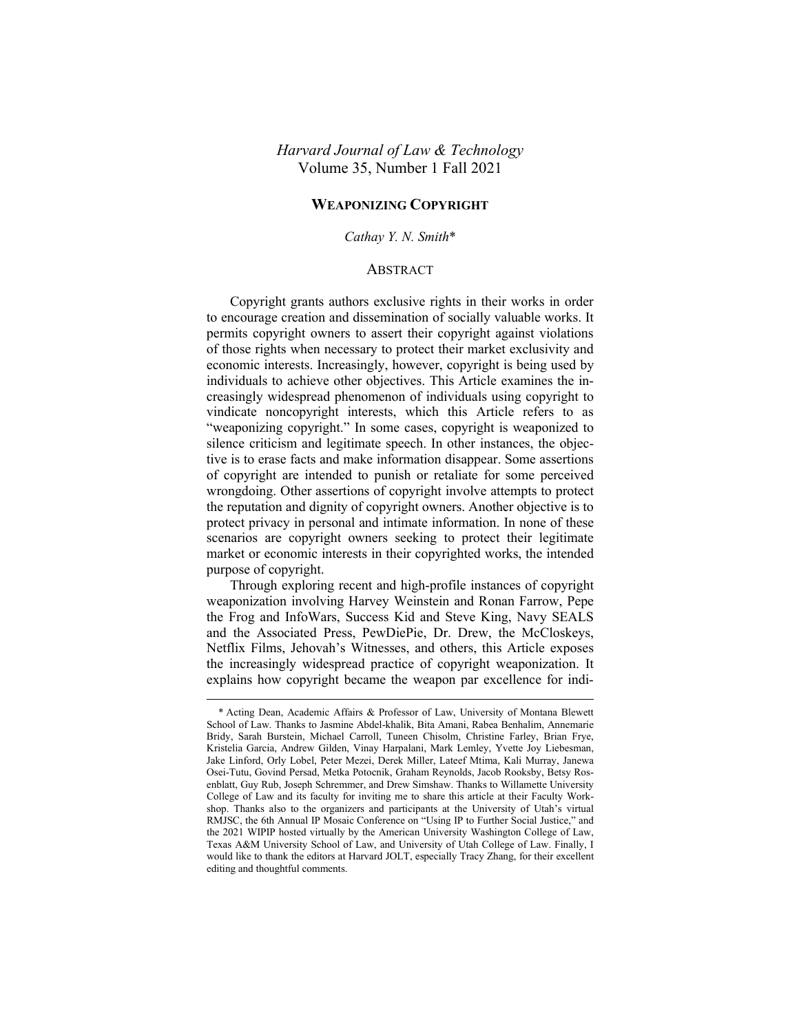*Harvard Journal of Law & Technology*
Volume 35, Number 1 Fall 2021

# WEAPONIZING COPYRIGHT

*Cathay Y. N. Smith**

## ABSTRACT

Copyright grants authors exclusive rights in their works in order to encourage creation and dissemination of socially valuable works. It permits copyright owners to assert their copyright against violations of those rights when necessary to protect their market exclusivity and economic interests. Increasingly, however, copyright is being used by individuals to achieve other objectives. This Article examines the increasingly widespread phenomenon of individuals using copyright to vindicate noncopyright interests, which this Article refers to as "weaponizing copyright." In some cases, copyright is weaponized to silence criticism and legitimate speech. In other instances, the objective is to erase facts and make information disappear. Some assertions of copyright are intended to punish or retaliate for some perceived wrongdoing. Other assertions of copyright involve attempts to protect the reputation and dignity of copyright owners. Another objective is to protect privacy in personal and intimate information. In none of these scenarios are copyright owners seeking to protect their legitimate market or economic interests in their copyrighted works, the intended purpose of copyright.

Through exploring recent and high-profile instances of copyright weaponization involving Harvey Weinstein and Ronan Farrow, Pepe the Frog and InfoWars, Success Kid and Steve King, Navy SEALS and the Associated Press, PewDiePie, Dr. Drew, the McCloskeys, Netflix Films, Jehovah's Witnesses, and others, this Article exposes the increasingly widespread practice of copyright weaponization. It explains how copyright became the weapon par excellence for indi-

---

\* Acting Dean, Academic Affairs & Professor of Law, University of Montana Blewett School of Law. Thanks to Jasmine Abdel-khalik, Bita Amani, Rabea Benhalim, Annemarie Bridy, Sarah Burstein, Michael Carroll, Tuneen Chisolm, Christine Farley, Brian Frye, Kristelia Garcia, Andrew Gilden, Vinay Harpalani, Mark Lemley, Yvette Joy Liebesman, Jake Linford, Orly Lobel, Peter Mezei, Derek Miller, Lateef Mtima, Kali Murray, Janewa Osei-Tutu, Govind Persad, Metka Potocnik, Graham Reynolds, Jacob Rooksby, Betsy Rosenblatt, Guy Rub, Joseph Schremmer, and Drew Simshaw. Thanks to Willamette University College of Law and its faculty for inviting me to share this article at their Faculty Workshop. Thanks also to the organizers and participants at the University of Utah's virtual RMJSC, the 6th Annual IP Mosaic Conference on "Using IP to Further Social Justice," and the 2021 WIPIP hosted virtually by the American University Washington College of Law, Texas A&M University School of Law, and University of Utah College of Law. Finally, I would like to thank the editors at Harvard JOLT, especially Tracy Zhang, for their excellent editing and thoughtful comments.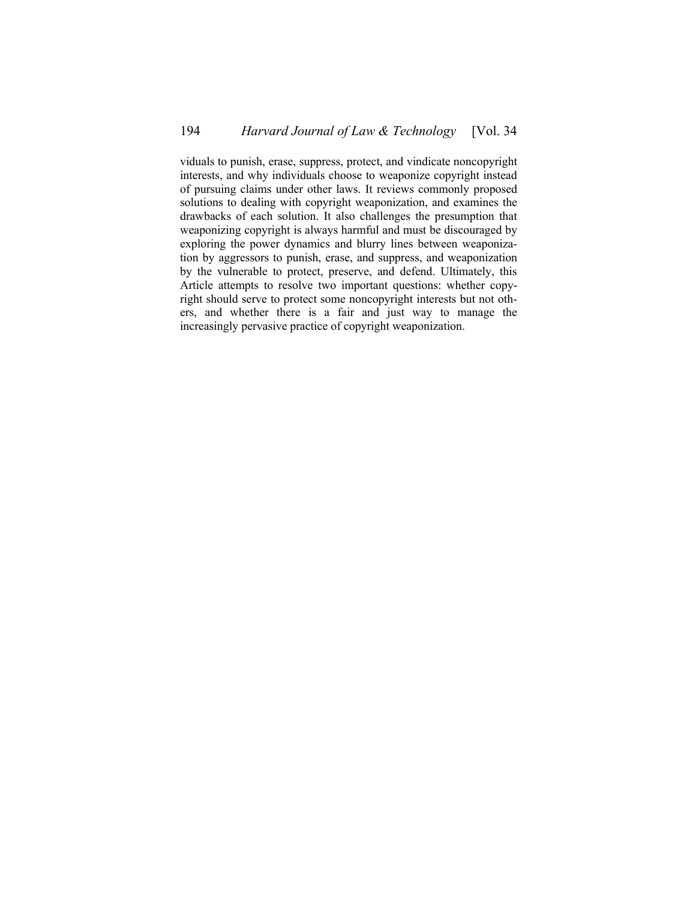viduals to punish, erase, suppress, protect, and vindicate noncopyright interests, and why individuals choose to weaponize copyright instead of pursuing claims under other laws. It reviews commonly proposed solutions to dealing with copyright weaponization, and examines the drawbacks of each solution. It also challenges the presumption that weaponizing copyright is always harmful and must be discouraged by exploring the power dynamics and blurry lines between weaponization by aggressors to punish, erase, and suppress, and weaponization by the vulnerable to protect, preserve, and defend. Ultimately, this Article attempts to resolve two important questions: whether copyright should serve to protect some noncopyright interests but not others, and whether there is a fair and just way to manage the increasingly pervasive practice of copyright weaponization.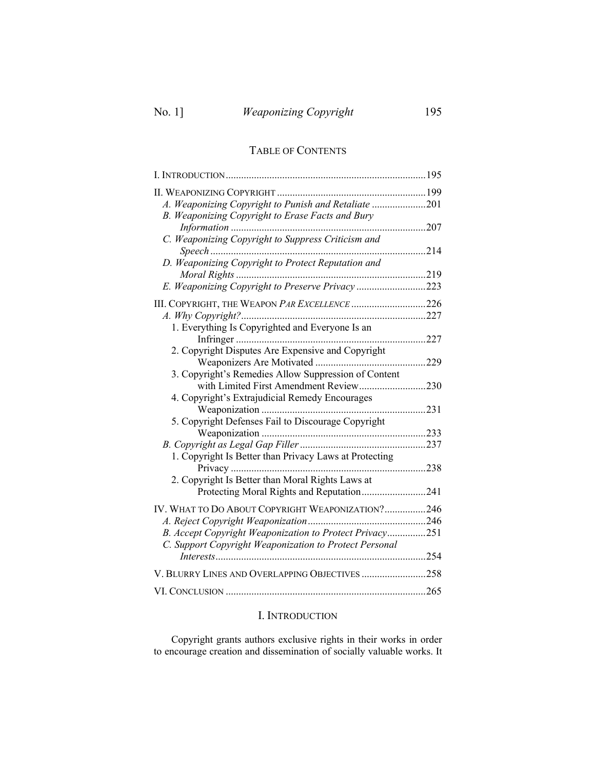## TABLE OF CONTENTS

I. INTRODUCTION ............................................................................ 195

II. WEAPONIZING COPYRIGHT ......................................................... 199
- *A. Weaponizing Copyright to Punish and Retaliate* ..................... 201
- *B. Weaponizing Copyright to Erase Facts and Bury Information* ........................................................................... 207
- *C. Weaponizing Copyright to Suppress Criticism and Speech* .................................................................................. 214
- *D. Weaponizing Copyright to Protect Reputation and Moral Rights* ......................................................................... 219
- *E. Weaponizing Copyright to Preserve Privacy* ........................... 223

III. COPYRIGHT, THE WEAPON *PAR EXCELLENCE* ............................ 226
- *A. Why Copyright?* ....................................................................... 227
  1. Everything Is Copyrighted and Everyone Is an Infringer ......................................................................... 227
  2. Copyright Disputes Are Expensive and Copyright Weaponizers Are Motivated .......................................... 229
  3. Copyright's Remedies Allow Suppression of Content with Limited First Amendment Review.......................... 230
  4. Copyright's Extrajudicial Remedy Encourages Weaponization ............................................................... 231
  5. Copyright Defenses Fail to Discourage Copyright Weaponization ............................................................... 233
- *B. Copyright as Legal Gap Filler* ................................................ 237
  1. Copyright Is Better than Privacy Laws at Protecting Privacy ........................................................................... 238
  2. Copyright Is Better than Moral Rights Laws at Protecting Moral Rights and Reputation......................... 241

IV. WHAT TO DO ABOUT COPYRIGHT WEAPONIZATION?................ 246
- *A. Reject Copyright Weaponization* ............................................. 246
- *B. Accept Copyright Weaponization to Protect Privacy*............... 251
- *C. Support Copyright Weaponization to Protect Personal Interests* ................................................................................. 254

V. BLURRY LINES AND OVERLAPPING OBJECTIVES ......................... 258

VI. CONCLUSION ............................................................................ 265

## I. INTRODUCTION

Copyright grants authors exclusive rights in their works in order to encourage creation and dissemination of socially valuable works. It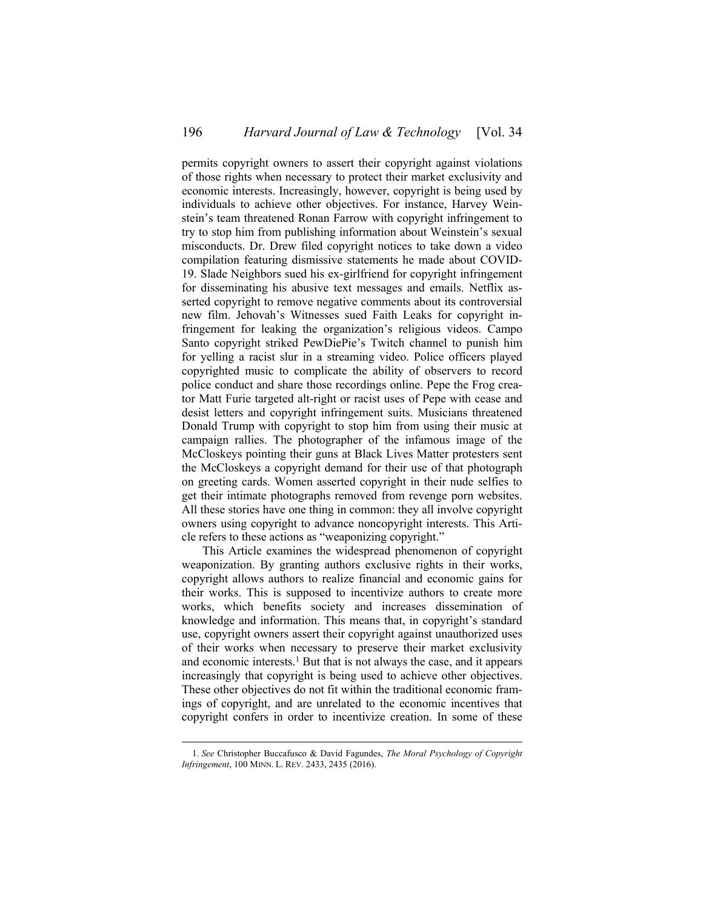permits copyright owners to assert their copyright against violations of those rights when necessary to protect their market exclusivity and economic interests. Increasingly, however, copyright is being used by individuals to achieve other objectives. For instance, Harvey Weinstein's team threatened Ronan Farrow with copyright infringement to try to stop him from publishing information about Weinstein's sexual misconducts. Dr. Drew filed copyright notices to take down a video compilation featuring dismissive statements he made about COVID-19. Slade Neighbors sued his ex-girlfriend for copyright infringement for disseminating his abusive text messages and emails. Netflix asserted copyright to remove negative comments about its controversial new film. Jehovah's Witnesses sued Faith Leaks for copyright infringement for leaking the organization's religious videos. Campo Santo copyright striked PewDiePie's Twitch channel to punish him for yelling a racist slur in a streaming video. Police officers played copyrighted music to complicate the ability of observers to record police conduct and share those recordings online. Pepe the Frog creator Matt Furie targeted alt-right or racist uses of Pepe with cease and desist letters and copyright infringement suits. Musicians threatened Donald Trump with copyright to stop him from using their music at campaign rallies. The photographer of the infamous image of the McCloskeys pointing their guns at Black Lives Matter protesters sent the McCloskeys a copyright demand for their use of that photograph on greeting cards. Women asserted copyright in their nude selfies to get their intimate photographs removed from revenge porn websites. All these stories have one thing in common: they all involve copyright owners using copyright to advance noncopyright interests. This Article refers to these actions as "weaponizing copyright."

This Article examines the widespread phenomenon of copyright weaponization. By granting authors exclusive rights in their works, copyright allows authors to realize financial and economic gains for their works. This is supposed to incentivize authors to create more works, which benefits society and increases dissemination of knowledge and information. This means that, in copyright's standard use, copyright owners assert their copyright against unauthorized uses of their works when necessary to preserve their market exclusivity and economic interests.[1] But that is not always the case, and it appears increasingly that copyright is being used to achieve other objectives. These other objectives do not fit within the traditional economic framings of copyright, and are unrelated to the economic incentives that copyright confers in order to incentivize creation. In some of these

---

1. *See* Christopher Buccafusco & David Fagundes, *The Moral Psychology of Copyright Infringement*, 100 MINN. L. REV. 2433, 2435 (2016).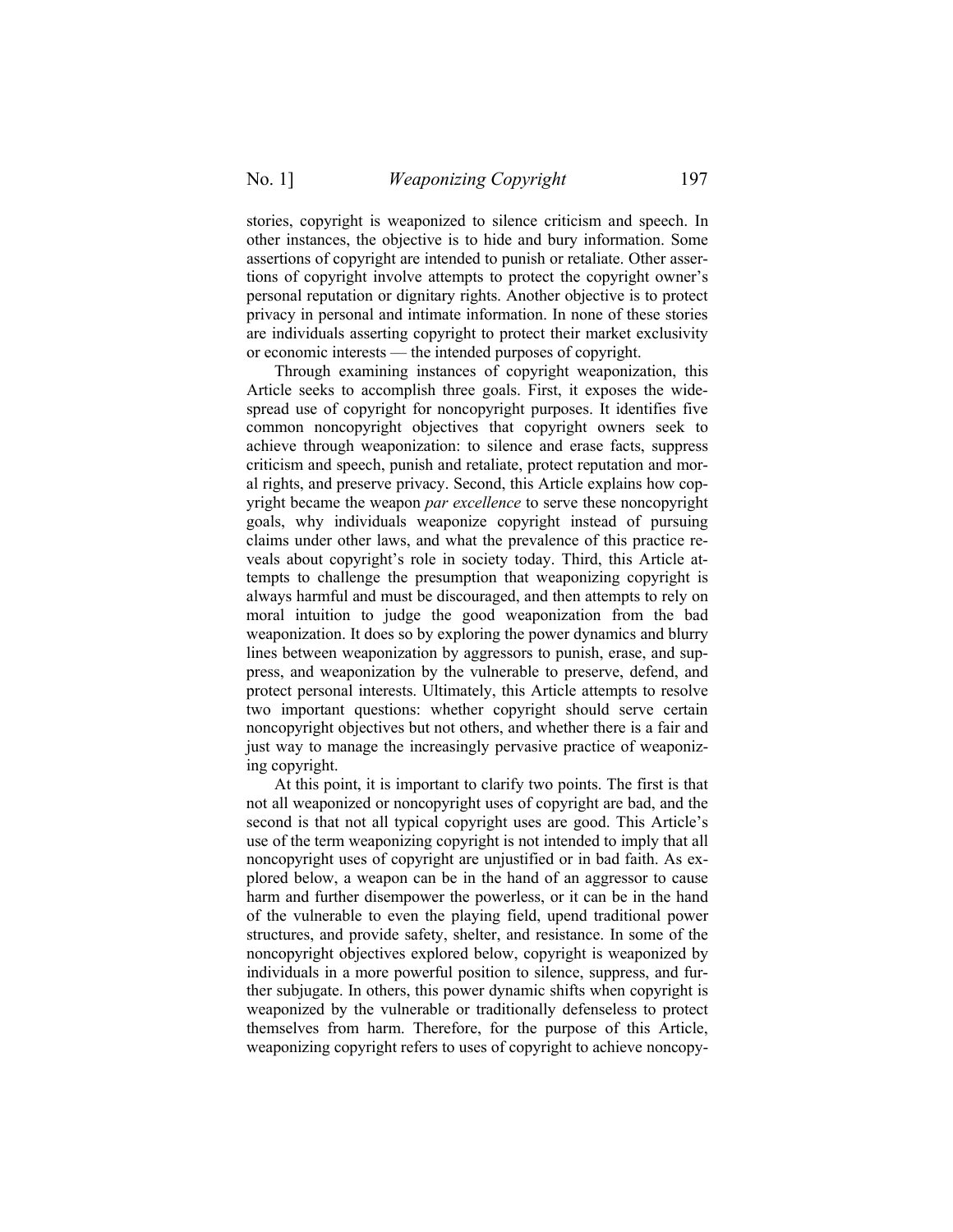stories, copyright is weaponized to silence criticism and speech. In other instances, the objective is to hide and bury information. Some assertions of copyright are intended to punish or retaliate. Other assertions of copyright involve attempts to protect the copyright owner's personal reputation or dignitary rights. Another objective is to protect privacy in personal and intimate information. In none of these stories are individuals asserting copyright to protect their market exclusivity or economic interests — the intended purposes of copyright.

Through examining instances of copyright weaponization, this Article seeks to accomplish three goals. First, it exposes the widespread use of copyright for noncopyright purposes. It identifies five common noncopyright objectives that copyright owners seek to achieve through weaponization: to silence and erase facts, suppress criticism and speech, punish and retaliate, protect reputation and moral rights, and preserve privacy. Second, this Article explains how copyright became the weapon *par excellence* to serve these noncopyright goals, why individuals weaponize copyright instead of pursuing claims under other laws, and what the prevalence of this practice reveals about copyright's role in society today. Third, this Article attempts to challenge the presumption that weaponizing copyright is always harmful and must be discouraged, and then attempts to rely on moral intuition to judge the good weaponization from the bad weaponization. It does so by exploring the power dynamics and blurry lines between weaponization by aggressors to punish, erase, and suppress, and weaponization by the vulnerable to preserve, defend, and protect personal interests. Ultimately, this Article attempts to resolve two important questions: whether copyright should serve certain noncopyright objectives but not others, and whether there is a fair and just way to manage the increasingly pervasive practice of weaponizing copyright.

At this point, it is important to clarify two points. The first is that not all weaponized or noncopyright uses of copyright are bad, and the second is that not all typical copyright uses are good. This Article's use of the term weaponizing copyright is not intended to imply that all noncopyright uses of copyright are unjustified or in bad faith. As explored below, a weapon can be in the hand of an aggressor to cause harm and further disempower the powerless, or it can be in the hand of the vulnerable to even the playing field, upend traditional power structures, and provide safety, shelter, and resistance. In some of the noncopyright objectives explored below, copyright is weaponized by individuals in a more powerful position to silence, suppress, and further subjugate. In others, this power dynamic shifts when copyright is weaponized by the vulnerable or traditionally defenseless to protect themselves from harm. Therefore, for the purpose of this Article, weaponizing copyright refers to uses of copyright to achieve noncopy-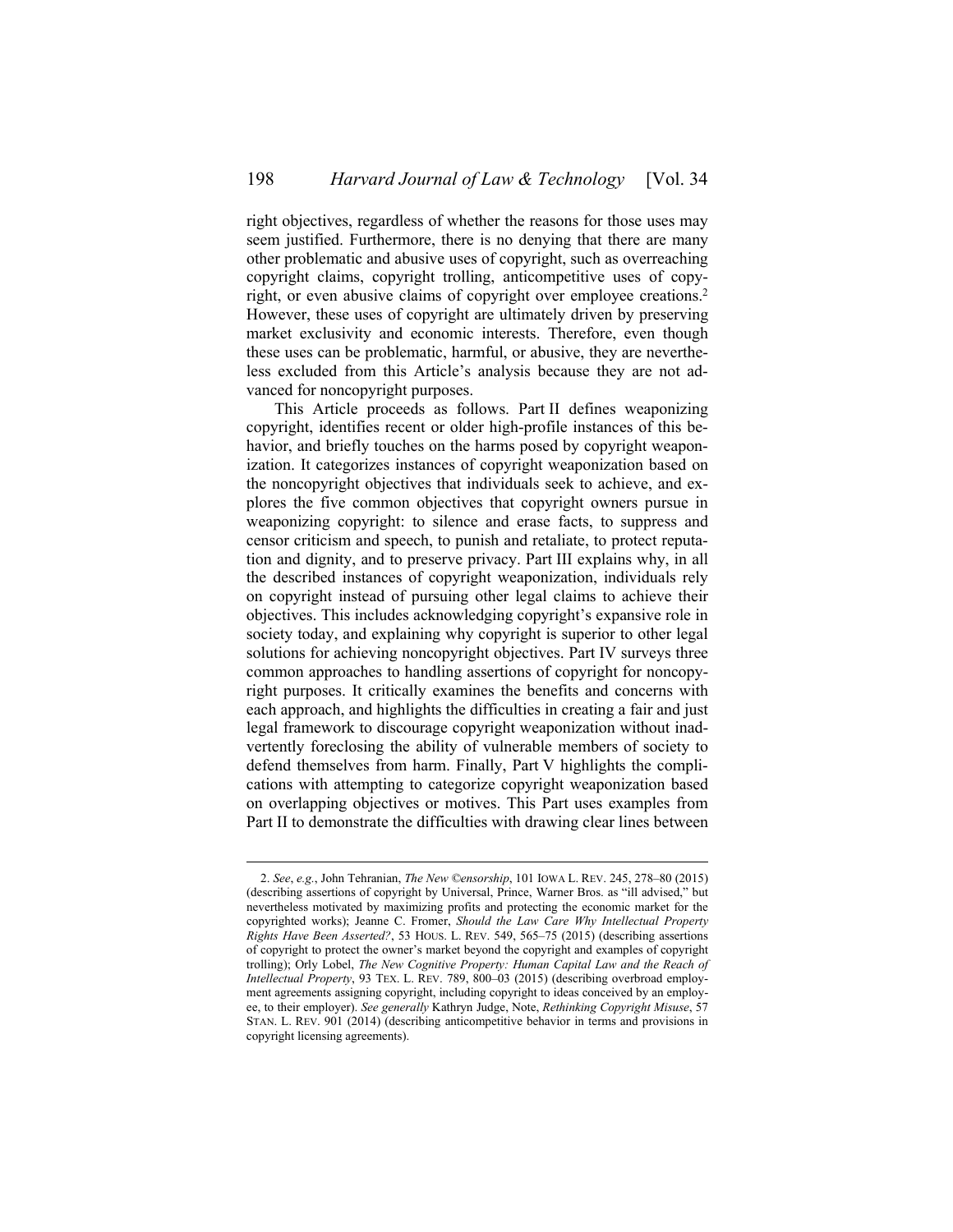right objectives, regardless of whether the reasons for those uses may seem justified. Furthermore, there is no denying that there are many other problematic and abusive uses of copyright, such as overreaching copyright claims, copyright trolling, anticompetitive uses of copyright, or even abusive claims of copyright over employee creations.[2] However, these uses of copyright are ultimately driven by preserving market exclusivity and economic interests. Therefore, even though these uses can be problematic, harmful, or abusive, they are nevertheless excluded from this Article's analysis because they are not advanced for noncopyright purposes.

This Article proceeds as follows. Part II defines weaponizing copyright, identifies recent or older high-profile instances of this behavior, and briefly touches on the harms posed by copyright weaponization. It categorizes instances of copyright weaponization based on the noncopyright objectives that individuals seek to achieve, and explores the five common objectives that copyright owners pursue in weaponizing copyright: to silence and erase facts, to suppress and censor criticism and speech, to punish and retaliate, to protect reputation and dignity, and to preserve privacy. Part III explains why, in all the described instances of copyright weaponization, individuals rely on copyright instead of pursuing other legal claims to achieve their objectives. This includes acknowledging copyright's expansive role in society today, and explaining why copyright is superior to other legal solutions for achieving noncopyright objectives. Part IV surveys three common approaches to handling assertions of copyright for noncopyright purposes. It critically examines the benefits and concerns with each approach, and highlights the difficulties in creating a fair and just legal framework to discourage copyright weaponization without inadvertently foreclosing the ability of vulnerable members of society to defend themselves from harm. Finally, Part V highlights the complications with attempting to categorize copyright weaponization based on overlapping objectives or motives. This Part uses examples from Part II to demonstrate the difficulties with drawing clear lines between

---

2. *See*, *e.g.*, John Tehranian, *The New ©ensorship*, 101 IOWA L. REV. 245, 278–80 (2015) (describing assertions of copyright by Universal, Prince, Warner Bros. as "ill advised," but nevertheless motivated by maximizing profits and protecting the economic market for the copyrighted works); Jeanne C. Fromer, *Should the Law Care Why Intellectual Property Rights Have Been Asserted?*, 53 HOUS. L. REV. 549, 565–75 (2015) (describing assertions of copyright to protect the owner's market beyond the copyright and examples of copyright trolling); Orly Lobel, *The New Cognitive Property: Human Capital Law and the Reach of Intellectual Property*, 93 TEX. L. REV. 789, 800–03 (2015) (describing overbroad employment agreements assigning copyright, including copyright to ideas conceived by an employee, to their employer). *See generally* Kathryn Judge, Note, *Rethinking Copyright Misuse*, 57 STAN. L. REV. 901 (2014) (describing anticompetitive behavior in terms and provisions in copyright licensing agreements).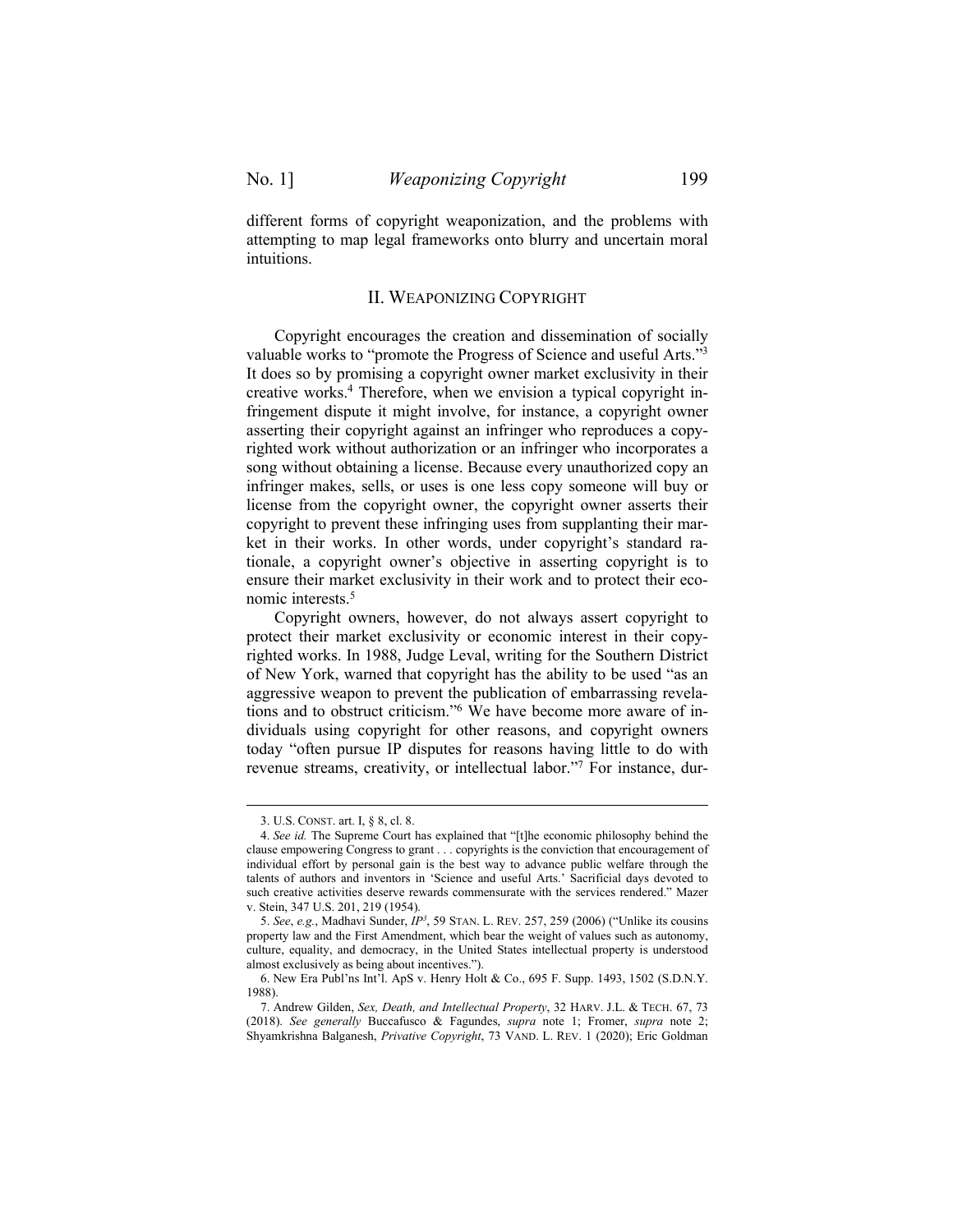different forms of copyright weaponization, and the problems with attempting to map legal frameworks onto blurry and uncertain moral intuitions.

## II. Weaponizing Copyright

Copyright encourages the creation and dissemination of socially valuable works to "promote the Progress of Science and useful Arts."[3] It does so by promising a copyright owner market exclusivity in their creative works.[4] Therefore, when we envision a typical copyright infringement dispute it might involve, for instance, a copyright owner asserting their copyright against an infringer who reproduces a copyrighted work without authorization or an infringer who incorporates a song without obtaining a license. Because every unauthorized copy an infringer makes, sells, or uses is one less copy someone will buy or license from the copyright owner, the copyright owner asserts their copyright to prevent these infringing uses from supplanting their market in their works. In other words, under copyright's standard rationale, a copyright owner's objective in asserting copyright is to ensure their market exclusivity in their work and to protect their economic interests.[5]

Copyright owners, however, do not always assert copyright to protect their market exclusivity or economic interest in their copyrighted works. In 1988, Judge Leval, writing for the Southern District of New York, warned that copyright has the ability to be used "as an aggressive weapon to prevent the publication of embarrassing revelations and to obstruct criticism."[6] We have become more aware of individuals using copyright for other reasons, and copyright owners today "often pursue IP disputes for reasons having little to do with revenue streams, creativity, or intellectual labor."[7] For instance, dur-

---

3. U.S. Const. art. I, § 8, cl. 8.

4. *See id.* The Supreme Court has explained that "[t]he economic philosophy behind the clause empowering Congress to grant . . . copyrights is the conviction that encouragement of individual effort by personal gain is the best way to advance public welfare through the talents of authors and inventors in 'Science and useful Arts.' Sacrificial days devoted to such creative activities deserve rewards commensurate with the services rendered." Mazer v. Stein, 347 U.S. 201, 219 (1954).

5. *See*, *e.g.*, Madhavi Sunder, *IP³*, 59 Stan. L. Rev. 257, 259 (2006) ("Unlike its cousins property law and the First Amendment, which bear the weight of values such as autonomy, culture, equality, and democracy, in the United States intellectual property is understood almost exclusively as being about incentives.").

6. New Era Publ'ns Int'l. ApS v. Henry Holt & Co., 695 F. Supp. 1493, 1502 (S.D.N.Y. 1988).

7. Andrew Gilden, *Sex, Death, and Intellectual Property*, 32 Harv. J.L. & Tech. 67, 73 (2018). *See generally* Buccafusco & Fagundes, *supra* note 1; Fromer, *supra* note 2; Shyamkrishna Balganesh, *Privative Copyright*, 73 Vand. L. Rev. 1 (2020); Eric Goldman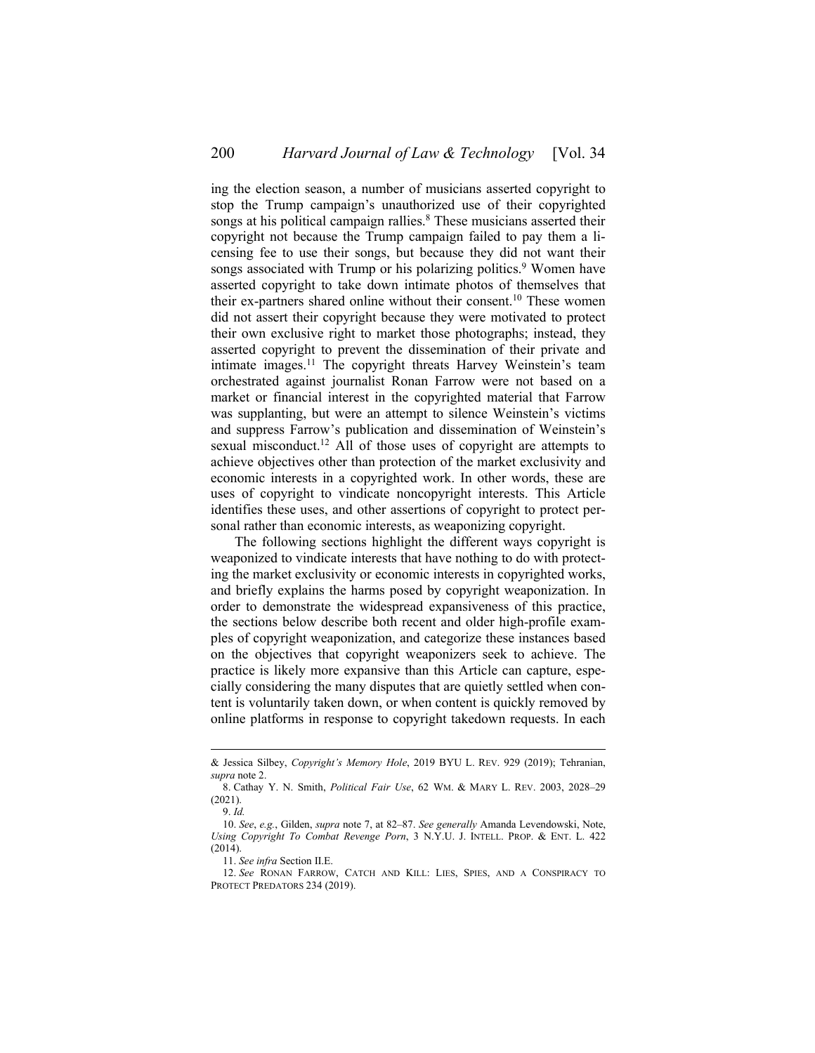ing the election season, a number of musicians asserted copyright to stop the Trump campaign's unauthorized use of their copyrighted songs at his political campaign rallies.[8] These musicians asserted their copyright not because the Trump campaign failed to pay them a licensing fee to use their songs, but because they did not want their songs associated with Trump or his polarizing politics.[9] Women have asserted copyright to take down intimate photos of themselves that their ex-partners shared online without their consent.[10] These women did not assert their copyright because they were motivated to protect their own exclusive right to market those photographs; instead, they asserted copyright to prevent the dissemination of their private and intimate images.[11] The copyright threats Harvey Weinstein's team orchestrated against journalist Ronan Farrow were not based on a market or financial interest in the copyrighted material that Farrow was supplanting, but were an attempt to silence Weinstein's victims and suppress Farrow's publication and dissemination of Weinstein's sexual misconduct.[12] All of those uses of copyright are attempts to achieve objectives other than protection of the market exclusivity and economic interests in a copyrighted work. In other words, these are uses of copyright to vindicate noncopyright interests. This Article identifies these uses, and other assertions of copyright to protect personal rather than economic interests, as weaponizing copyright.

The following sections highlight the different ways copyright is weaponized to vindicate interests that have nothing to do with protecting the market exclusivity or economic interests in copyrighted works, and briefly explains the harms posed by copyright weaponization. In order to demonstrate the widespread expansiveness of this practice, the sections below describe both recent and older high-profile examples of copyright weaponization, and categorize these instances based on the objectives that copyright weaponizers seek to achieve. The practice is likely more expansive than this Article can capture, especially considering the many disputes that are quietly settled when content is voluntarily taken down, or when content is quickly removed by online platforms in response to copyright takedown requests. In each

---

& Jessica Silbey, *Copyright's Memory Hole*, 2019 BYU L. REV. 929 (2019); Tehranian, *supra* note 2.

8. Cathay Y. N. Smith, *Political Fair Use*, 62 WM. & MARY L. REV. 2003, 2028–29 (2021).

9. *Id.*

10. *See*, *e.g.*, Gilden, *supra* note 7, at 82–87. *See generally* Amanda Levendowski, Note, *Using Copyright To Combat Revenge Porn*, 3 N.Y.U. J. INTELL. PROP. & ENT. L. 422 (2014).

11. *See infra* Section II.E.

12. *See* RONAN FARROW, CATCH AND KILL: LIES, SPIES, AND A CONSPIRACY TO PROTECT PREDATORS 234 (2019).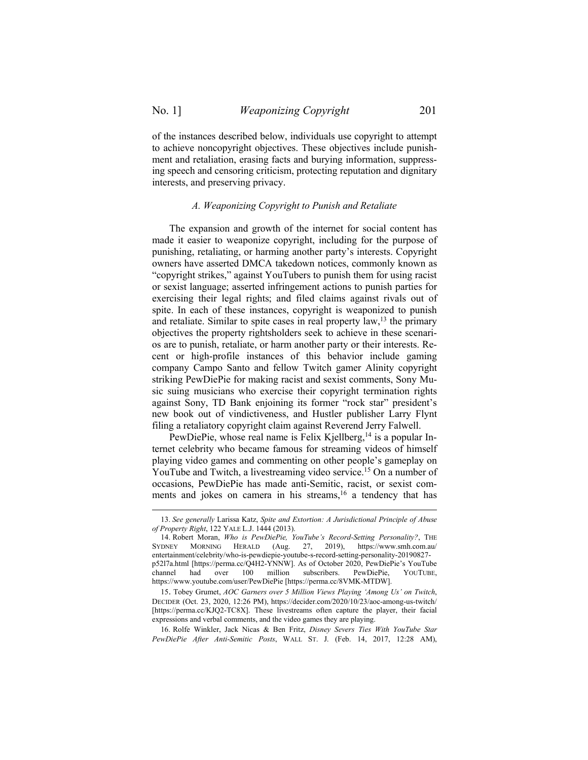of the instances described below, individuals use copyright to attempt to achieve noncopyright objectives. These objectives include punishment and retaliation, erasing facts and burying information, suppressing speech and censoring criticism, protecting reputation and dignitary interests, and preserving privacy.

### *A. Weaponizing Copyright to Punish and Retaliate*

The expansion and growth of the internet for social content has made it easier to weaponize copyright, including for the purpose of punishing, retaliating, or harming another party's interests. Copyright owners have asserted DMCA takedown notices, commonly known as "copyright strikes," against YouTubers to punish them for using racist or sexist language; asserted infringement actions to punish parties for exercising their legal rights; and filed claims against rivals out of spite. In each of these instances, copyright is weaponized to punish and retaliate. Similar to spite cases in real property law,[13] the primary objectives the property rightsholders seek to achieve in these scenarios are to punish, retaliate, or harm another party or their interests. Recent or high-profile instances of this behavior include gaming company Campo Santo and fellow Twitch gamer Alinity copyright striking PewDiePie for making racist and sexist comments, Sony Music suing musicians who exercise their copyright termination rights against Sony, TD Bank enjoining its former "rock star" president's new book out of vindictiveness, and Hustler publisher Larry Flynt filing a retaliatory copyright claim against Reverend Jerry Falwell.

PewDiePie, whose real name is Felix Kjellberg,[14] is a popular Internet celebrity who became famous for streaming videos of himself playing video games and commenting on other people's gameplay on YouTube and Twitch, a livestreaming video service.[15] On a number of occasions, PewDiePie has made anti-Semitic, racist, or sexist comments and jokes on camera in his streams,[16] a tendency that has

---

13. *See generally* Larissa Katz, *Spite and Extortion: A Jurisdictional Principle of Abuse of Property Right*, 122 YALE L.J. 1444 (2013).

14. Robert Moran, *Who is PewDiePie, YouTube's Record-Setting Personality?*, THE SYDNEY MORNING HERALD (Aug. 27, 2019), https://www.smh.com.au/entertainment/celebrity/who-is-pewdiepie-youtube-s-record-setting-personality-20190827-p52l7a.html [https://perma.cc/Q4H2-YNNW]. As of October 2020, PewDiePie's YouTube channel had over 100 million subscribers. PewDiePie, YOUTUBE, https://www.youtube.com/user/PewDiePie [https://perma.cc/8VMK-MTDW].

15. Tobey Grumet, *AOC Garners over 5 Million Views Playing 'Among Us' on Twitch*, DECIDER (Oct. 23, 2020, 12:26 PM), https://decider.com/2020/10/23/aoc-among-us-twitch/ [https://perma.cc/KJQ2-TC8X]. These livestreams often capture the player, their facial expressions and verbal comments, and the video games they are playing.

16. Rolfe Winkler, Jack Nicas & Ben Fritz, *Disney Severs Ties With YouTube Star PewDiePie After Anti-Semitic Posts*, WALL ST. J. (Feb. 14, 2017, 12:28 AM),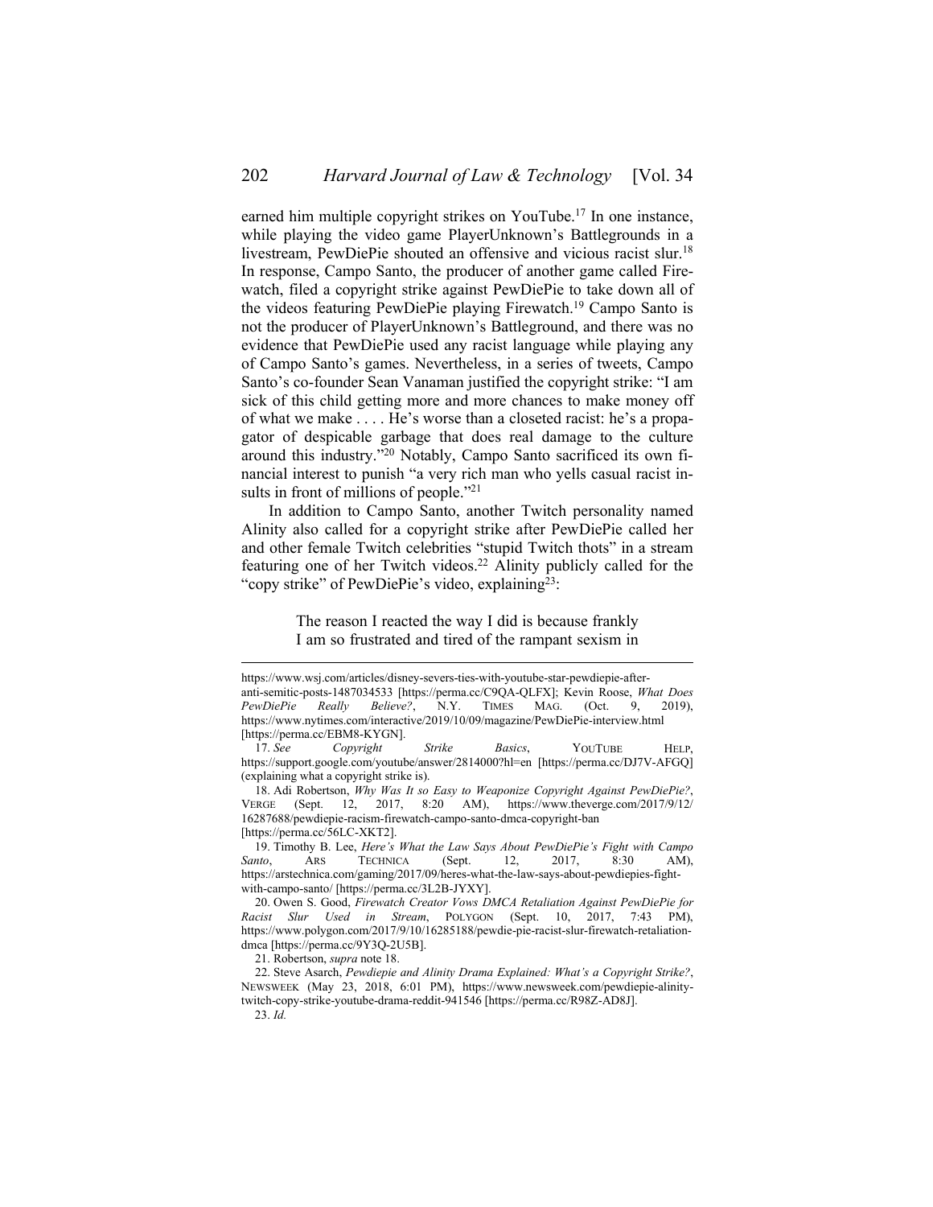earned him multiple copyright strikes on YouTube.[17] In one instance, while playing the video game PlayerUnknown's Battlegrounds in a livestream, PewDiePie shouted an offensive and vicious racist slur.[18] In response, Campo Santo, the producer of another game called Firewatch, filed a copyright strike against PewDiePie to take down all of the videos featuring PewDiePie playing Firewatch.[19] Campo Santo is not the producer of PlayerUnknown's Battleground, and there was no evidence that PewDiePie used any racist language while playing any of Campo Santo's games. Nevertheless, in a series of tweets, Campo Santo's co-founder Sean Vanaman justified the copyright strike: "I am sick of this child getting more and more chances to make money off of what we make . . . . He's worse than a closeted racist: he's a propagator of despicable garbage that does real damage to the culture around this industry."[20] Notably, Campo Santo sacrificed its own financial interest to punish "a very rich man who yells casual racist insults in front of millions of people."[21]

In addition to Campo Santo, another Twitch personality named Alinity also called for a copyright strike after PewDiePie called her and other female Twitch celebrities "stupid Twitch thots" in a stream featuring one of her Twitch videos.[22] Alinity publicly called for the "copy strike" of PewDiePie's video, explaining[23]:

> The reason I reacted the way I did is because frankly I am so frustrated and tired of the rampant sexism in

---

https://www.wsj.com/articles/disney-severs-ties-with-youtube-star-pewdiepie-after-anti-semitic-posts-1487034533 [https://perma.cc/C9QA-QLFX]; Kevin Roose, *What Does PewDiePie Really Believe?*, N.Y. TIMES MAG. (Oct. 9, 2019), https://www.nytimes.com/interactive/2019/10/09/magazine/PewDiePie-interview.html [https://perma.cc/EBM8-KYGN].

17. *See Copyright Strike Basics*, YOUTUBE HELP, https://support.google.com/youtube/answer/2814000?hl=en [https://perma.cc/DJ7V-AFGQ] (explaining what a copyright strike is).

18. Adi Robertson, *Why Was It so Easy to Weaponize Copyright Against PewDiePie?*, VERGE (Sept. 12, 2017, 8:20 AM), https://www.theverge.com/2017/9/12/16287688/pewdiepie-racism-firewatch-campo-santo-dmca-copyright-ban [https://perma.cc/56LC-XKT2].

19. Timothy B. Lee, *Here's What the Law Says About PewDiePie's Fight with Campo Santo*, ARS TECHNICA (Sept. 12, 2017, 8:30 AM), https://arstechnica.com/gaming/2017/09/heres-what-the-law-says-about-pewdiepies-fight-with-campo-santo/ [https://perma.cc/3L2B-JYXY].

20. Owen S. Good, *Firewatch Creator Vows DMCA Retaliation Against PewDiePie for Racist Slur Used in Stream*, POLYGON (Sept. 10, 2017, 7:43 PM), https://www.polygon.com/2017/9/10/16285188/pewdie-pie-racist-slur-firewatch-retaliation-dmca [https://perma.cc/9Y3Q-2U5B].

21. Robertson, *supra* note 18.

22. Steve Asarch, *Pewdiepie and Alinity Drama Explained: What's a Copyright Strike?*, NEWSWEEK (May 23, 2018, 6:01 PM), https://www.newsweek.com/pewdiepie-alinity-twitch-copy-strike-youtube-drama-reddit-941546 [https://perma.cc/R98Z-AD8J].

23. *Id.*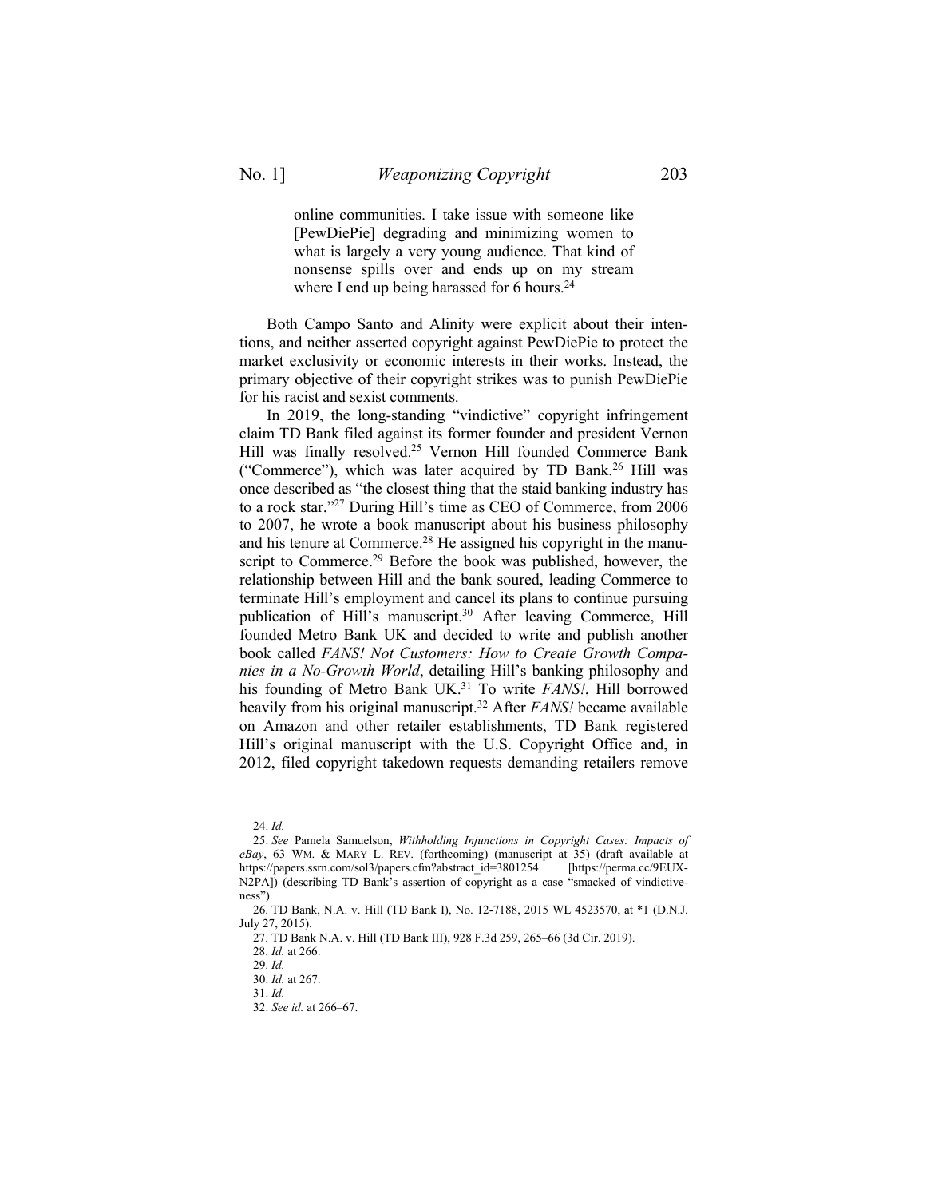> online communities. I take issue with someone like [PewDiePie] degrading and minimizing women to what is largely a very young audience. That kind of nonsense spills over and ends up on my stream where I end up being harassed for 6 hours.[24]

Both Campo Santo and Alinity were explicit about their intentions, and neither asserted copyright against PewDiePie to protect the market exclusivity or economic interests in their works. Instead, the primary objective of their copyright strikes was to punish PewDiePie for his racist and sexist comments.

In 2019, the long-standing "vindictive" copyright infringement claim TD Bank filed against its former founder and president Vernon Hill was finally resolved.[25] Vernon Hill founded Commerce Bank ("Commerce"), which was later acquired by TD Bank.[26] Hill was once described as "the closest thing that the staid banking industry has to a rock star."[27] During Hill's time as CEO of Commerce, from 2006 to 2007, he wrote a book manuscript about his business philosophy and his tenure at Commerce.[28] He assigned his copyright in the manuscript to Commerce.[29] Before the book was published, however, the relationship between Hill and the bank soured, leading Commerce to terminate Hill's employment and cancel its plans to continue pursuing publication of Hill's manuscript.[30] After leaving Commerce, Hill founded Metro Bank UK and decided to write and publish another book called *FANS! Not Customers: How to Create Growth Companies in a No-Growth World*, detailing Hill's banking philosophy and his founding of Metro Bank UK.[31] To write *FANS!*, Hill borrowed heavily from his original manuscript.[32] After *FANS!* became available on Amazon and other retailer establishments, TD Bank registered Hill's original manuscript with the U.S. Copyright Office and, in 2012, filed copyright takedown requests demanding retailers remove

---

24. *Id.*

25. *See* Pamela Samuelson, *Withholding Injunctions in Copyright Cases: Impacts of eBay*, 63 WM. & MARY L. REV. (forthcoming) (manuscript at 35) (draft available at https://papers.ssrn.com/sol3/papers.cfm?abstract_id=3801254 [https://perma.cc/9EUX-N2PA]) (describing TD Bank's assertion of copyright as a case "smacked of vindictiveness").

26. TD Bank, N.A. v. Hill (TD Bank I), No. 12-7188, 2015 WL 4523570, at *1 (D.N.J. July 27, 2015).

27. TD Bank N.A. v. Hill (TD Bank III), 928 F.3d 259, 265–66 (3d Cir. 2019).

28. *Id.* at 266.

29. *Id.*

30. *Id.* at 267.

31. *Id.*

32. *See id.* at 266–67.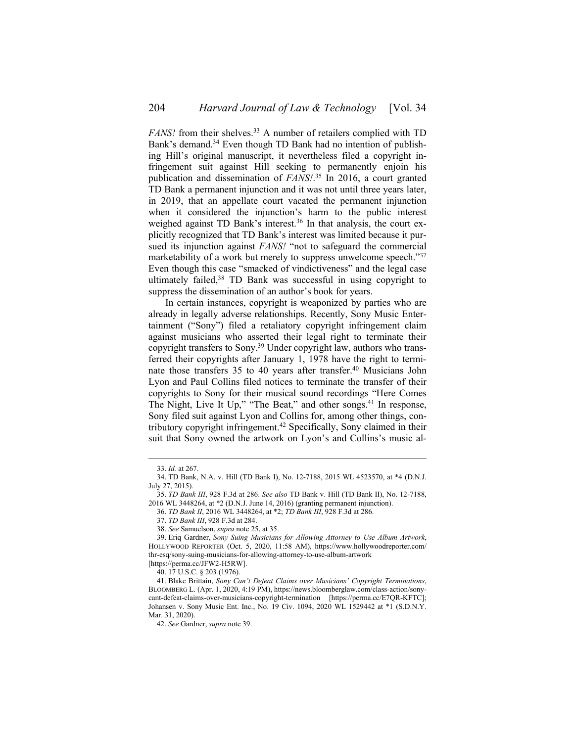*FANS!* from their shelves.[33] A number of retailers complied with TD Bank's demand.[34] Even though TD Bank had no intention of publishing Hill's original manuscript, it nevertheless filed a copyright infringement suit against Hill seeking to permanently enjoin his publication and dissemination of *FANS!*.[35] In 2016, a court granted TD Bank a permanent injunction and it was not until three years later, in 2019, that an appellate court vacated the permanent injunction when it considered the injunction's harm to the public interest weighed against TD Bank's interest.[36] In that analysis, the court explicitly recognized that TD Bank's interest was limited because it pursued its injunction against *FANS!* "not to safeguard the commercial marketability of a work but merely to suppress unwelcome speech."[37] Even though this case "smacked of vindictiveness" and the legal case ultimately failed,[38] TD Bank was successful in using copyright to suppress the dissemination of an author's book for years.

In certain instances, copyright is weaponized by parties who are already in legally adverse relationships. Recently, Sony Music Entertainment ("Sony") filed a retaliatory copyright infringement claim against musicians who asserted their legal right to terminate their copyright transfers to Sony.[39] Under copyright law, authors who transferred their copyrights after January 1, 1978 have the right to terminate those transfers 35 to 40 years after transfer.[40] Musicians John Lyon and Paul Collins filed notices to terminate the transfer of their copyrights to Sony for their musical sound recordings "Here Comes The Night, Live It Up," "The Beat," and other songs.[41] In response, Sony filed suit against Lyon and Collins for, among other things, contributory copyright infringement.[42] Specifically, Sony claimed in their suit that Sony owned the artwork on Lyon's and Collins's music al-

---

33. *Id.* at 267.

34. TD Bank, N.A. v. Hill (TD Bank I), No. 12-7188, 2015 WL 4523570, at *4 (D.N.J. July 27, 2015).

35. *TD Bank III*, 928 F.3d at 286. *See also* TD Bank v. Hill (TD Bank II), No. 12-7188, 2016 WL 3448264, at *2 (D.N.J. June 14, 2016) (granting permanent injunction).

36. *TD Bank II*, 2016 WL 3448264, at *2; *TD Bank III*, 928 F.3d at 286.

37. *TD Bank III*, 928 F.3d at 284.

38. *See* Samuelson, *supra* note 25, at 35.

39. Eriq Gardner, *Sony Suing Musicians for Allowing Attorney to Use Album Artwork*, HOLLYWOOD REPORTER (Oct. 5, 2020, 11:58 AM), https://www.hollywoodreporter.com/thr-esq/sony-suing-musicians-for-allowing-attorney-to-use-album-artwork [https://perma.cc/JFW2-H5RW].

40. 17 U.S.C. § 203 (1976).

41. Blake Brittain, *Sony Can't Defeat Claims over Musicians' Copyright Terminations*, BLOOMBERG L. (Apr. 1, 2020, 4:19 PM), https://news.bloomberglaw.com/class-action/sony-cant-defeat-claims-over-musicians-copyright-termination [https://perma.cc/E7QR-KFTC]; Johansen v. Sony Music Ent. Inc., No. 19 Civ. 1094, 2020 WL 1529442 at *1 (S.D.N.Y. Mar. 31, 2020).

42. *See* Gardner, *supra* note 39.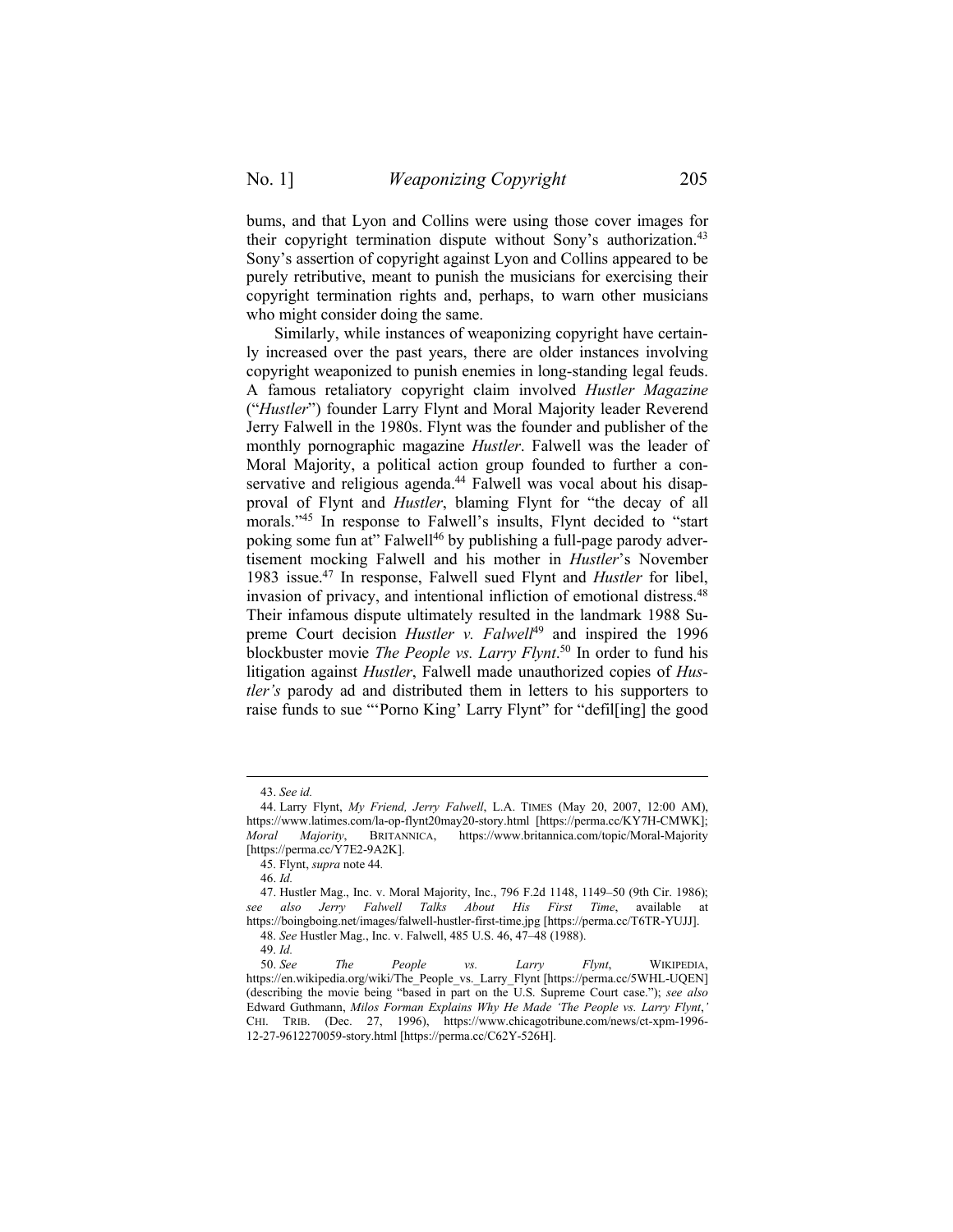bums, and that Lyon and Collins were using those cover images for their copyright termination dispute without Sony's authorization.[43] Sony's assertion of copyright against Lyon and Collins appeared to be purely retributive, meant to punish the musicians for exercising their copyright termination rights and, perhaps, to warn other musicians who might consider doing the same.

Similarly, while instances of weaponizing copyright have certainly increased over the past years, there are older instances involving copyright weaponized to punish enemies in long-standing legal feuds. A famous retaliatory copyright claim involved *Hustler Magazine* ("*Hustler*") founder Larry Flynt and Moral Majority leader Reverend Jerry Falwell in the 1980s. Flynt was the founder and publisher of the monthly pornographic magazine *Hustler*. Falwell was the leader of Moral Majority, a political action group founded to further a conservative and religious agenda.[44] Falwell was vocal about his disapproval of Flynt and *Hustler*, blaming Flynt for "the decay of all morals."[45] In response to Falwell's insults, Flynt decided to "start poking some fun at" Falwell[46] by publishing a full-page parody advertisement mocking Falwell and his mother in *Hustler*'s November 1983 issue.[47] In response, Falwell sued Flynt and *Hustler* for libel, invasion of privacy, and intentional infliction of emotional distress.[48] Their infamous dispute ultimately resulted in the landmark 1988 Supreme Court decision *Hustler v. Falwell*[49] and inspired the 1996 blockbuster movie *The People vs. Larry Flynt*.[50] In order to fund his litigation against *Hustler*, Falwell made unauthorized copies of *Hustler's* parody ad and distributed them in letters to his supporters to raise funds to sue "'Porno King' Larry Flynt" for "defil[ing] the good

---

43. *See id.*

44. Larry Flynt, *My Friend, Jerry Falwell*, L.A. TIMES (May 20, 2007, 12:00 AM), https://www.latimes.com/la-op-flynt20may20-story.html [https://perma.cc/KY7H-CMWK]; *Moral Majority*, BRITANNICA, https://www.britannica.com/topic/Moral-Majority [https://perma.cc/Y7E2-9A2K].

45. Flynt, *supra* note 44.

46. *Id.*

47. Hustler Mag., Inc. v. Moral Majority, Inc., 796 F.2d 1148, 1149–50 (9th Cir. 1986); *see also Jerry Falwell Talks About His First Time*, available at https://boingboing.net/images/falwell-hustler-first-time.jpg [https://perma.cc/T6TR-YUJJ].

48. *See* Hustler Mag., Inc. v. Falwell, 485 U.S. 46, 47–48 (1988).

49. *Id.*

50. *See The People vs. Larry Flynt*, WIKIPEDIA, https://en.wikipedia.org/wiki/The_People_vs._Larry_Flynt [https://perma.cc/5WHL-UQEN] (describing the movie being "based in part on the U.S. Supreme Court case."); *see also* Edward Guthmann, *Milos Forman Explains Why He Made 'The People vs. Larry Flynt*,*'* CHI. TRIB. (Dec. 27, 1996), https://www.chicagotribune.com/news/ct-xpm-1996-12-27-9612270059-story.html [https://perma.cc/C62Y-526H].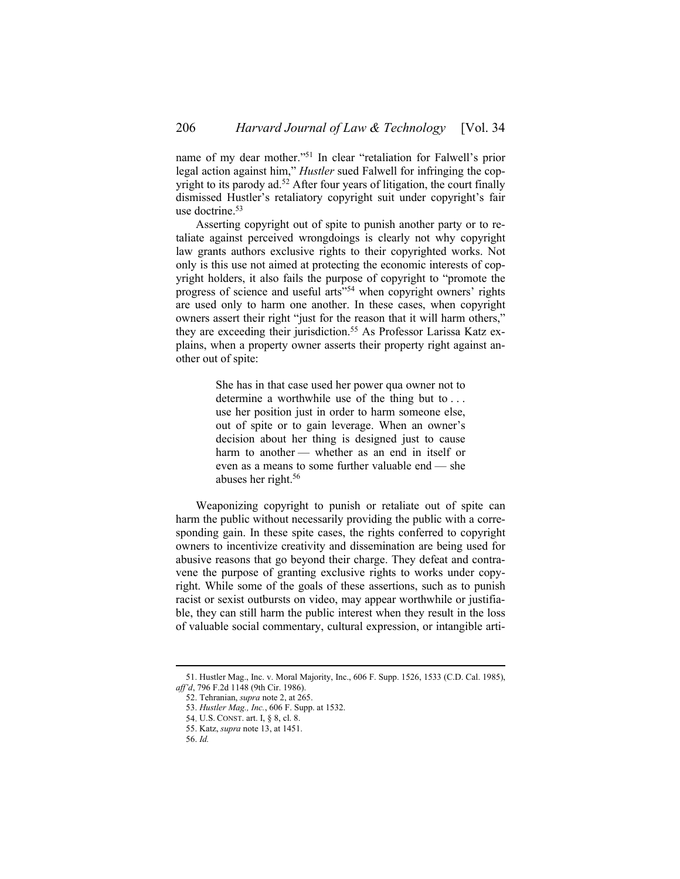name of my dear mother."[51] In clear "retaliation for Falwell's prior legal action against him," *Hustler* sued Falwell for infringing the copyright to its parody ad.[52] After four years of litigation, the court finally dismissed Hustler's retaliatory copyright suit under copyright's fair use doctrine.[53]

Asserting copyright out of spite to punish another party or to retaliate against perceived wrongdoings is clearly not why copyright law grants authors exclusive rights to their copyrighted works. Not only is this use not aimed at protecting the economic interests of copyright holders, it also fails the purpose of copyright to "promote the progress of science and useful arts"[54] when copyright owners' rights are used only to harm one another. In these cases, when copyright owners assert their right "just for the reason that it will harm others," they are exceeding their jurisdiction.[55] As Professor Larissa Katz explains, when a property owner asserts their property right against another out of spite:

> She has in that case used her power qua owner not to determine a worthwhile use of the thing but to . . . use her position just in order to harm someone else, out of spite or to gain leverage. When an owner's decision about her thing is designed just to cause harm to another — whether as an end in itself or even as a means to some further valuable end — she abuses her right.[56]

Weaponizing copyright to punish or retaliate out of spite can harm the public without necessarily providing the public with a corresponding gain. In these spite cases, the rights conferred to copyright owners to incentivize creativity and dissemination are being used for abusive reasons that go beyond their charge. They defeat and contravene the purpose of granting exclusive rights to works under copyright. While some of the goals of these assertions, such as to punish racist or sexist outbursts on video, may appear worthwhile or justifiable, they can still harm the public interest when they result in the loss of valuable social commentary, cultural expression, or intangible arti-

---

51. Hustler Mag., Inc. v. Moral Majority, Inc., 606 F. Supp. 1526, 1533 (C.D. Cal. 1985), *aff'd*, 796 F.2d 1148 (9th Cir. 1986).

52. Tehranian, *supra* note 2, at 265.

53. *Hustler Mag., Inc.*, 606 F. Supp. at 1532.

54. U.S. CONST. art. I, § 8, cl. 8.

55. Katz, *supra* note 13, at 1451.

56. *Id.*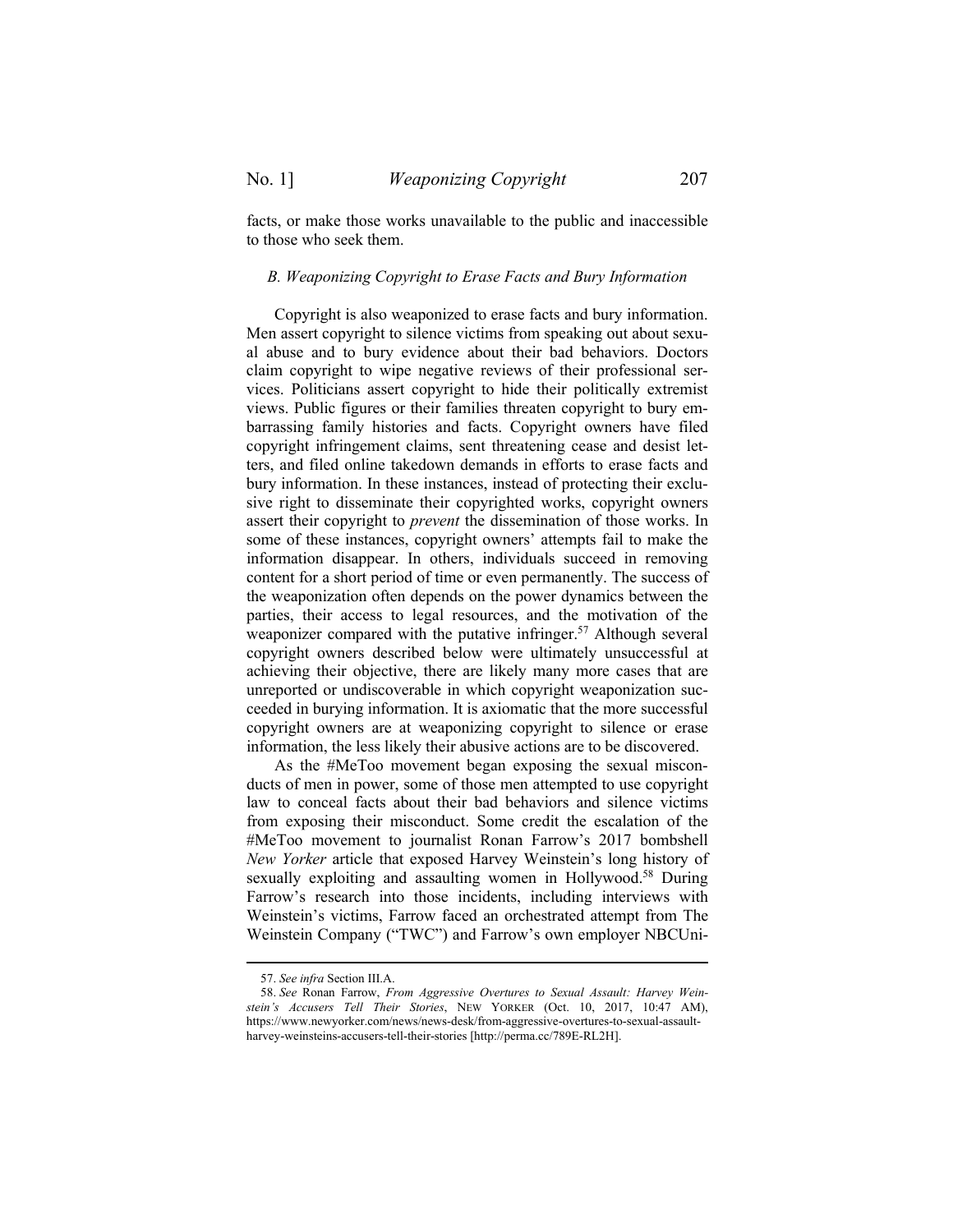facts, or make those works unavailable to the public and inaccessible to those who seek them.

### *B. Weaponizing Copyright to Erase Facts and Bury Information*

Copyright is also weaponized to erase facts and bury information. Men assert copyright to silence victims from speaking out about sexual abuse and to bury evidence about their bad behaviors. Doctors claim copyright to wipe negative reviews of their professional services. Politicians assert copyright to hide their politically extremist views. Public figures or their families threaten copyright to bury embarrassing family histories and facts. Copyright owners have filed copyright infringement claims, sent threatening cease and desist letters, and filed online takedown demands in efforts to erase facts and bury information. In these instances, instead of protecting their exclusive right to disseminate their copyrighted works, copyright owners assert their copyright to *prevent* the dissemination of those works. In some of these instances, copyright owners' attempts fail to make the information disappear. In others, individuals succeed in removing content for a short period of time or even permanently. The success of the weaponization often depends on the power dynamics between the parties, their access to legal resources, and the motivation of the weaponizer compared with the putative infringer.[57] Although several copyright owners described below were ultimately unsuccessful at achieving their objective, there are likely many more cases that are unreported or undiscoverable in which copyright weaponization succeeded in burying information. It is axiomatic that the more successful copyright owners are at weaponizing copyright to silence or erase information, the less likely their abusive actions are to be discovered.

As the #MeToo movement began exposing the sexual misconducts of men in power, some of those men attempted to use copyright law to conceal facts about their bad behaviors and silence victims from exposing their misconduct. Some credit the escalation of the #MeToo movement to journalist Ronan Farrow's 2017 bombshell *New Yorker* article that exposed Harvey Weinstein's long history of sexually exploiting and assaulting women in Hollywood.[58] During Farrow's research into those incidents, including interviews with Weinstein's victims, Farrow faced an orchestrated attempt from The Weinstein Company ("TWC") and Farrow's own employer NBCUni-

---

57. *See infra* Section III.A.

58. *See* Ronan Farrow, *From Aggressive Overtures to Sexual Assault: Harvey Weinstein's Accusers Tell Their Stories*, NEW YORKER (Oct. 10, 2017, 10:47 AM), https://www.newyorker.com/news/news-desk/from-aggressive-overtures-to-sexual-assault-harvey-weinsteins-accusers-tell-their-stories [http://perma.cc/789E-RL2H].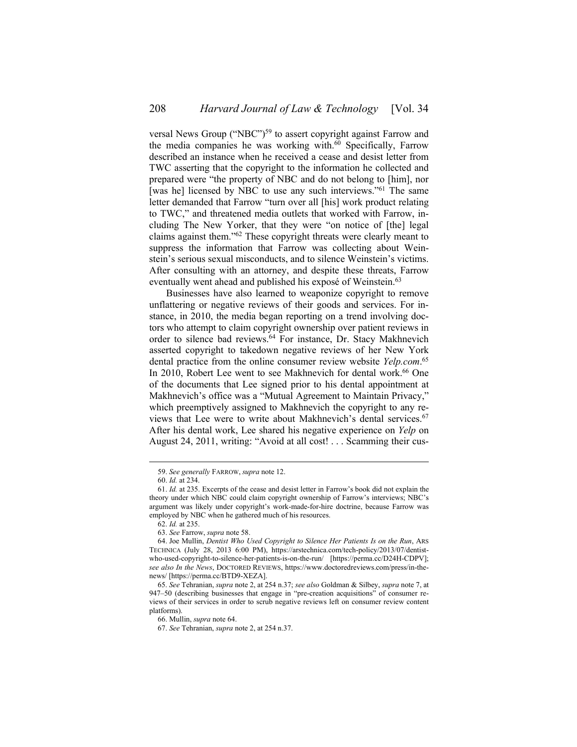versal News Group ("NBC")[59] to assert copyright against Farrow and the media companies he was working with.[60] Specifically, Farrow described an instance when he received a cease and desist letter from TWC asserting that the copyright to the information he collected and prepared were "the property of NBC and do not belong to [him], nor [was he] licensed by NBC to use any such interviews."[61] The same letter demanded that Farrow "turn over all [his] work product relating to TWC," and threatened media outlets that worked with Farrow, including The New Yorker, that they were "on notice of [the] legal claims against them."[62] These copyright threats were clearly meant to suppress the information that Farrow was collecting about Weinstein's serious sexual misconducts, and to silence Weinstein's victims. After consulting with an attorney, and despite these threats, Farrow eventually went ahead and published his exposé of Weinstein.[63]

Businesses have also learned to weaponize copyright to remove unflattering or negative reviews of their goods and services. For instance, in 2010, the media began reporting on a trend involving doctors who attempt to claim copyright ownership over patient reviews in order to silence bad reviews.[64] For instance, Dr. Stacy Makhnevich asserted copyright to takedown negative reviews of her New York dental practice from the online consumer review website *Yelp.com*.[65] In 2010, Robert Lee went to see Makhnevich for dental work.[66] One of the documents that Lee signed prior to his dental appointment at Makhnevich's office was a "Mutual Agreement to Maintain Privacy," which preemptively assigned to Makhnevich the copyright to any reviews that Lee were to write about Makhnevich's dental services.[67] After his dental work, Lee shared his negative experience on *Yelp* on August 24, 2011, writing: "Avoid at all cost! . . . Scamming their cus-

---

59. *See generally* FARROW, *supra* note 12.

60. *Id.* at 234.

61. *Id.* at 235. Excerpts of the cease and desist letter in Farrow's book did not explain the theory under which NBC could claim copyright ownership of Farrow's interviews; NBC's argument was likely under copyright's work-made-for-hire doctrine, because Farrow was employed by NBC when he gathered much of his resources.

62. *Id.* at 235.

63. *See* Farrow, *supra* note 58.

64. Joe Mullin, *Dentist Who Used Copyright to Silence Her Patients Is on the Run*, ARS TECHNICA (July 28, 2013 6:00 PM), https://arstechnica.com/tech-policy/2013/07/dentist-who-used-copyright-to-silence-her-patients-is-on-the-run/ [https://perma.cc/D24H-CDPV]; *see also In the News*, DOCTORED REVIEWS, https://www.doctoredreviews.com/press/in-the-news/ [https://perma.cc/BTD9-XEZA].

65. *See* Tehranian, *supra* note 2, at 254 n.37; *see also* Goldman & Silbey, *supra* note 7, at 947–50 (describing businesses that engage in "pre-creation acquisitions" of consumer reviews of their services in order to scrub negative reviews left on consumer review content platforms).

66. Mullin, *supra* note 64.

67. *See* Tehranian, *supra* note 2, at 254 n.37.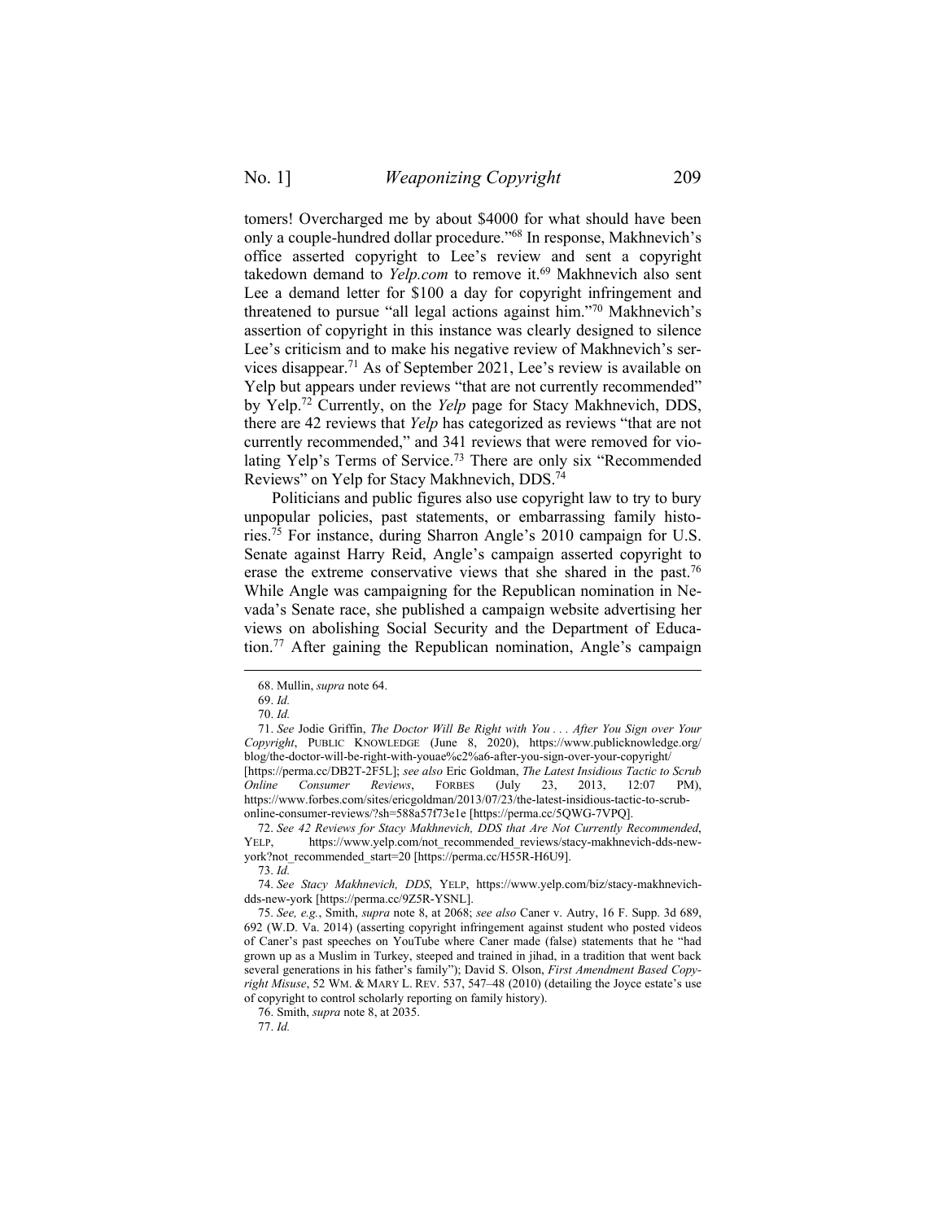tomers! Overcharged me by about $4000 for what should have been only a couple-hundred dollar procedure."[68] In response, Makhnevich's office asserted copyright to Lee's review and sent a copyright takedown demand to *Yelp.com* to remove it.[69] Makhnevich also sent Lee a demand letter for $100 a day for copyright infringement and threatened to pursue "all legal actions against him."[70] Makhnevich's assertion of copyright in this instance was clearly designed to silence Lee's criticism and to make his negative review of Makhnevich's services disappear.[71] As of September 2021, Lee's review is available on Yelp but appears under reviews "that are not currently recommended" by Yelp.[72] Currently, on the *Yelp* page for Stacy Makhnevich, DDS, there are 42 reviews that *Yelp* has categorized as reviews "that are not currently recommended," and 341 reviews that were removed for violating Yelp's Terms of Service.[73] There are only six "Recommended Reviews" on Yelp for Stacy Makhnevich, DDS.[74]

Politicians and public figures also use copyright law to try to bury unpopular policies, past statements, or embarrassing family histories.[75] For instance, during Sharron Angle's 2010 campaign for U.S. Senate against Harry Reid, Angle's campaign asserted copyright to erase the extreme conservative views that she shared in the past.[76] While Angle was campaigning for the Republican nomination in Nevada's Senate race, she published a campaign website advertising her views on abolishing Social Security and the Department of Education.[77] After gaining the Republican nomination, Angle's campaign

---

68. Mullin, *supra* note 64.

69. *Id.*

70. *Id.*

71. *See* Jodie Griffin, *The Doctor Will Be Right with You . . . After You Sign over Your Copyright*, PUBLIC KNOWLEDGE (June 8, 2020), https://www.publicknowledge.org/blog/the-doctor-will-be-right-with-youae%c2%a6-after-you-sign-over-your-copyright/ [https://perma.cc/DB2T-2F5L]; *see also* Eric Goldman, *The Latest Insidious Tactic to Scrub Online Consumer Reviews*, FORBES (July 23, 2013, 12:07 PM), https://www.forbes.com/sites/ericgoldman/2013/07/23/the-latest-insidious-tactic-to-scrub-online-consumer-reviews/?sh=588a57f73e1e [https://perma.cc/5QWG-7VPQ].

72. *See 42 Reviews for Stacy Makhnevich, DDS that Are Not Currently Recommended*, YELP, https://www.yelp.com/not_recommended_reviews/stacy-makhnevich-dds-new-york?not_recommended_start=20 [https://perma.cc/H55R-H6U9].

73. *Id.*

74. *See Stacy Makhnevich, DDS*, YELP, https://www.yelp.com/biz/stacy-makhnevich-dds-new-york [https://perma.cc/9Z5R-YSNL].

75. *See, e.g.*, Smith, *supra* note 8, at 2068; *see also* Caner v. Autry, 16 F. Supp. 3d 689, 692 (W.D. Va. 2014) (asserting copyright infringement against student who posted videos of Caner's past speeches on YouTube where Caner made (false) statements that he "had grown up as a Muslim in Turkey, steeped and trained in jihad, in a tradition that went back several generations in his father's family"); David S. Olson, *First Amendment Based Copyright Misuse*, 52 WM. & MARY L. REV. 537, 547–48 (2010) (detailing the Joyce estate's use of copyright to control scholarly reporting on family history).

76. Smith, *supra* note 8, at 2035.

77. *Id.*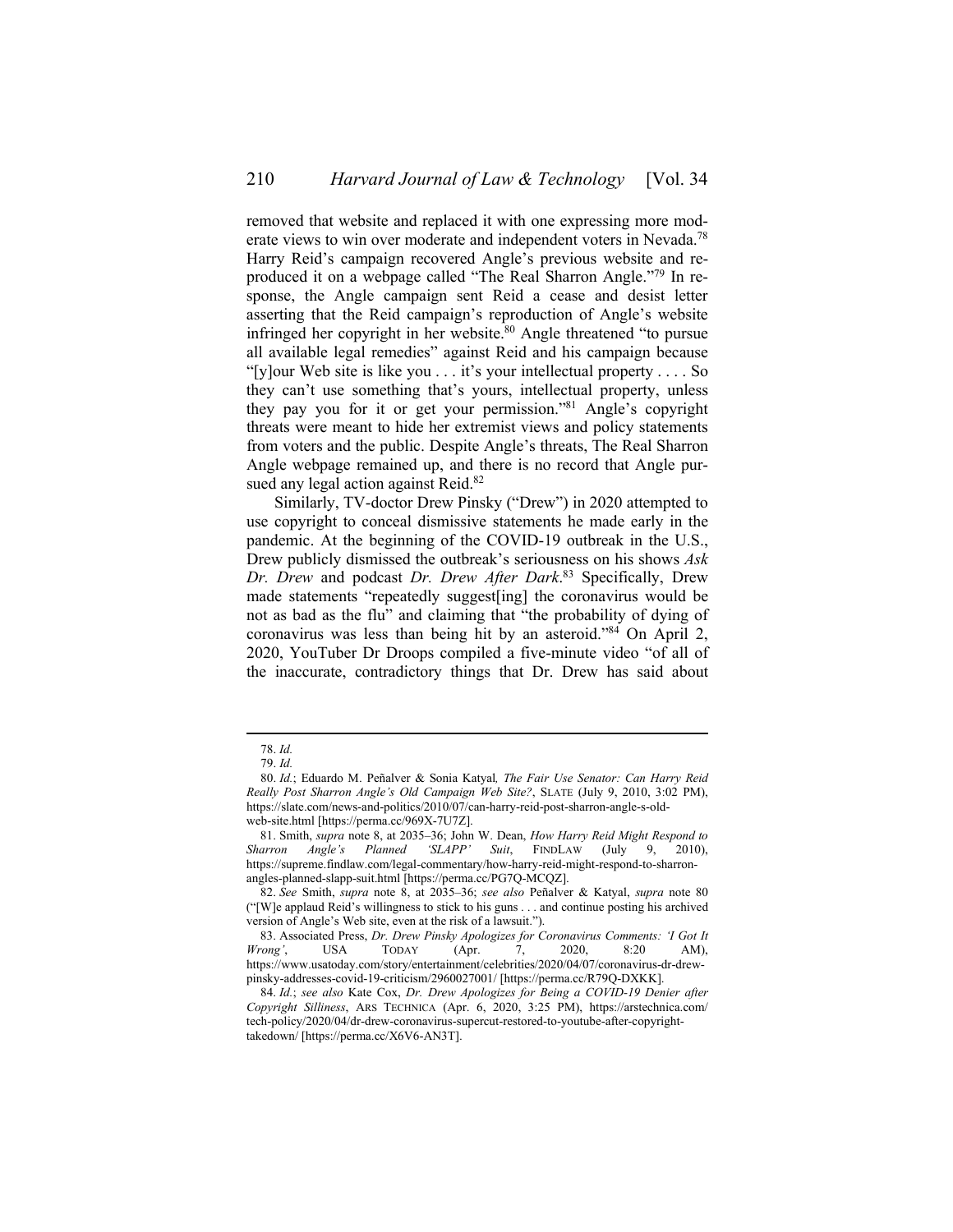removed that website and replaced it with one expressing more moderate views to win over moderate and independent voters in Nevada.[78] Harry Reid's campaign recovered Angle's previous website and reproduced it on a webpage called "The Real Sharron Angle."[79] In response, the Angle campaign sent Reid a cease and desist letter asserting that the Reid campaign's reproduction of Angle's website infringed her copyright in her website.[80] Angle threatened "to pursue all available legal remedies" against Reid and his campaign because "[y]our Web site is like you . . . it's your intellectual property . . . . So they can't use something that's yours, intellectual property, unless they pay you for it or get your permission."[81] Angle's copyright threats were meant to hide her extremist views and policy statements from voters and the public. Despite Angle's threats, The Real Sharron Angle webpage remained up, and there is no record that Angle pursued any legal action against Reid.[82]

Similarly, TV-doctor Drew Pinsky ("Drew") in 2020 attempted to use copyright to conceal dismissive statements he made early in the pandemic. At the beginning of the COVID-19 outbreak in the U.S., Drew publicly dismissed the outbreak's seriousness on his shows *Ask Dr. Drew* and podcast *Dr. Drew After Dark*.[83] Specifically, Drew made statements "repeatedly suggest[ing] the coronavirus would be not as bad as the flu" and claiming that "the probability of dying of coronavirus was less than being hit by an asteroid."[84] On April 2, 2020, YouTuber Dr Droops compiled a five-minute video "of all of the inaccurate, contradictory things that Dr. Drew has said about

---

78. *Id.*

79. *Id.*

80. *Id.*; Eduardo M. Peñalver & Sonia Katyal*, The Fair Use Senator: Can Harry Reid Really Post Sharron Angle's Old Campaign Web Site?*, SLATE (July 9, 2010, 3:02 PM), https://slate.com/news-and-politics/2010/07/can-harry-reid-post-sharron-angle-s-old-web-site.html [https://perma.cc/969X-7U7Z].

81. Smith, *supra* note 8, at 2035–36; John W. Dean, *How Harry Reid Might Respond to Sharron Angle's Planned 'SLAPP' Suit*, FINDLAW (July 9, 2010), https://supreme.findlaw.com/legal-commentary/how-harry-reid-might-respond-to-sharron-angles-planned-slapp-suit.html [https://perma.cc/PG7Q-MCQZ].

82. *See* Smith, *supra* note 8, at 2035–36; *see also* Peñalver & Katyal, *supra* note 80 ("[W]e applaud Reid's willingness to stick to his guns . . . and continue posting his archived version of Angle's Web site, even at the risk of a lawsuit.").

83. Associated Press, *Dr. Drew Pinsky Apologizes for Coronavirus Comments: 'I Got It Wrong'*, USA TODAY (Apr. 7, 2020, 8:20 AM), https://www.usatoday.com/story/entertainment/celebrities/2020/04/07/coronavirus-dr-drew-pinsky-addresses-covid-19-criticism/2960027001/ [https://perma.cc/R79Q-DXKK].

84. *Id.*; *see also* Kate Cox, *Dr. Drew Apologizes for Being a COVID-19 Denier after Copyright Silliness*, ARS TECHNICA (Apr. 6, 2020, 3:25 PM), https://arstechnica.com/tech-policy/2020/04/dr-drew-coronavirus-supercut-restored-to-youtube-after-copyright-takedown/ [https://perma.cc/X6V6-AN3T].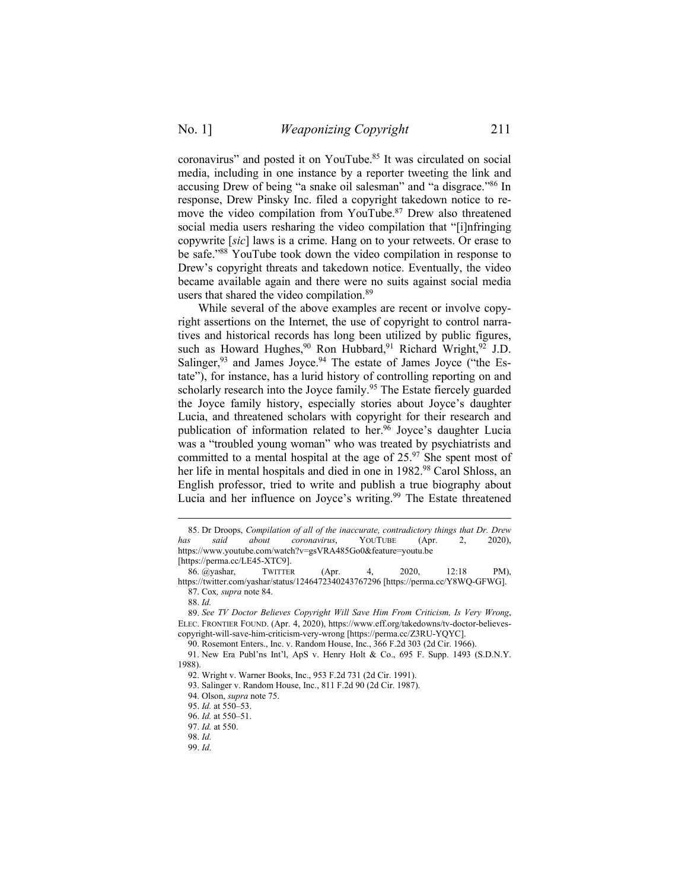coronavirus" and posted it on YouTube.[85] It was circulated on social media, including in one instance by a reporter tweeting the link and accusing Drew of being "a snake oil salesman" and "a disgrace."[86] In response, Drew Pinsky Inc. filed a copyright takedown notice to remove the video compilation from YouTube.[87] Drew also threatened social media users resharing the video compilation that "[i]nfringing copywrite [*sic*] laws is a crime. Hang on to your retweets. Or erase to be safe."[88] YouTube took down the video compilation in response to Drew's copyright threats and takedown notice. Eventually, the video became available again and there were no suits against social media users that shared the video compilation.[89]

While several of the above examples are recent or involve copyright assertions on the Internet, the use of copyright to control narratives and historical records has long been utilized by public figures, such as Howard Hughes,[90] Ron Hubbard,[91] Richard Wright,[92] J.D. Salinger,[93] and James Joyce.[94] The estate of James Joyce ("the Estate"), for instance, has a lurid history of controlling reporting on and scholarly research into the Joyce family.[95] The Estate fiercely guarded the Joyce family history, especially stories about Joyce's daughter Lucia, and threatened scholars with copyright for their research and publication of information related to her.[96] Joyce's daughter Lucia was a "troubled young woman" who was treated by psychiatrists and committed to a mental hospital at the age of 25.[97] She spent most of her life in mental hospitals and died in one in 1982.[98] Carol Shloss, an English professor, tried to write and publish a true biography about Lucia and her influence on Joyce's writing.[99] The Estate threatened

85. Dr Droops, *Compilation of all of the inaccurate, contradictory things that Dr. Drew has said about coronavirus*, YOUTUBE (Apr. 2, 2020), https://www.youtube.com/watch?v=gsVRA485Go0&feature=youtu.be [https://perma.cc/LE45-XTC9].

86. @yashar, TWITTER (Apr. 4, 2020, 12:18 PM), https://twitter.com/yashar/status/1246472340243767296 [https://perma.cc/Y8WQ-GFWG].

87. Cox*, supra* note 84.

88. *Id.*

89. *See TV Doctor Believes Copyright Will Save Him From Criticism, Is Very Wrong*, ELEC. FRONTIER FOUND. (Apr. 4, 2020), https://www.eff.org/takedowns/tv-doctor-believes-copyright-will-save-him-criticism-very-wrong [https://perma.cc/Z3RU-YQYC].

90. Rosemont Enters., Inc. v. Random House, Inc., 366 F.2d 303 (2d Cir. 1966).

91. New Era Publ'ns Int'l, ApS v. Henry Holt & Co., 695 F. Supp. 1493 (S.D.N.Y. 1988).

92. Wright v. Warner Books, Inc., 953 F.2d 731 (2d Cir. 1991).

93. Salinger v. Random House, Inc., 811 F.2d 90 (2d Cir. 1987).

94. Olson, *supra* note 75.

95. *Id.* at 550–53.

96. *Id.* at 550–51.

97. *Id.* at 550.

98. *Id.*

99. *Id.*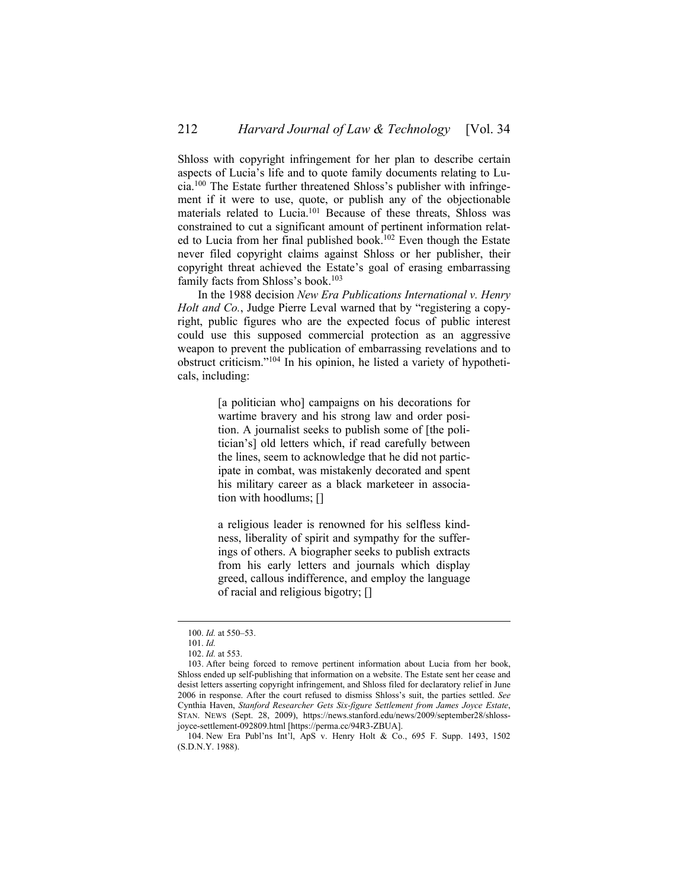Shloss with copyright infringement for her plan to describe certain aspects of Lucia's life and to quote family documents relating to Lucia.[100] The Estate further threatened Shloss's publisher with infringement if it were to use, quote, or publish any of the objectionable materials related to Lucia.[101] Because of these threats, Shloss was constrained to cut a significant amount of pertinent information related to Lucia from her final published book.[102] Even though the Estate never filed copyright claims against Shloss or her publisher, their copyright threat achieved the Estate's goal of erasing embarrassing family facts from Shloss's book.[103]

In the 1988 decision *New Era Publications International v. Henry Holt and Co.*, Judge Pierre Leval warned that by "registering a copyright, public figures who are the expected focus of public interest could use this supposed commercial protection as an aggressive weapon to prevent the publication of embarrassing revelations and to obstruct criticism."[104] In his opinion, he listed a variety of hypotheticals, including:

> [a politician who] campaigns on his decorations for wartime bravery and his strong law and order position. A journalist seeks to publish some of [the politician's] old letters which, if read carefully between the lines, seem to acknowledge that he did not participate in combat, was mistakenly decorated and spent his military career as a black marketeer in association with hoodlums; []
>
> a religious leader is renowned for his selfless kindness, liberality of spirit and sympathy for the sufferings of others. A biographer seeks to publish extracts from his early letters and journals which display greed, callous indifference, and employ the language of racial and religious bigotry; []

---

100. *Id.* at 550–53.

101. *Id.*

102. *Id.* at 553.

103. After being forced to remove pertinent information about Lucia from her book, Shloss ended up self-publishing that information on a website. The Estate sent her cease and desist letters asserting copyright infringement, and Shloss filed for declaratory relief in June 2006 in response. After the court refused to dismiss Shloss's suit, the parties settled. *See* Cynthia Haven, *Stanford Researcher Gets Six-figure Settlement from James Joyce Estate*, STAN. NEWS (Sept. 28, 2009), https://news.stanford.edu/news/2009/september28/shloss-joyce-settlement-092809.html [https://perma.cc/94R3-ZBUA].

104. New Era Publ'ns Int'l, ApS v. Henry Holt & Co., 695 F. Supp. 1493, 1502 (S.D.N.Y. 1988).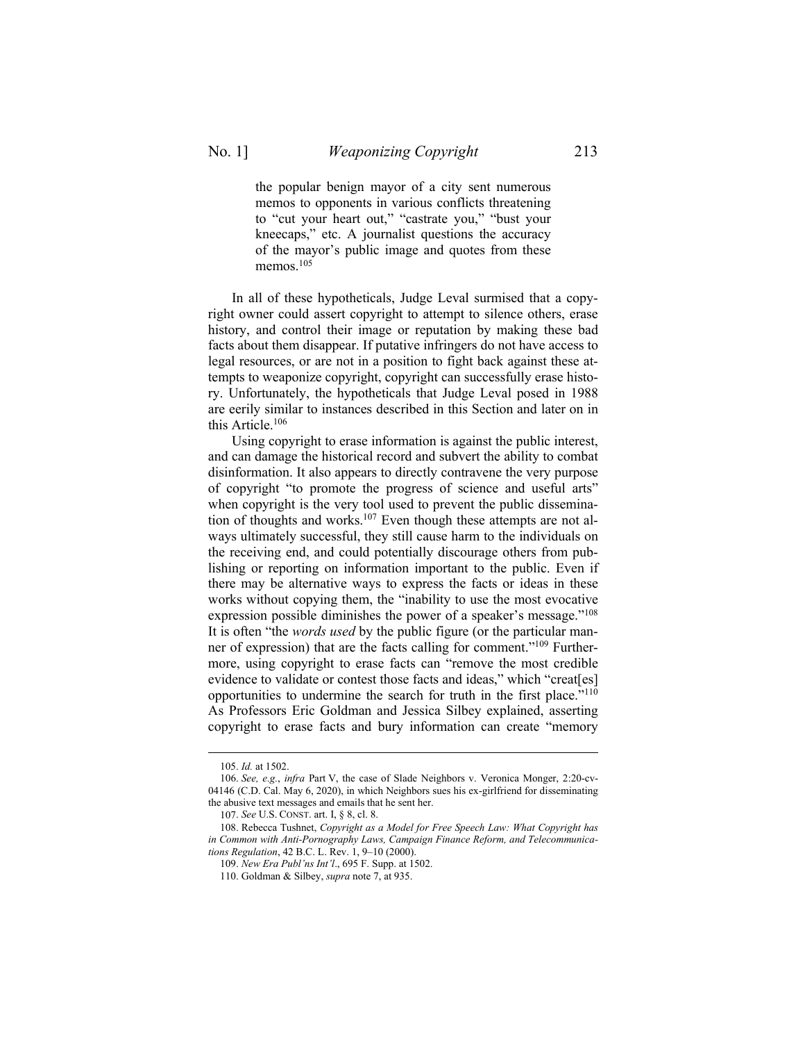> the popular benign mayor of a city sent numerous memos to opponents in various conflicts threatening to "cut your heart out," "castrate you," "bust your kneecaps," etc. A journalist questions the accuracy of the mayor's public image and quotes from these memos.[105]

In all of these hypotheticals, Judge Leval surmised that a copyright owner could assert copyright to attempt to silence others, erase history, and control their image or reputation by making these bad facts about them disappear. If putative infringers do not have access to legal resources, or are not in a position to fight back against these attempts to weaponize copyright, copyright can successfully erase history. Unfortunately, the hypotheticals that Judge Leval posed in 1988 are eerily similar to instances described in this Section and later on in this Article.[106]

Using copyright to erase information is against the public interest, and can damage the historical record and subvert the ability to combat disinformation. It also appears to directly contravene the very purpose of copyright "to promote the progress of science and useful arts" when copyright is the very tool used to prevent the public dissemination of thoughts and works.[107] Even though these attempts are not always ultimately successful, they still cause harm to the individuals on the receiving end, and could potentially discourage others from publishing or reporting on information important to the public. Even if there may be alternative ways to express the facts or ideas in these works without copying them, the "inability to use the most evocative expression possible diminishes the power of a speaker's message."[108] It is often "the *words used* by the public figure (or the particular manner of expression) that are the facts calling for comment."[109] Furthermore, using copyright to erase facts can "remove the most credible evidence to validate or contest those facts and ideas," which "creat[es] opportunities to undermine the search for truth in the first place."[110] As Professors Eric Goldman and Jessica Silbey explained, asserting copyright to erase facts and bury information can create "memory

---

105. *Id.* at 1502.

106. *See, e.g.*, *infra* Part V, the case of Slade Neighbors v. Veronica Monger, 2:20-cv-04146 (C.D. Cal. May 6, 2020), in which Neighbors sues his ex-girlfriend for disseminating the abusive text messages and emails that he sent her.

107. *See* U.S. CONST. art. I, § 8, cl. 8.

108. Rebecca Tushnet, *Copyright as a Model for Free Speech Law: What Copyright has in Common with Anti-Pornography Laws, Campaign Finance Reform, and Telecommunications Regulation*, 42 B.C. L. Rev. 1, 9–10 (2000).

109. *New Era Publ'ns Int'l*, 695 F. Supp. at 1502.

110. Goldman & Silbey, *supra* note 7, at 935.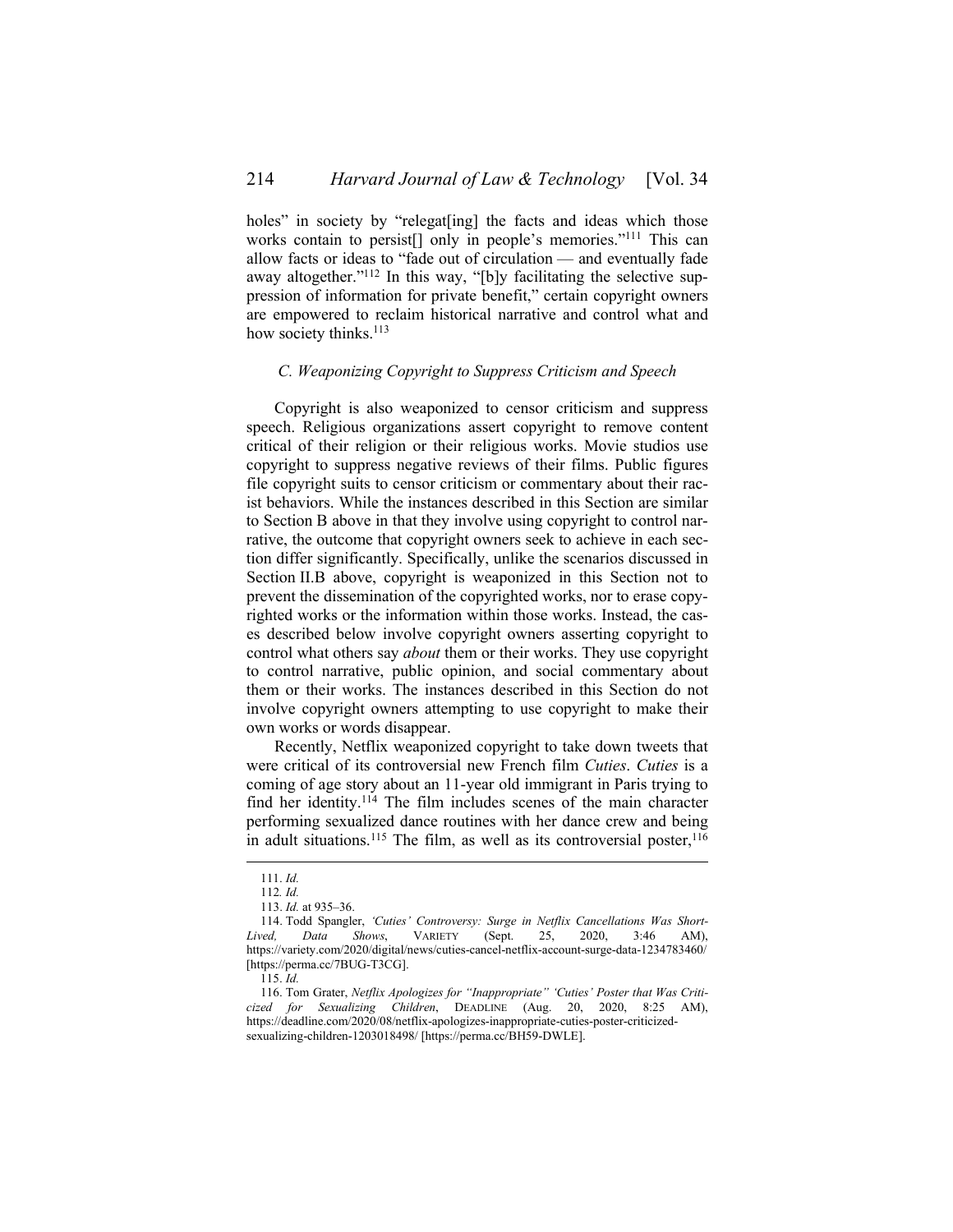holes" in society by "relegat[ing] the facts and ideas which those works contain to persist[] only in people's memories."[111] This can allow facts or ideas to "fade out of circulation — and eventually fade away altogether."[112] In this way, "[b]y facilitating the selective suppression of information for private benefit," certain copyright owners are empowered to reclaim historical narrative and control what and how society thinks.[113]

### *C. Weaponizing Copyright to Suppress Criticism and Speech*

Copyright is also weaponized to censor criticism and suppress speech. Religious organizations assert copyright to remove content critical of their religion or their religious works. Movie studios use copyright to suppress negative reviews of their films. Public figures file copyright suits to censor criticism or commentary about their racist behaviors. While the instances described in this Section are similar to Section B above in that they involve using copyright to control narrative, the outcome that copyright owners seek to achieve in each section differ significantly. Specifically, unlike the scenarios discussed in Section II.B above, copyright is weaponized in this Section not to prevent the dissemination of the copyrighted works, nor to erase copyrighted works or the information within those works. Instead, the cases described below involve copyright owners asserting copyright to control what others say *about* them or their works. They use copyright to control narrative, public opinion, and social commentary about them or their works. The instances described in this Section do not involve copyright owners attempting to use copyright to make their own works or words disappear.

Recently, Netflix weaponized copyright to take down tweets that were critical of its controversial new French film *Cuties*. *Cuties* is a coming of age story about an 11-year old immigrant in Paris trying to find her identity.[114] The film includes scenes of the main character performing sexualized dance routines with her dance crew and being in adult situations.[115] The film, as well as its controversial poster,[116]

---

111. *Id.*

112. *Id.*

113. *Id.* at 935–36.

114. Todd Spangler, *'Cuties' Controversy: Surge in Netflix Cancellations Was Short-Lived, Data Shows*, VARIETY (Sept. 25, 2020, 3:46 AM), https://variety.com/2020/digital/news/cuties-cancel-netflix-account-surge-data-1234783460/ [https://perma.cc/7BUG-T3CG].

115. *Id.*

116. Tom Grater, *Netflix Apologizes for "Inappropriate" 'Cuties' Poster that Was Criticized for Sexualizing Children*, DEADLINE (Aug. 20, 2020, 8:25 AM), https://deadline.com/2020/08/netflix-apologizes-inappropriate-cuties-poster-criticized-sexualizing-children-1203018498/ [https://perma.cc/BH59-DWLE].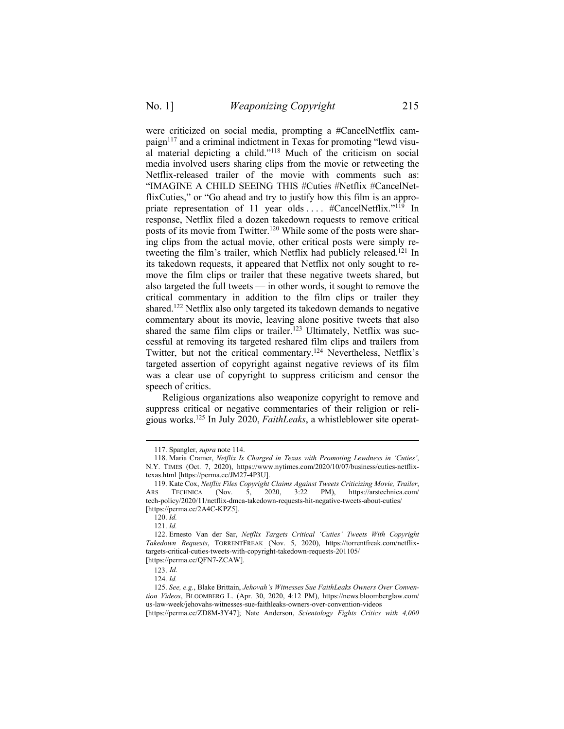were criticized on social media, prompting a #CancelNetflix campaign[117] and a criminal indictment in Texas for promoting "lewd visual material depicting a child."[118] Much of the criticism on social media involved users sharing clips from the movie or retweeting the Netflix-released trailer of the movie with comments such as: "IMAGINE A CHILD SEEING THIS #Cuties #Netflix #CancelNetflixCuties," or "Go ahead and try to justify how this film is an appropriate representation of 11 year olds . . . . #CancelNetflix."[119] In response, Netflix filed a dozen takedown requests to remove critical posts of its movie from Twitter.[120] While some of the posts were sharing clips from the actual movie, other critical posts were simply retweeting the film's trailer, which Netflix had publicly released.[121] In its takedown requests, it appeared that Netflix not only sought to remove the film clips or trailer that these negative tweets shared, but also targeted the full tweets — in other words, it sought to remove the critical commentary in addition to the film clips or trailer they shared.[122] Netflix also only targeted its takedown demands to negative commentary about its movie, leaving alone positive tweets that also shared the same film clips or trailer.[123] Ultimately, Netflix was successful at removing its targeted reshared film clips and trailers from Twitter, but not the critical commentary.[124] Nevertheless, Netflix's targeted assertion of copyright against negative reviews of its film was a clear use of copyright to suppress criticism and censor the speech of critics.

Religious organizations also weaponize copyright to remove and suppress critical or negative commentaries of their religion or religious works.[125] In July 2020, *FaithLeaks*, a whistleblower site operat-

---

117. Spangler, *supra* note 114.

118. Maria Cramer, *Netflix Is Charged in Texas with Promoting Lewdness in 'Cuties'*, N.Y. TIMES (Oct. 7, 2020), https://www.nytimes.com/2020/10/07/business/cuties-netflix-texas.html [https://perma.cc/JM27-4P3U].

119. Kate Cox, *Netflix Files Copyright Claims Against Tweets Criticizing Movie, Trailer*, ARS TECHNICA (Nov. 5, 2020, 3:22 PM), https://arstechnica.com/tech-policy/2020/11/netflix-dmca-takedown-requests-hit-negative-tweets-about-cuties/ [https://perma.cc/2A4C-KPZ5].

120. *Id.*

121. *Id.*

122. Ernesto Van der Sar, *Netflix Targets Critical 'Cuties' Tweets With Copyright Takedown Requests*, TORRENTFREAK (Nov. 5, 2020), https://torrentfreak.com/netflix-targets-critical-cuties-tweets-with-copyright-takedown-requests-201105/ [https://perma.cc/QFN7-ZCAW].

123. *Id.*

124. *Id.*

125. *See, e.g.*, Blake Brittain, *Jehovah's Witnesses Sue FaithLeaks Owners Over Convention Videos*, BLOOMBERG L. (Apr. 30, 2020, 4:12 PM), https://news.bloomberglaw.com/us-law-week/jehovahs-witnesses-sue-faithleaks-owners-over-convention-videos [https://perma.cc/ZD8M-3Y47]; Nate Anderson, *Scientology Fights Critics with 4,000*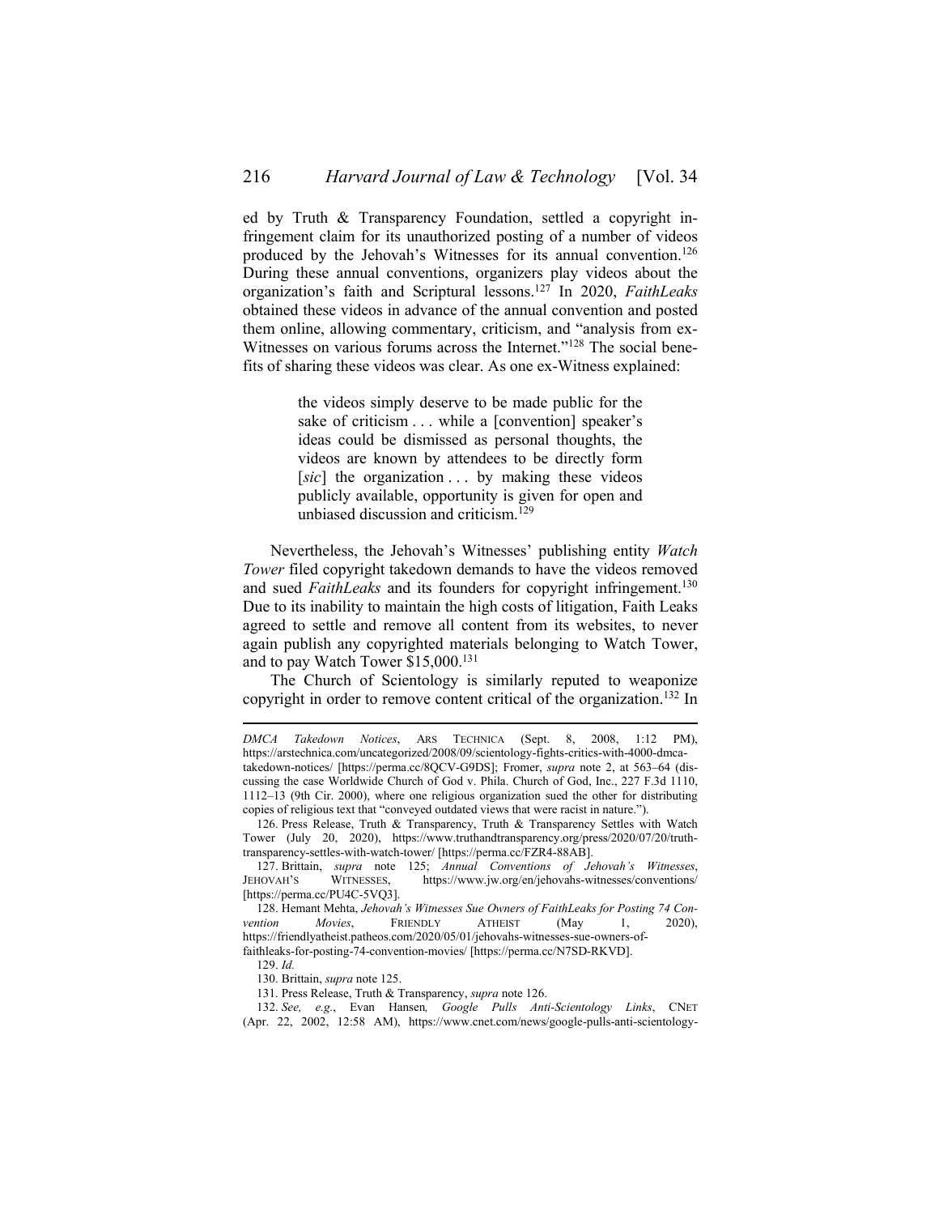ed by Truth & Transparency Foundation, settled a copyright infringement claim for its unauthorized posting of a number of videos produced by the Jehovah's Witnesses for its annual convention.[126] During these annual conventions, organizers play videos about the organization's faith and Scriptural lessons.[127] In 2020, *FaithLeaks* obtained these videos in advance of the annual convention and posted them online, allowing commentary, criticism, and "analysis from ex-Witnesses on various forums across the Internet."[128] The social benefits of sharing these videos was clear. As one ex-Witness explained:

> the videos simply deserve to be made public for the sake of criticism . . . while a [convention] speaker's ideas could be dismissed as personal thoughts, the videos are known by attendees to be directly form [*sic*] the organization . . . by making these videos publicly available, opportunity is given for open and unbiased discussion and criticism.[129]

Nevertheless, the Jehovah's Witnesses' publishing entity *Watch Tower* filed copyright takedown demands to have the videos removed and sued *FaithLeaks* and its founders for copyright infringement.[130] Due to its inability to maintain the high costs of litigation, Faith Leaks agreed to settle and remove all content from its websites, to never again publish any copyrighted materials belonging to Watch Tower, and to pay Watch Tower $15,000.[131]

The Church of Scientology is similarly reputed to weaponize copyright in order to remove content critical of the organization.[132] In

---

*DMCA Takedown Notices*, ARS TECHNICA (Sept. 8, 2008, 1:12 PM), https://arstechnica.com/uncategorized/2008/09/scientology-fights-critics-with-4000-dmca-takedown-notices/ [https://perma.cc/8QCV-G9DS]; Fromer, *supra* note 2, at 563–64 (discussing the case Worldwide Church of God v. Phila. Church of God, Inc., 227 F.3d 1110, 1112–13 (9th Cir. 2000), where one religious organization sued the other for distributing copies of religious text that "conveyed outdated views that were racist in nature.").

126. Press Release, Truth & Transparency, Truth & Transparency Settles with Watch Tower (July 20, 2020), https://www.truthandtransparency.org/press/2020/07/20/truth-transparency-settles-with-watch-tower/ [https://perma.cc/FZR4-88AB].

127. Brittain, *supra* note 125; *Annual Conventions of Jehovah's Witnesses*, JEHOVAH'S WITNESSES, https://www.jw.org/en/jehovahs-witnesses/conventions/ [https://perma.cc/PU4C-5VQ3].

128. Hemant Mehta, *Jehovah's Witnesses Sue Owners of FaithLeaks for Posting 74 Convention Movies*, FRIENDLY ATHEIST (May 1, 2020), https://friendlyatheist.patheos.com/2020/05/01/jehovahs-witnesses-sue-owners-of-faithleaks-for-posting-74-convention-movies/ [https://perma.cc/N7SD-RKVD].

129. *Id.*

130. Brittain, *supra* note 125.

131. Press Release, Truth & Transparency, *supra* note 126.

132. *See, e.g.*, Evan Hansen*, Google Pulls Anti-Scientology Links*, CNET (Apr. 22, 2002, 12:58 AM), https://www.cnet.com/news/google-pulls-anti-scientology-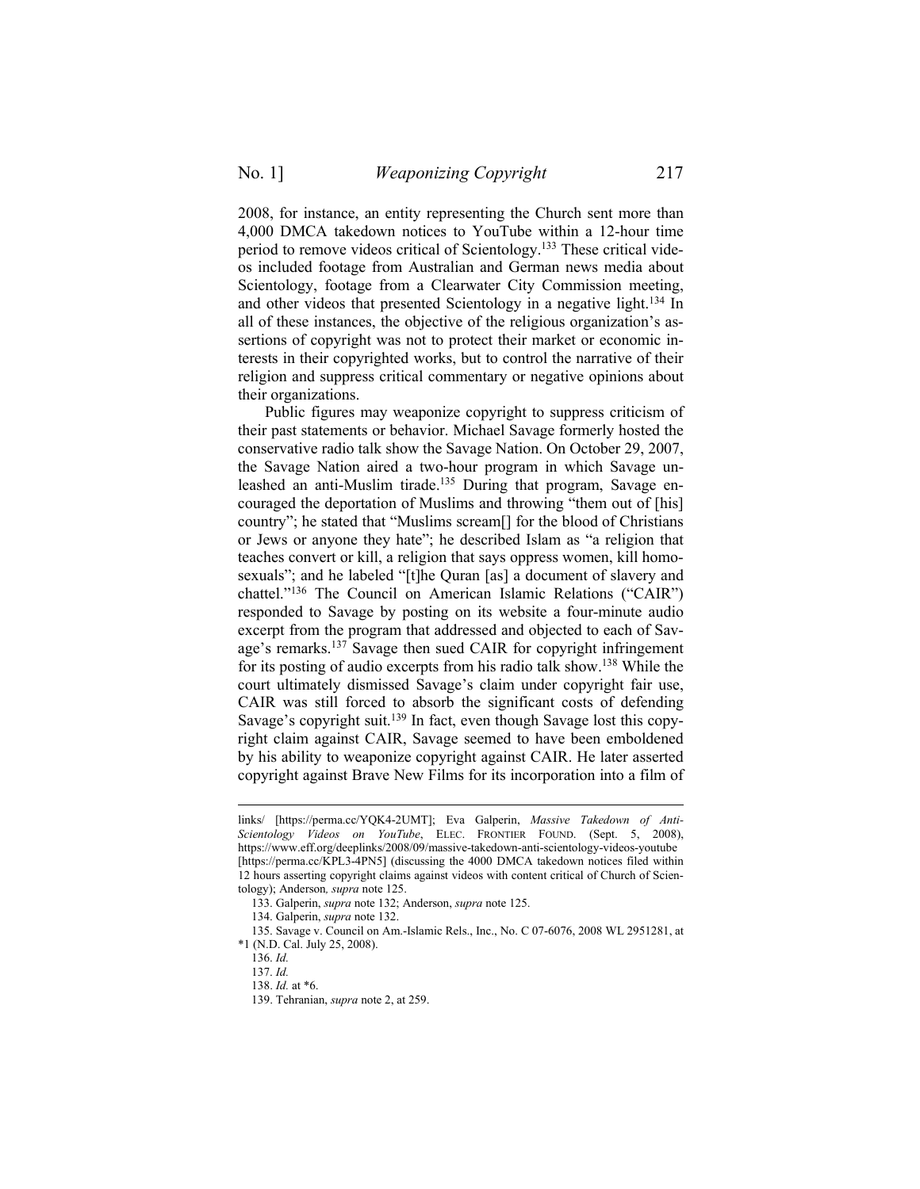2008, for instance, an entity representing the Church sent more than 4,000 DMCA takedown notices to YouTube within a 12-hour time period to remove videos critical of Scientology.[133] These critical videos included footage from Australian and German news media about Scientology, footage from a Clearwater City Commission meeting, and other videos that presented Scientology in a negative light.[134] In all of these instances, the objective of the religious organization's assertions of copyright was not to protect their market or economic interests in their copyrighted works, but to control the narrative of their religion and suppress critical commentary or negative opinions about their organizations.

Public figures may weaponize copyright to suppress criticism of their past statements or behavior. Michael Savage formerly hosted the conservative radio talk show the Savage Nation. On October 29, 2007, the Savage Nation aired a two-hour program in which Savage unleashed an anti-Muslim tirade.[135] During that program, Savage encouraged the deportation of Muslims and throwing "them out of [his] country"; he stated that "Muslims scream[] for the blood of Christians or Jews or anyone they hate"; he described Islam as "a religion that teaches convert or kill, a religion that says oppress women, kill homosexuals"; and he labeled "[t]he Quran [as] a document of slavery and chattel."[136] The Council on American Islamic Relations ("CAIR") responded to Savage by posting on its website a four-minute audio excerpt from the program that addressed and objected to each of Savage's remarks.[137] Savage then sued CAIR for copyright infringement for its posting of audio excerpts from his radio talk show.[138] While the court ultimately dismissed Savage's claim under copyright fair use, CAIR was still forced to absorb the significant costs of defending Savage's copyright suit.[139] In fact, even though Savage lost this copyright claim against CAIR, Savage seemed to have been emboldened by his ability to weaponize copyright against CAIR. He later asserted copyright against Brave New Films for its incorporation into a film of

---

links/ [https://perma.cc/YQK4-2UMT]; Eva Galperin, *Massive Takedown of Anti-Scientology Videos on YouTube*, ELEC. FRONTIER FOUND. (Sept. 5, 2008), https://www.eff.org/deeplinks/2008/09/massive-takedown-anti-scientology-videos-youtube [https://perma.cc/KPL3-4PN5] (discussing the 4000 DMCA takedown notices filed within 12 hours asserting copyright claims against videos with content critical of Church of Scientology); Anderson*, supra* note 125.

133. Galperin, *supra* note 132; Anderson, *supra* note 125.

134. Galperin, *supra* note 132.

135. Savage v. Council on Am.-Islamic Rels., Inc., No. C 07-6076, 2008 WL 2951281, at *1 (N.D. Cal. July 25, 2008).

136. *Id.*

137. *Id.*

138. *Id.* at *6.

139. Tehranian, *supra* note 2, at 259.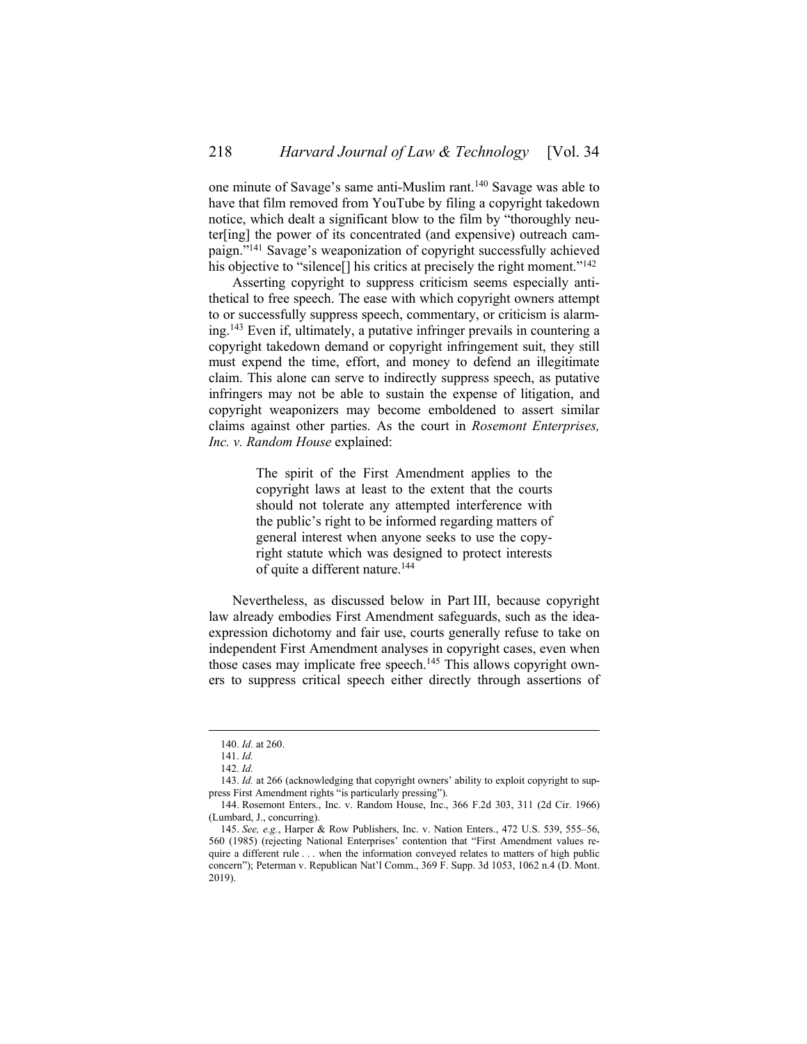one minute of Savage's same anti-Muslim rant.[140] Savage was able to have that film removed from YouTube by filing a copyright takedown notice, which dealt a significant blow to the film by "thoroughly neuter[ing] the power of its concentrated (and expensive) outreach campaign."[141] Savage's weaponization of copyright successfully achieved his objective to "silence[] his critics at precisely the right moment."[142]

Asserting copyright to suppress criticism seems especially antithetical to free speech. The ease with which copyright owners attempt to or successfully suppress speech, commentary, or criticism is alarming.[143] Even if, ultimately, a putative infringer prevails in countering a copyright takedown demand or copyright infringement suit, they still must expend the time, effort, and money to defend an illegitimate claim. This alone can serve to indirectly suppress speech, as putative infringers may not be able to sustain the expense of litigation, and copyright weaponizers may become emboldened to assert similar claims against other parties. As the court in *Rosemont Enterprises, Inc. v. Random House* explained:

> The spirit of the First Amendment applies to the copyright laws at least to the extent that the courts should not tolerate any attempted interference with the public's right to be informed regarding matters of general interest when anyone seeks to use the copyright statute which was designed to protect interests of quite a different nature.[144]

Nevertheless, as discussed below in Part III, because copyright law already embodies First Amendment safeguards, such as the idea-expression dichotomy and fair use, courts generally refuse to take on independent First Amendment analyses in copyright cases, even when those cases may implicate free speech.[145] This allows copyright owners to suppress critical speech either directly through assertions of

---

140. *Id.* at 260.

141. *Id.*

142. *Id.*

143. *Id.* at 266 (acknowledging that copyright owners' ability to exploit copyright to suppress First Amendment rights "is particularly pressing").

144. Rosemont Enters., Inc. v. Random House, Inc., 366 F.2d 303, 311 (2d Cir. 1966) (Lumbard, J., concurring).

145. *See, e.g.*, Harper & Row Publishers, Inc. v. Nation Enters., 472 U.S. 539, 555–56, 560 (1985) (rejecting National Enterprises' contention that "First Amendment values require a different rule . . . when the information conveyed relates to matters of high public concern"); Peterman v. Republican Nat'l Comm., 369 F. Supp. 3d 1053, 1062 n.4 (D. Mont. 2019).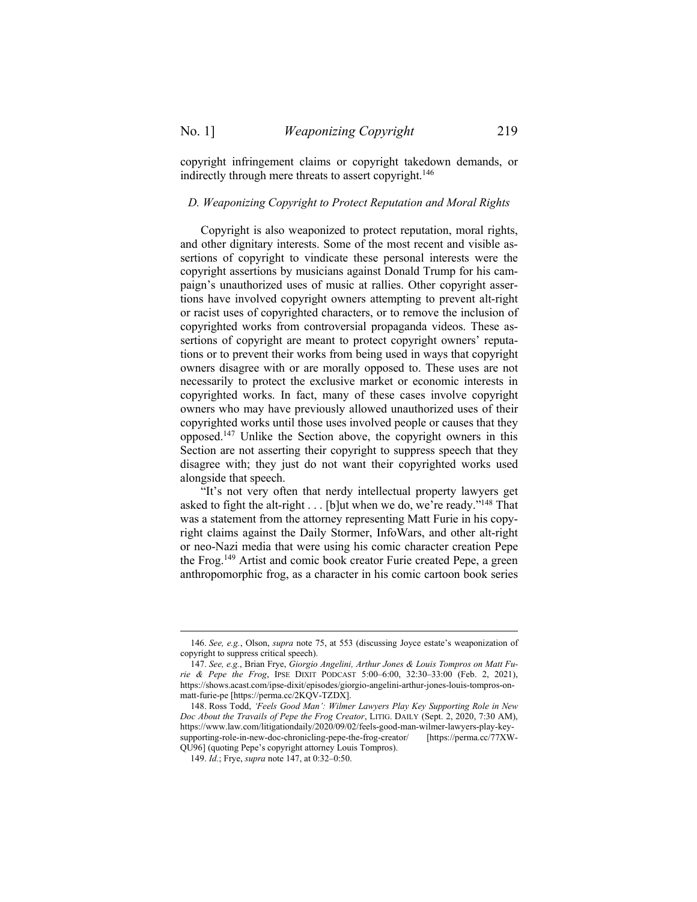copyright infringement claims or copyright takedown demands, or indirectly through mere threats to assert copyright.[146]

### *D. Weaponizing Copyright to Protect Reputation and Moral Rights*

Copyright is also weaponized to protect reputation, moral rights, and other dignitary interests. Some of the most recent and visible assertions of copyright to vindicate these personal interests were the copyright assertions by musicians against Donald Trump for his campaign's unauthorized uses of music at rallies. Other copyright assertions have involved copyright owners attempting to prevent alt-right or racist uses of copyrighted characters, or to remove the inclusion of copyrighted works from controversial propaganda videos. These assertions of copyright are meant to protect copyright owners' reputations or to prevent their works from being used in ways that copyright owners disagree with or are morally opposed to. These uses are not necessarily to protect the exclusive market or economic interests in copyrighted works. In fact, many of these cases involve copyright owners who may have previously allowed unauthorized uses of their copyrighted works until those uses involved people or causes that they opposed.[147] Unlike the Section above, the copyright owners in this Section are not asserting their copyright to suppress speech that they disagree with; they just do not want their copyrighted works used alongside that speech.

"It's not very often that nerdy intellectual property lawyers get asked to fight the alt-right . . . [b]ut when we do, we're ready."[148] That was a statement from the attorney representing Matt Furie in his copyright claims against the Daily Stormer, InfoWars, and other alt-right or neo-Nazi media that were using his comic character creation Pepe the Frog.[149] Artist and comic book creator Furie created Pepe, a green anthropomorphic frog, as a character in his comic cartoon book series

---

146. *See, e.g.*, Olson, *supra* note 75, at 553 (discussing Joyce estate's weaponization of copyright to suppress critical speech).

147. *See, e.g.*, Brian Frye, *Giorgio Angelini, Arthur Jones & Louis Tompros on Matt Furie & Pepe the Frog*, IPSE DIXIT PODCAST 5:00–6:00, 32:30–33:00 (Feb. 2, 2021), https://shows.acast.com/ipse-dixit/episodes/giorgio-angelini-arthur-jones-louis-tompros-on-matt-furie-pe [https://perma.cc/2KQV-TZDX].

148. Ross Todd, *'Feels Good Man': Wilmer Lawyers Play Key Supporting Role in New Doc About the Travails of Pepe the Frog Creator*, LITIG. DAILY (Sept. 2, 2020, 7:30 AM), https://www.law.com/litigationdaily/2020/09/02/feels-good-man-wilmer-lawyers-play-key-supporting-role-in-new-doc-chronicling-pepe-the-frog-creator/ [https://perma.cc/77XW-QU96] (quoting Pepe's copyright attorney Louis Tompros).

149. *Id.*; Frye, *supra* note 147, at 0:32–0:50.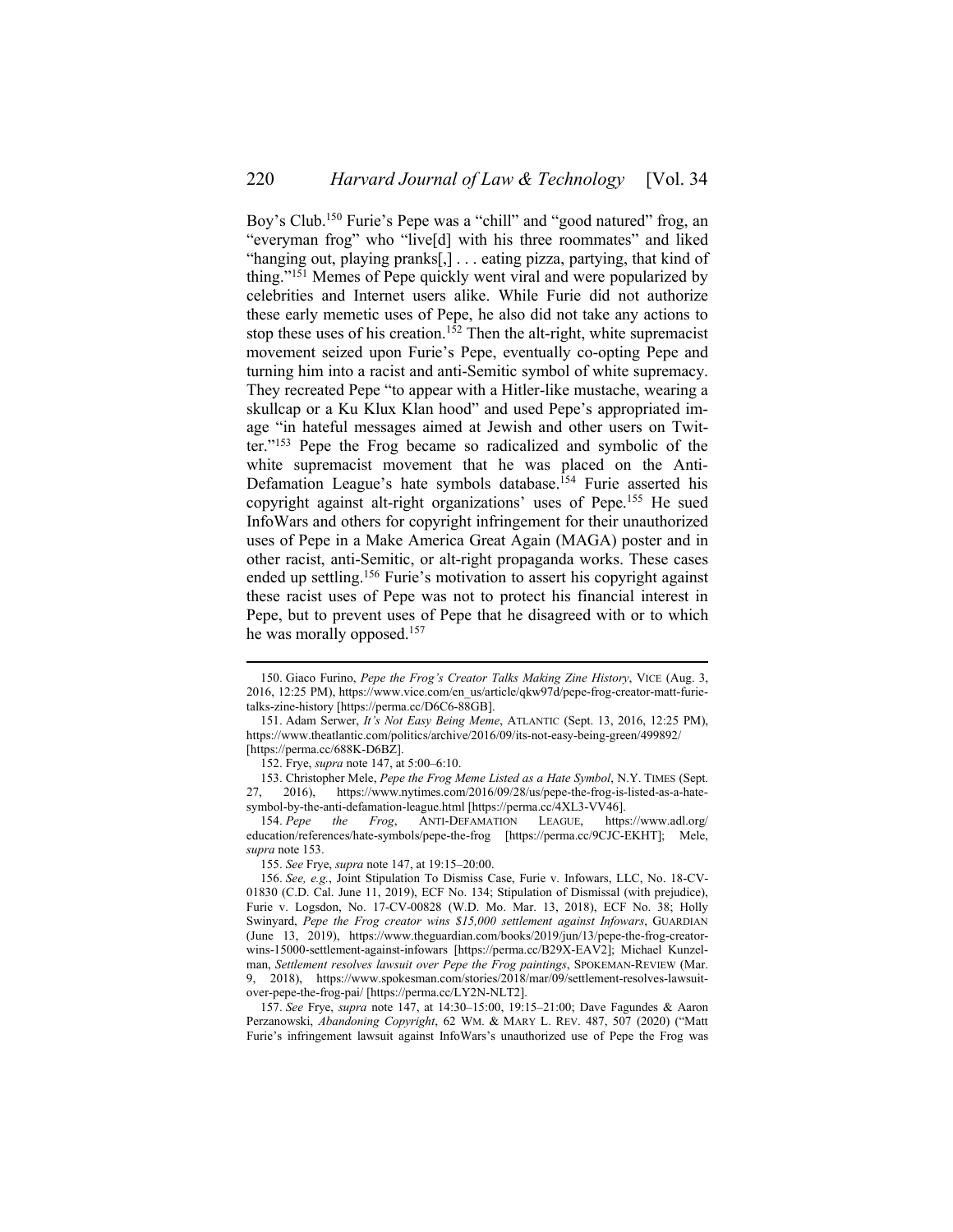Boy's Club.[150] Furie's Pepe was a "chill" and "good natured" frog, an "everyman frog" who "live[d] with his three roommates" and liked "hanging out, playing pranks[,] . . . eating pizza, partying, that kind of thing."[151] Memes of Pepe quickly went viral and were popularized by celebrities and Internet users alike. While Furie did not authorize these early memetic uses of Pepe, he also did not take any actions to stop these uses of his creation.[152] Then the alt-right, white supremacist movement seized upon Furie's Pepe, eventually co-opting Pepe and turning him into a racist and anti-Semitic symbol of white supremacy. They recreated Pepe "to appear with a Hitler-like mustache, wearing a skullcap or a Ku Klux Klan hood" and used Pepe's appropriated image "in hateful messages aimed at Jewish and other users on Twitter."[153] Pepe the Frog became so radicalized and symbolic of the white supremacist movement that he was placed on the Anti-Defamation League's hate symbols database.[154] Furie asserted his copyright against alt-right organizations' uses of Pepe.[155] He sued InfoWars and others for copyright infringement for their unauthorized uses of Pepe in a Make America Great Again (MAGA) poster and in other racist, anti-Semitic, or alt-right propaganda works. These cases ended up settling.[156] Furie's motivation to assert his copyright against these racist uses of Pepe was not to protect his financial interest in Pepe, but to prevent uses of Pepe that he disagreed with or to which he was morally opposed.[157]

---

150. Giaco Furino, *Pepe the Frog's Creator Talks Making Zine History*, VICE (Aug. 3, 2016, 12:25 PM), https://www.vice.com/en_us/article/qkw97d/pepe-frog-creator-matt-furie-talks-zine-history [https://perma.cc/D6C6-88GB].

151. Adam Serwer, *It's Not Easy Being Meme*, ATLANTIC (Sept. 13, 2016, 12:25 PM), https://www.theatlantic.com/politics/archive/2016/09/its-not-easy-being-green/499892/ [https://perma.cc/688K-D6BZ].

152. Frye, *supra* note 147, at 5:00–6:10.

153. Christopher Mele, *Pepe the Frog Meme Listed as a Hate Symbol*, N.Y. TIMES (Sept. 27, 2016), https://www.nytimes.com/2016/09/28/us/pepe-the-frog-is-listed-as-a-hate-symbol-by-the-anti-defamation-league.html [https://perma.cc/4XL3-VV46].

154. *Pepe the Frog*, ANTI-DEFAMATION LEAGUE, https://www.adl.org/education/references/hate-symbols/pepe-the-frog [https://perma.cc/9CJC-EKHT]; Mele, *supra* note 153.

155. *See* Frye, *supra* note 147, at 19:15–20:00.

156. *See, e.g.*, Joint Stipulation To Dismiss Case, Furie v. Infowars, LLC, No. 18-CV-01830 (C.D. Cal. June 11, 2019), ECF No. 134; Stipulation of Dismissal (with prejudice), Furie v. Logsdon, No. 17-CV-00828 (W.D. Mo. Mar. 13, 2018), ECF No. 38; Holly Swinyard, *Pepe the Frog creator wins $15,000 settlement against Infowars*, GUARDIAN (June 13, 2019), https://www.theguardian.com/books/2019/jun/13/pepe-the-frog-creator-wins-15000-settlement-against-infowars [https://perma.cc/B29X-EAV2]; Michael Kunzelman, *Settlement resolves lawsuit over Pepe the Frog paintings*, SPOKEMAN-REVIEW (Mar. 9, 2018), https://www.spokesman.com/stories/2018/mar/09/settlement-resolves-lawsuit-over-pepe-the-frog-pai/ [https://perma.cc/LY2N-NLT2].

157. *See* Frye, *supra* note 147, at 14:30–15:00, 19:15–21:00; Dave Fagundes & Aaron Perzanowski, *Abandoning Copyright*, 62 WM. & MARY L. REV. 487, 507 (2020) ("Matt Furie's infringement lawsuit against InfoWars's unauthorized use of Pepe the Frog was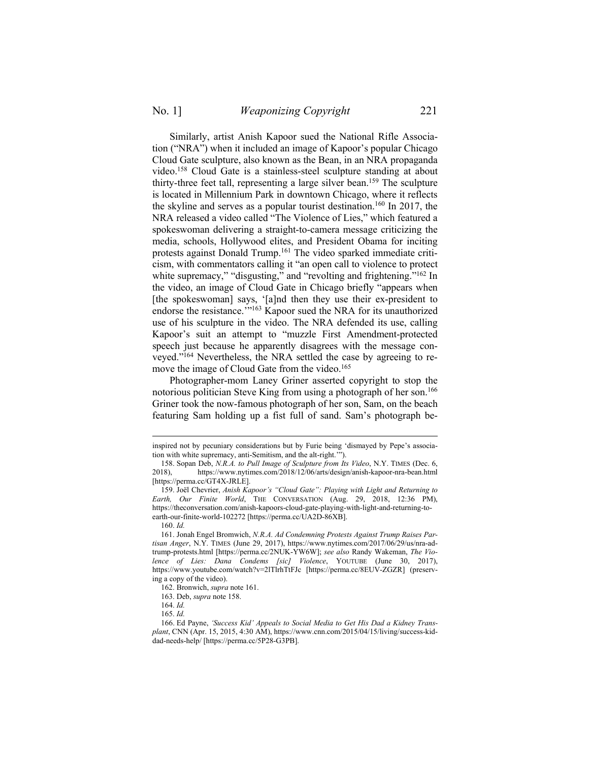Similarly, artist Anish Kapoor sued the National Rifle Association ("NRA") when it included an image of Kapoor's popular Chicago Cloud Gate sculpture, also known as the Bean, in an NRA propaganda video.[158] Cloud Gate is a stainless-steel sculpture standing at about thirty-three feet tall, representing a large silver bean.[159] The sculpture is located in Millennium Park in downtown Chicago, where it reflects the skyline and serves as a popular tourist destination.[160] In 2017, the NRA released a video called "The Violence of Lies," which featured a spokeswoman delivering a straight-to-camera message criticizing the media, schools, Hollywood elites, and President Obama for inciting protests against Donald Trump.[161] The video sparked immediate criticism, with commentators calling it "an open call to violence to protect white supremacy," "disgusting," and "revolting and frightening."[162] In the video, an image of Cloud Gate in Chicago briefly "appears when [the spokeswoman] says, '[a]nd then they use their ex-president to endorse the resistance.'"[163] Kapoor sued the NRA for its unauthorized use of his sculpture in the video. The NRA defended its use, calling Kapoor's suit an attempt to "muzzle First Amendment-protected speech just because he apparently disagrees with the message conveyed."[164] Nevertheless, the NRA settled the case by agreeing to remove the image of Cloud Gate from the video.[165]

Photographer-mom Laney Griner asserted copyright to stop the notorious politician Steve King from using a photograph of her son.[166] Griner took the now-famous photograph of her son, Sam, on the beach featuring Sam holding up a fist full of sand. Sam's photograph be-

---

inspired not by pecuniary considerations but by Furie being 'dismayed by Pepe's association with white supremacy, anti-Semitism, and the alt-right.'").

158. Sopan Deb, *N.R.A. to Pull Image of Sculpture from Its Video*, N.Y. TIMES (Dec. 6, 2018), https://www.nytimes.com/2018/12/06/arts/design/anish-kapoor-nra-bean.html [https://perma.cc/GT4X-JRLE].

159. Joël Chevrier, *Anish Kapoor's "Cloud Gate": Playing with Light and Returning to Earth, Our Finite World*, THE CONVERSATION (Aug. 29, 2018, 12:36 PM), https://theconversation.com/anish-kapoors-cloud-gate-playing-with-light-and-returning-to-earth-our-finite-world-102272 [https://perma.cc/UA2D-86XB].

160. *Id.*

161. Jonah Engel Bromwich, *N.R.A. Ad Condemning Protests Against Trump Raises Partisan Anger*, N.Y. TIMES (June 29, 2017), https://www.nytimes.com/2017/06/29/us/nra-ad-trump-protests.html [https://perma.cc/2NUK-YW6W]; *see also* Randy Wakeman, *The Violence of Lies: Dana Condems [sic] Violence*, YOUTUBE (June 30, 2017), https://www.youtube.com/watch?v=2lTlrhTtFJc [https://perma.cc/8EUV-ZGZR] (preserving a copy of the video).

162. Bronwich, *supra* note 161.

163. Deb, *supra* note 158.

164. *Id.*

165. *Id.*

166. Ed Payne, *'Success Kid' Appeals to Social Media to Get His Dad a Kidney Transplant*, CNN (Apr. 15, 2015, 4:30 AM), https://www.cnn.com/2015/04/15/living/success-kid-dad-needs-help/ [https://perma.cc/5P28-G3PB].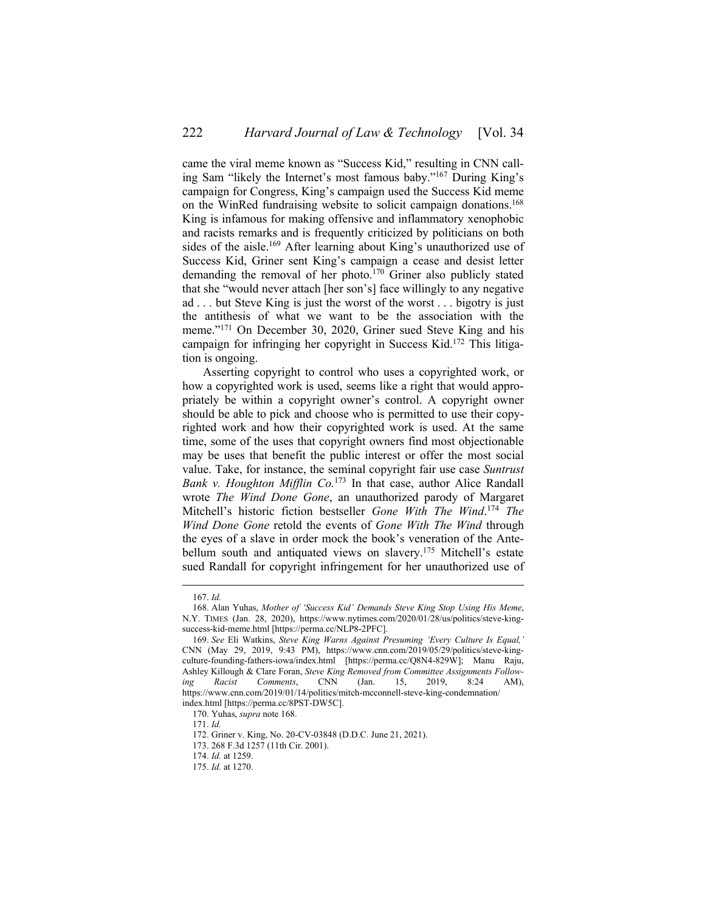came the viral meme known as "Success Kid," resulting in CNN calling Sam "likely the Internet's most famous baby."[167] During King's campaign for Congress, King's campaign used the Success Kid meme on the WinRed fundraising website to solicit campaign donations.[168] King is infamous for making offensive and inflammatory xenophobic and racists remarks and is frequently criticized by politicians on both sides of the aisle.[169] After learning about King's unauthorized use of Success Kid, Griner sent King's campaign a cease and desist letter demanding the removal of her photo.[170] Griner also publicly stated that she "would never attach [her son's] face willingly to any negative ad . . . but Steve King is just the worst of the worst . . . bigotry is just the antithesis of what we want to be the association with the meme."[171] On December 30, 2020, Griner sued Steve King and his campaign for infringing her copyright in Success Kid.[172] This litigation is ongoing.

Asserting copyright to control who uses a copyrighted work, or how a copyrighted work is used, seems like a right that would appropriately be within a copyright owner's control. A copyright owner should be able to pick and choose who is permitted to use their copyrighted work and how their copyrighted work is used. At the same time, some of the uses that copyright owners find most objectionable may be uses that benefit the public interest or offer the most social value. Take, for instance, the seminal copyright fair use case *Suntrust Bank v. Houghton Mifflin Co.*[173] In that case, author Alice Randall wrote *The Wind Done Gone*, an unauthorized parody of Margaret Mitchell's historic fiction bestseller *Gone With The Wind*.[174] *The Wind Done Gone* retold the events of *Gone With The Wind* through the eyes of a slave in order mock the book's veneration of the Antebellum south and antiquated views on slavery.[175] Mitchell's estate sued Randall for copyright infringement for her unauthorized use of

---

167. *Id.*

168. Alan Yuhas, *Mother of 'Success Kid' Demands Steve King Stop Using His Meme*, N.Y. TIMES (Jan. 28, 2020), https://www.nytimes.com/2020/01/28/us/politics/steve-king-success-kid-meme.html [https://perma.cc/NLP8-2PFC].

169. *See* Eli Watkins, *Steve King Warns Against Presuming 'Every Culture Is Equal,'* CNN (May 29, 2019, 9:43 PM), https://www.cnn.com/2019/05/29/politics/steve-king-culture-founding-fathers-iowa/index.html [https://perma.cc/Q8N4-829W]; Manu Raju, Ashley Killough & Clare Foran, *Steve King Removed from Committee Assignments Following Racist Comments*, CNN (Jan. 15, 2019, 8:24 AM), https://www.cnn.com/2019/01/14/politics/mitch-mcconnell-steve-king-condemnation/index.html [https://perma.cc/8PST-DW5C].

170. Yuhas, *supra* note 168.

171. *Id.*

172. Griner v. King, No. 20-CV-03848 (D.D.C. June 21, 2021).

173. 268 F.3d 1257 (11th Cir. 2001).

174. *Id.* at 1259.

175. *Id.* at 1270.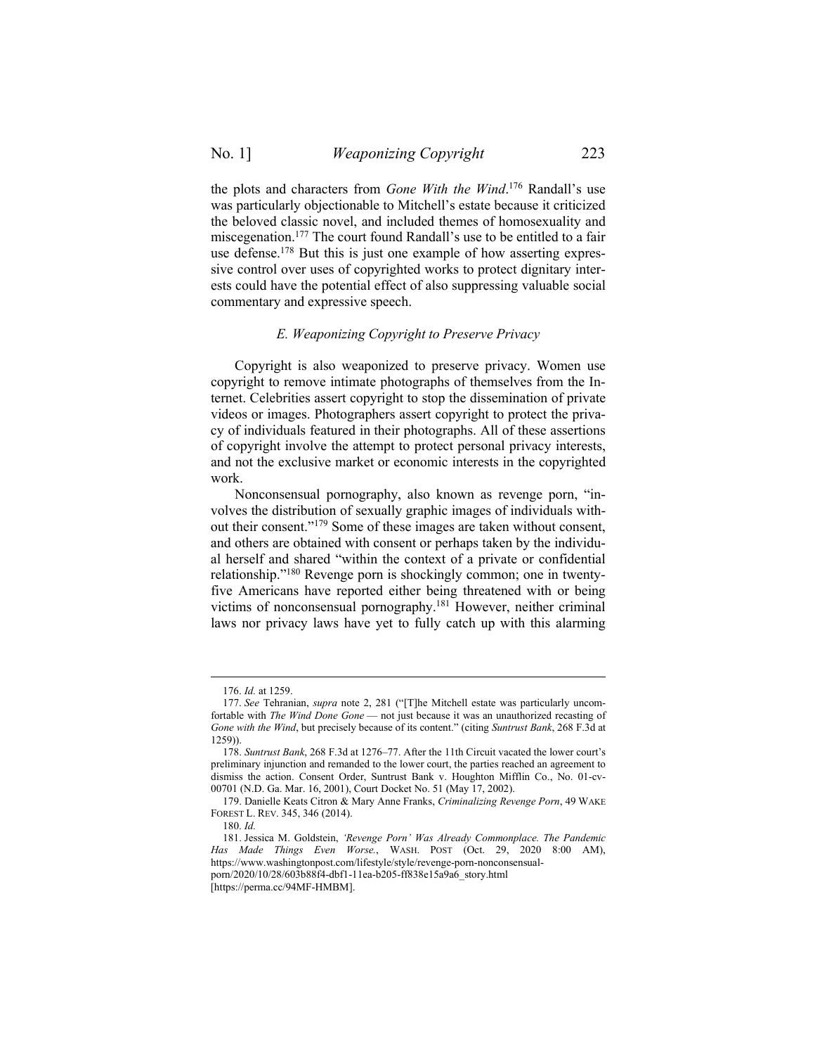the plots and characters from *Gone With the Wind*.[176] Randall's use was particularly objectionable to Mitchell's estate because it criticized the beloved classic novel, and included themes of homosexuality and miscegenation.[177] The court found Randall's use to be entitled to a fair use defense.[178] But this is just one example of how asserting expressive control over uses of copyrighted works to protect dignitary interests could have the potential effect of also suppressing valuable social commentary and expressive speech.

### *E. Weaponizing Copyright to Preserve Privacy*

Copyright is also weaponized to preserve privacy. Women use copyright to remove intimate photographs of themselves from the Internet. Celebrities assert copyright to stop the dissemination of private videos or images. Photographers assert copyright to protect the privacy of individuals featured in their photographs. All of these assertions of copyright involve the attempt to protect personal privacy interests, and not the exclusive market or economic interests in the copyrighted work.

Nonconsensual pornography, also known as revenge porn, "involves the distribution of sexually graphic images of individuals without their consent."[179] Some of these images are taken without consent, and others are obtained with consent or perhaps taken by the individual herself and shared "within the context of a private or confidential relationship."[180] Revenge porn is shockingly common; one in twenty-five Americans have reported either being threatened with or being victims of nonconsensual pornography.[181] However, neither criminal laws nor privacy laws have yet to fully catch up with this alarming

---

176. *Id.* at 1259.

177. *See* Tehranian, *supra* note 2, 281 ("[T]he Mitchell estate was particularly uncomfortable with *The Wind Done Gone* — not just because it was an unauthorized recasting of *Gone with the Wind*, but precisely because of its content." (citing *Suntrust Bank*, 268 F.3d at 1259)).

178. *Suntrust Bank*, 268 F.3d at 1276–77. After the 11th Circuit vacated the lower court's preliminary injunction and remanded to the lower court, the parties reached an agreement to dismiss the action. Consent Order, Suntrust Bank v. Houghton Mifflin Co., No. 01-cv-00701 (N.D. Ga. Mar. 16, 2001), Court Docket No. 51 (May 17, 2002).

179. Danielle Keats Citron & Mary Anne Franks, *Criminalizing Revenge Porn*, 49 WAKE FOREST L. REV. 345, 346 (2014).

180. *Id.*

181. Jessica M. Goldstein, *'Revenge Porn' Was Already Commonplace. The Pandemic Has Made Things Even Worse.*, WASH. POST (Oct. 29, 2020 8:00 AM), https://www.washingtonpost.com/lifestyle/style/revenge-porn-nonconsensual-porn/2020/10/28/603b88f4-dbf1-11ea-b205-ff838e15a9a6_story.html [https://perma.cc/94MF-HMBM].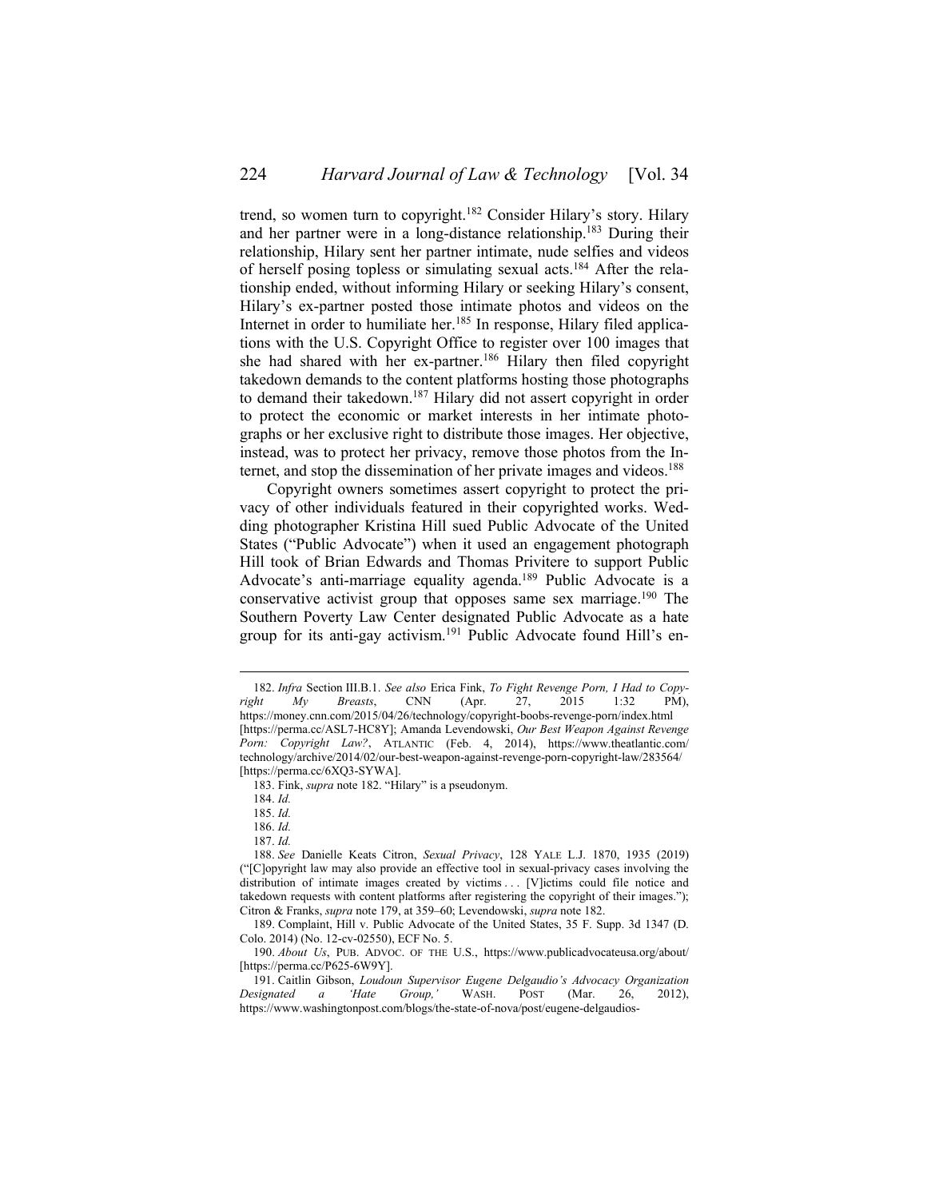trend, so women turn to copyright.[182] Consider Hilary's story. Hilary and her partner were in a long-distance relationship.[183] During their relationship, Hilary sent her partner intimate, nude selfies and videos of herself posing topless or simulating sexual acts.[184] After the relationship ended, without informing Hilary or seeking Hilary's consent, Hilary's ex-partner posted those intimate photos and videos on the Internet in order to humiliate her.[185] In response, Hilary filed applications with the U.S. Copyright Office to register over 100 images that she had shared with her ex-partner.[186] Hilary then filed copyright takedown demands to the content platforms hosting those photographs to demand their takedown.[187] Hilary did not assert copyright in order to protect the economic or market interests in her intimate photographs or her exclusive right to distribute those images. Her objective, instead, was to protect her privacy, remove those photos from the Internet, and stop the dissemination of her private images and videos.[188]

Copyright owners sometimes assert copyright to protect the privacy of other individuals featured in their copyrighted works. Wedding photographer Kristina Hill sued Public Advocate of the United States ("Public Advocate") when it used an engagement photograph Hill took of Brian Edwards and Thomas Privitere to support Public Advocate's anti-marriage equality agenda.[189] Public Advocate is a conservative activist group that opposes same sex marriage.[190] The Southern Poverty Law Center designated Public Advocate as a hate group for its anti-gay activism.[191] Public Advocate found Hill's en-

---

182. *Infra* Section III.B.1. *See also* Erica Fink, *To Fight Revenge Porn, I Had to Copyright My Breasts*, CNN (Apr. 27, 2015 1:32 PM), https://money.cnn.com/2015/04/26/technology/copyright-boobs-revenge-porn/index.html [https://perma.cc/ASL7-HC8Y]; Amanda Levendowski, *Our Best Weapon Against Revenge Porn: Copyright Law?*, ATLANTIC (Feb. 4, 2014), https://www.theatlantic.com/technology/archive/2014/02/our-best-weapon-against-revenge-porn-copyright-law/283564/ [https://perma.cc/6XQ3-SYWA].

183. Fink, *supra* note 182. "Hilary" is a pseudonym.

184. *Id.*

185. *Id.*

186. *Id.*

187. *Id.*

188. *See* Danielle Keats Citron, *Sexual Privacy*, 128 YALE L.J. 1870, 1935 (2019) ("[C]opyright law may also provide an effective tool in sexual-privacy cases involving the distribution of intimate images created by victims . . . [V]ictims could file notice and takedown requests with content platforms after registering the copyright of their images."); Citron & Franks, *supra* note 179, at 359–60; Levendowski, *supra* note 182.

189. Complaint, Hill v. Public Advocate of the United States, 35 F. Supp. 3d 1347 (D. Colo. 2014) (No. 12-cv-02550), ECF No. 5.

190. *About Us*, PUB. ADVOC. OF THE U.S., https://www.publicadvocateusa.org/about/ [https://perma.cc/P625-6W9Y].

191. Caitlin Gibson, *Loudoun Supervisor Eugene Delgaudio's Advocacy Organization Designated a 'Hate Group,'* WASH. POST (Mar. 26, 2012), https://www.washingtonpost.com/blogs/the-state-of-nova/post/eugene-delgaudios-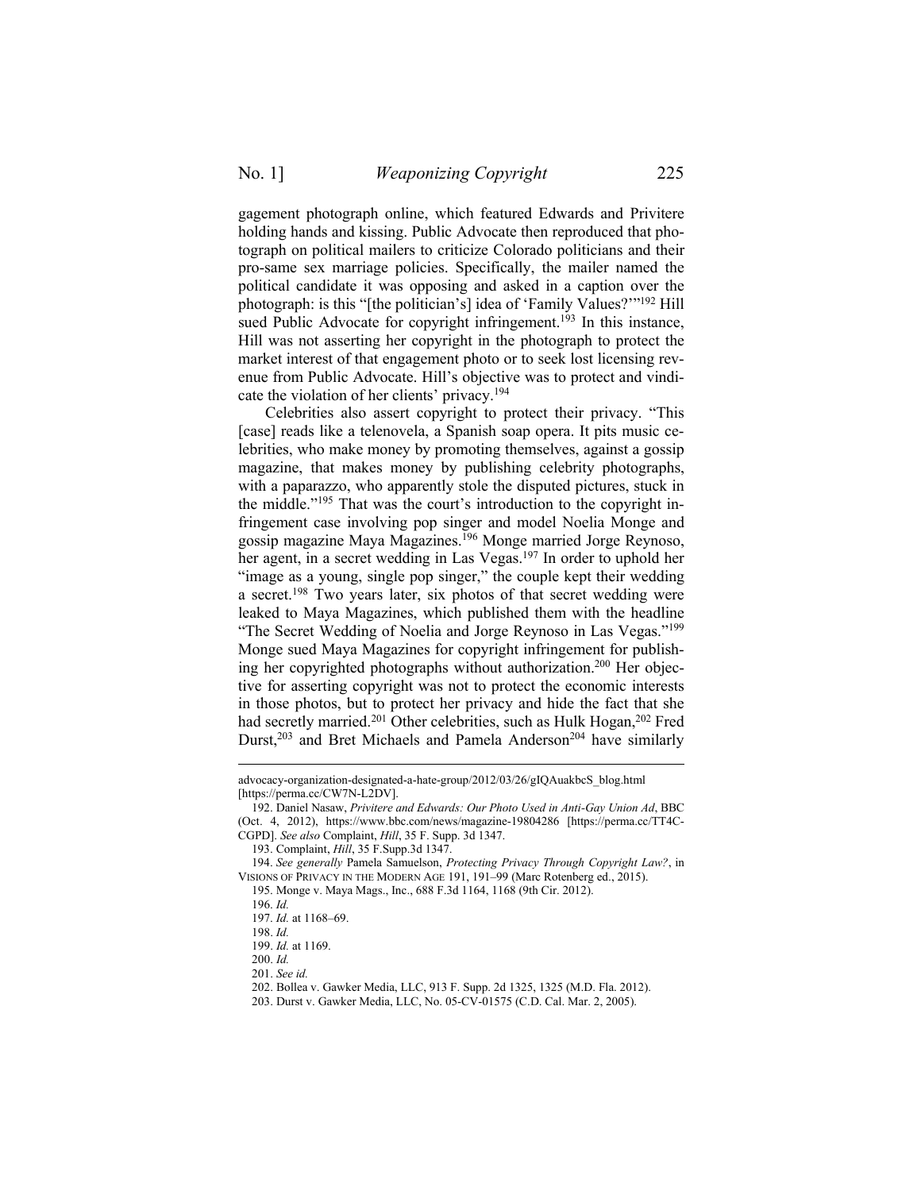gagement photograph online, which featured Edwards and Privitere holding hands and kissing. Public Advocate then reproduced that photograph on political mailers to criticize Colorado politicians and their pro-same sex marriage policies. Specifically, the mailer named the political candidate it was opposing and asked in a caption over the photograph: is this "[the politician's] idea of 'Family Values?'"[192] Hill sued Public Advocate for copyright infringement.[193] In this instance, Hill was not asserting her copyright in the photograph to protect the market interest of that engagement photo or to seek lost licensing revenue from Public Advocate. Hill's objective was to protect and vindicate the violation of her clients' privacy.[194]

Celebrities also assert copyright to protect their privacy. "This [case] reads like a telenovela, a Spanish soap opera. It pits music celebrities, who make money by promoting themselves, against a gossip magazine, that makes money by publishing celebrity photographs, with a paparazzo, who apparently stole the disputed pictures, stuck in the middle."[195] That was the court's introduction to the copyright infringement case involving pop singer and model Noelia Monge and gossip magazine Maya Magazines.[196] Monge married Jorge Reynoso, her agent, in a secret wedding in Las Vegas.[197] In order to uphold her "image as a young, single pop singer," the couple kept their wedding a secret.[198] Two years later, six photos of that secret wedding were leaked to Maya Magazines, which published them with the headline "The Secret Wedding of Noelia and Jorge Reynoso in Las Vegas."[199] Monge sued Maya Magazines for copyright infringement for publishing her copyrighted photographs without authorization.[200] Her objective for asserting copyright was not to protect the economic interests in those photos, but to protect her privacy and hide the fact that she had secretly married.[201] Other celebrities, such as Hulk Hogan,[202] Fred Durst,[203] and Bret Michaels and Pamela Anderson[204] have similarly

---

advocacy-organization-designated-a-hate-group/2012/03/26/gIQAuakbcS_blog.html [https://perma.cc/CW7N-L2DV].

192. Daniel Nasaw, *Privitere and Edwards: Our Photo Used in Anti-Gay Union Ad*, BBC (Oct. 4, 2012), https://www.bbc.com/news/magazine-19804286 [https://perma.cc/TT4C-CGPD]. *See also* Complaint, *Hill*, 35 F. Supp. 3d 1347.

193. Complaint, *Hill*, 35 F.Supp.3d 1347.

194. *See generally* Pamela Samuelson, *Protecting Privacy Through Copyright Law?*, in VISIONS OF PRIVACY IN THE MODERN AGE 191, 191–99 (Marc Rotenberg ed., 2015).

195. Monge v. Maya Mags., Inc., 688 F.3d 1164, 1168 (9th Cir. 2012).

196. *Id.*

197. *Id.* at 1168–69.

198. *Id.*

199. *Id.* at 1169.

200. *Id.*

201. *See id.*

202. Bollea v. Gawker Media, LLC, 913 F. Supp. 2d 1325, 1325 (M.D. Fla. 2012).

203. Durst v. Gawker Media, LLC, No. 05-CV-01575 (C.D. Cal. Mar. 2, 2005).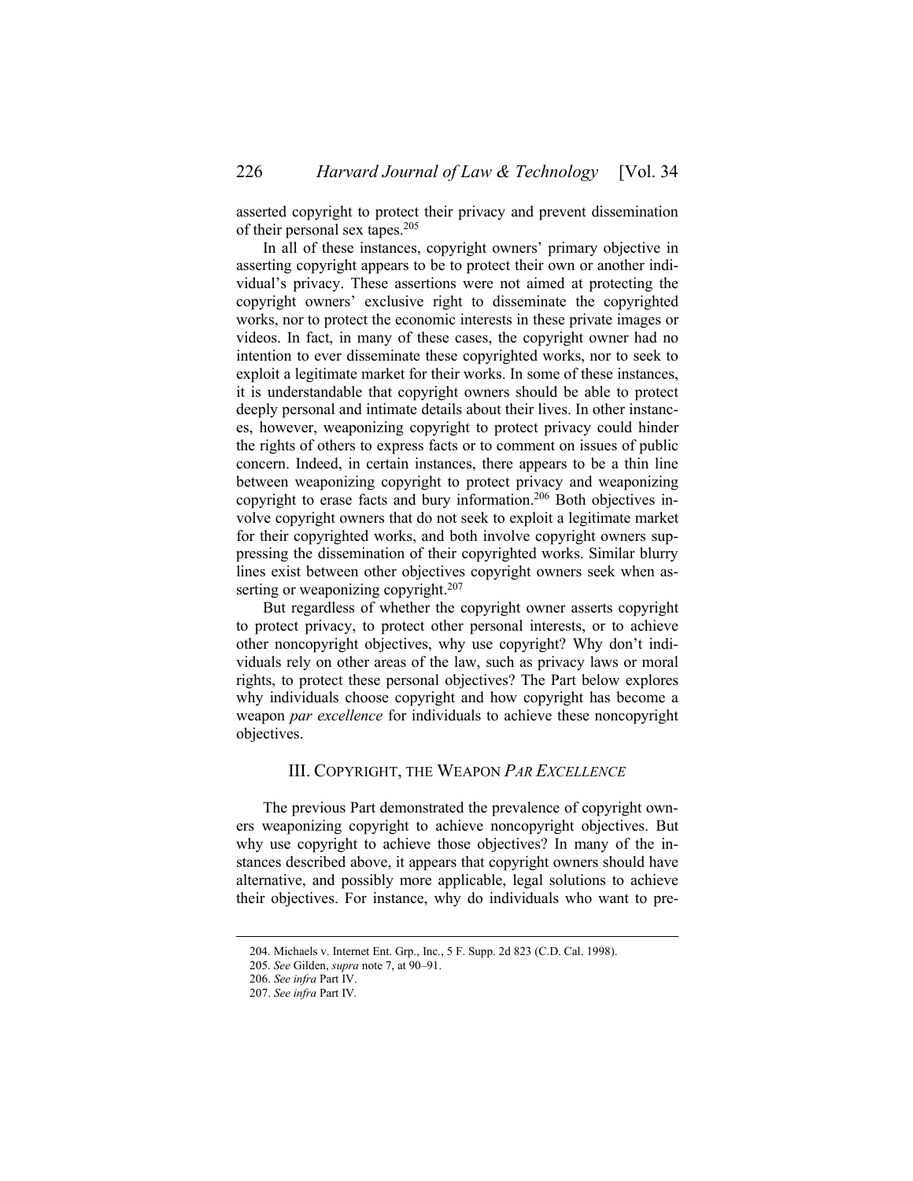asserted copyright to protect their privacy and prevent dissemination of their personal sex tapes.[205]

In all of these instances, copyright owners' primary objective in asserting copyright appears to be to protect their own or another individual's privacy. These assertions were not aimed at protecting the copyright owners' exclusive right to disseminate the copyrighted works, nor to protect the economic interests in these private images or videos. In fact, in many of these cases, the copyright owner had no intention to ever disseminate these copyrighted works, nor to seek to exploit a legitimate market for their works. In some of these instances, it is understandable that copyright owners should be able to protect deeply personal and intimate details about their lives. In other instances, however, weaponizing copyright to protect privacy could hinder the rights of others to express facts or to comment on issues of public concern. Indeed, in certain instances, there appears to be a thin line between weaponizing copyright to protect privacy and weaponizing copyright to erase facts and bury information.[206] Both objectives involve copyright owners that do not seek to exploit a legitimate market for their copyrighted works, and both involve copyright owners suppressing the dissemination of their copyrighted works. Similar blurry lines exist between other objectives copyright owners seek when asserting or weaponizing copyright.[207]

But regardless of whether the copyright owner asserts copyright to protect privacy, to protect other personal interests, or to achieve other noncopyright objectives, why use copyright? Why don't individuals rely on other areas of the law, such as privacy laws or moral rights, to protect these personal objectives? The Part below explores why individuals choose copyright and how copyright has become a weapon *par excellence* for individuals to achieve these noncopyright objectives.

## III. Copyright, the Weapon *Par Excellence*

The previous Part demonstrated the prevalence of copyright owners weaponizing copyright to achieve noncopyright objectives. But why use copyright to achieve those objectives? In many of the instances described above, it appears that copyright owners should have alternative, and possibly more applicable, legal solutions to achieve their objectives. For instance, why do individuals who want to pre-

---

204. Michaels v. Internet Ent. Grp., Inc., 5 F. Supp. 2d 823 (C.D. Cal. 1998).

205. *See* Gilden, *supra* note 7, at 90–91.

206. *See infra* Part IV.

207. *See infra* Part IV.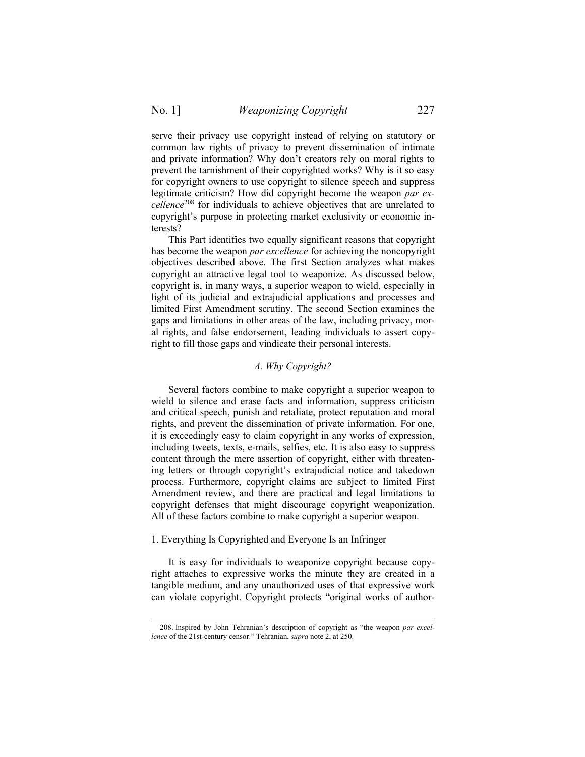serve their privacy use copyright instead of relying on statutory or common law rights of privacy to prevent dissemination of intimate and private information? Why don't creators rely on moral rights to prevent the tarnishment of their copyrighted works? Why is it so easy for copyright owners to use copyright to silence speech and suppress legitimate criticism? How did copyright become the weapon *par excellence*[208] for individuals to achieve objectives that are unrelated to copyright's purpose in protecting market exclusivity or economic interests?

This Part identifies two equally significant reasons that copyright has become the weapon *par excellence* for achieving the noncopyright objectives described above. The first Section analyzes what makes copyright an attractive legal tool to weaponize. As discussed below, copyright is, in many ways, a superior weapon to wield, especially in light of its judicial and extrajudicial applications and processes and limited First Amendment scrutiny. The second Section examines the gaps and limitations in other areas of the law, including privacy, moral rights, and false endorsement, leading individuals to assert copyright to fill those gaps and vindicate their personal interests.

### *A. Why Copyright?*

Several factors combine to make copyright a superior weapon to wield to silence and erase facts and information, suppress criticism and critical speech, punish and retaliate, protect reputation and moral rights, and prevent the dissemination of private information. For one, it is exceedingly easy to claim copyright in any works of expression, including tweets, texts, e-mails, selfies, etc. It is also easy to suppress content through the mere assertion of copyright, either with threatening letters or through copyright's extrajudicial notice and takedown process. Furthermore, copyright claims are subject to limited First Amendment review, and there are practical and legal limitations to copyright defenses that might discourage copyright weaponization. All of these factors combine to make copyright a superior weapon.

#### 1. Everything Is Copyrighted and Everyone Is an Infringer

It is easy for individuals to weaponize copyright because copyright attaches to expressive works the minute they are created in a tangible medium, and any unauthorized uses of that expressive work can violate copyright. Copyright protects "original works of author-

---

208. Inspired by John Tehranian's description of copyright as "the weapon *par excellence* of the 21st-century censor." Tehranian, *supra* note 2, at 250.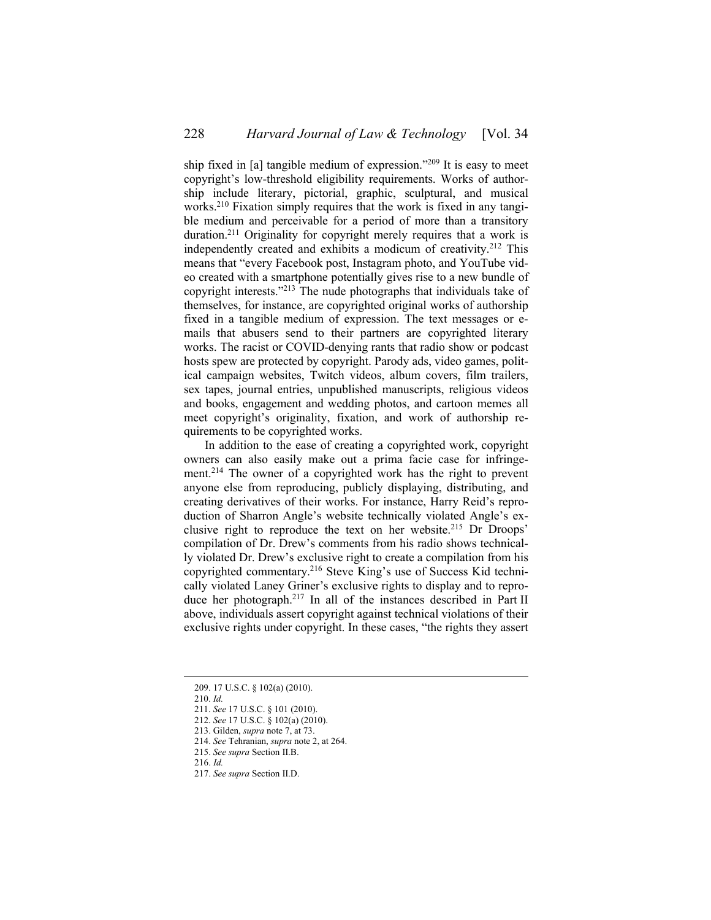ship fixed in [a] tangible medium of expression."[209] It is easy to meet copyright's low-threshold eligibility requirements. Works of authorship include literary, pictorial, graphic, sculptural, and musical works.[210] Fixation simply requires that the work is fixed in any tangible medium and perceivable for a period of more than a transitory duration.[211] Originality for copyright merely requires that a work is independently created and exhibits a modicum of creativity.[212] This means that "every Facebook post, Instagram photo, and YouTube video created with a smartphone potentially gives rise to a new bundle of copyright interests."[213] The nude photographs that individuals take of themselves, for instance, are copyrighted original works of authorship fixed in a tangible medium of expression. The text messages or e-mails that abusers send to their partners are copyrighted literary works. The racist or COVID-denying rants that radio show or podcast hosts spew are protected by copyright. Parody ads, video games, political campaign websites, Twitch videos, album covers, film trailers, sex tapes, journal entries, unpublished manuscripts, religious videos and books, engagement and wedding photos, and cartoon memes all meet copyright's originality, fixation, and work of authorship requirements to be copyrighted works.

In addition to the ease of creating a copyrighted work, copyright owners can also easily make out a prima facie case for infringement.[214] The owner of a copyrighted work has the right to prevent anyone else from reproducing, publicly displaying, distributing, and creating derivatives of their works. For instance, Harry Reid's reproduction of Sharron Angle's website technically violated Angle's exclusive right to reproduce the text on her website.[215] Dr Droops' compilation of Dr. Drew's comments from his radio shows technically violated Dr. Drew's exclusive right to create a compilation from his copyrighted commentary.[216] Steve King's use of Success Kid technically violated Laney Griner's exclusive rights to display and to reproduce her photograph.[217] In all of the instances described in Part II above, individuals assert copyright against technical violations of their exclusive rights under copyright. In these cases, "the rights they assert

209. 17 U.S.C. § 102(a) (2010).

210. *Id.*

211. *See* 17 U.S.C. § 101 (2010).

212. *See* 17 U.S.C. § 102(a) (2010).

213. Gilden, *supra* note 7, at 73.

214. *See* Tehranian, *supra* note 2, at 264.

215. *See supra* Section II.B.

216. *Id.*

217. *See supra* Section II.D.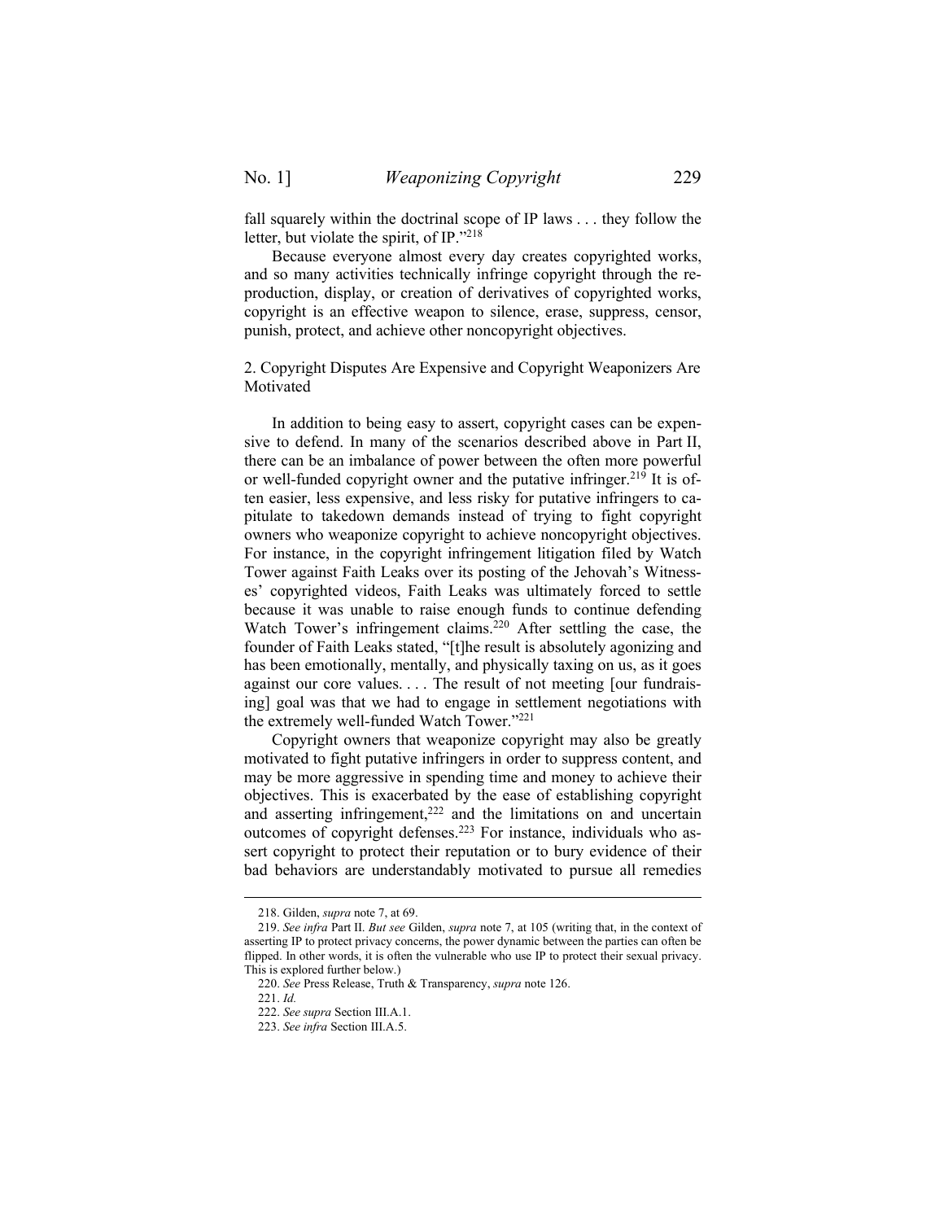fall squarely within the doctrinal scope of IP laws . . . they follow the letter, but violate the spirit, of IP."[218]

Because everyone almost every day creates copyrighted works, and so many activities technically infringe copyright through the reproduction, display, or creation of derivatives of copyrighted works, copyright is an effective weapon to silence, erase, suppress, censor, punish, protect, and achieve other noncopyright objectives.

2. Copyright Disputes Are Expensive and Copyright Weaponizers Are Motivated

In addition to being easy to assert, copyright cases can be expensive to defend. In many of the scenarios described above in Part II, there can be an imbalance of power between the often more powerful or well-funded copyright owner and the putative infringer.[219] It is often easier, less expensive, and less risky for putative infringers to capitulate to takedown demands instead of trying to fight copyright owners who weaponize copyright to achieve noncopyright objectives. For instance, in the copyright infringement litigation filed by Watch Tower against Faith Leaks over its posting of the Jehovah's Witnesses' copyrighted videos, Faith Leaks was ultimately forced to settle because it was unable to raise enough funds to continue defending Watch Tower's infringement claims.[220] After settling the case, the founder of Faith Leaks stated, "[t]he result is absolutely agonizing and has been emotionally, mentally, and physically taxing on us, as it goes against our core values. . . . The result of not meeting [our fundraising] goal was that we had to engage in settlement negotiations with the extremely well-funded Watch Tower."[221]

Copyright owners that weaponize copyright may also be greatly motivated to fight putative infringers in order to suppress content, and may be more aggressive in spending time and money to achieve their objectives. This is exacerbated by the ease of establishing copyright and asserting infringement,[222] and the limitations on and uncertain outcomes of copyright defenses.[223] For instance, individuals who assert copyright to protect their reputation or to bury evidence of their bad behaviors are understandably motivated to pursue all remedies

218. Gilden, *supra* note 7, at 69.

219. *See infra* Part II. *But see* Gilden, *supra* note 7, at 105 (writing that, in the context of asserting IP to protect privacy concerns, the power dynamic between the parties can often be flipped. In other words, it is often the vulnerable who use IP to protect their sexual privacy. This is explored further below.)

220. *See* Press Release, Truth & Transparency, *supra* note 126.

221. *Id.*

222. *See supra* Section III.A.1.

223. *See infra* Section III.A.5.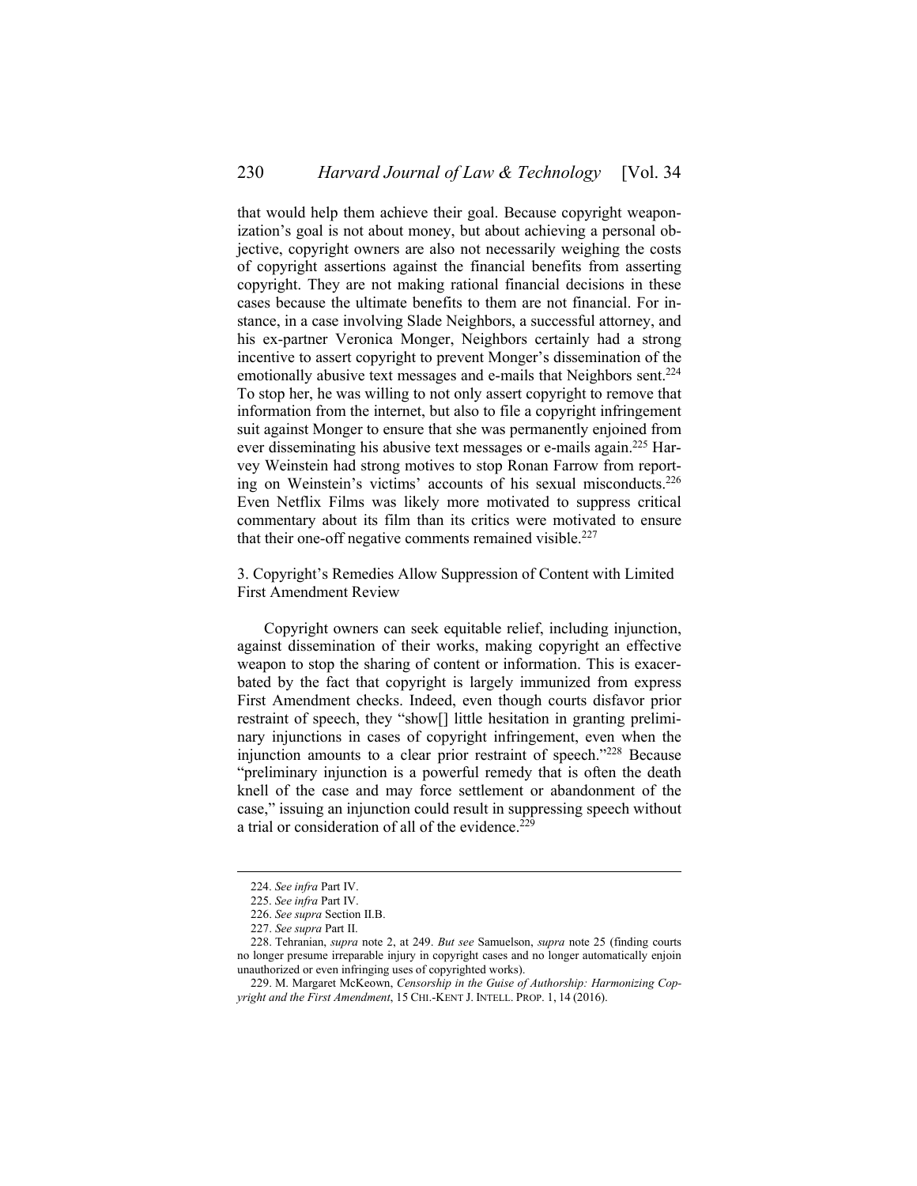that would help them achieve their goal. Because copyright weaponization's goal is not about money, but about achieving a personal objective, copyright owners are also not necessarily weighing the costs of copyright assertions against the financial benefits from asserting copyright. They are not making rational financial decisions in these cases because the ultimate benefits to them are not financial. For instance, in a case involving Slade Neighbors, a successful attorney, and his ex-partner Veronica Monger, Neighbors certainly had a strong incentive to assert copyright to prevent Monger's dissemination of the emotionally abusive text messages and e-mails that Neighbors sent.[224] To stop her, he was willing to not only assert copyright to remove that information from the internet, but also to file a copyright infringement suit against Monger to ensure that she was permanently enjoined from ever disseminating his abusive text messages or e-mails again.[225] Harvey Weinstein had strong motives to stop Ronan Farrow from reporting on Weinstein's victims' accounts of his sexual misconducts.[226] Even Netflix Films was likely more motivated to suppress critical commentary about its film than its critics were motivated to ensure that their one-off negative comments remained visible.[227]

### 3. Copyright's Remedies Allow Suppression of Content with Limited First Amendment Review

Copyright owners can seek equitable relief, including injunction, against dissemination of their works, making copyright an effective weapon to stop the sharing of content or information. This is exacerbated by the fact that copyright is largely immunized from express First Amendment checks. Indeed, even though courts disfavor prior restraint of speech, they "show[] little hesitation in granting preliminary injunctions in cases of copyright infringement, even when the injunction amounts to a clear prior restraint of speech."[228] Because "preliminary injunction is a powerful remedy that is often the death knell of the case and may force settlement or abandonment of the case," issuing an injunction could result in suppressing speech without a trial or consideration of all of the evidence.[229]

---

224. *See infra* Part IV.

225. *See infra* Part IV.

226. *See supra* Section II.B.

227. *See supra* Part II.

228. Tehranian, *supra* note 2, at 249. *But see* Samuelson, *supra* note 25 (finding courts no longer presume irreparable injury in copyright cases and no longer automatically enjoin unauthorized or even infringing uses of copyrighted works).

229. M. Margaret McKeown, *Censorship in the Guise of Authorship: Harmonizing Copyright and the First Amendment*, 15 CHI.-KENT J. INTELL. PROP. 1, 14 (2016).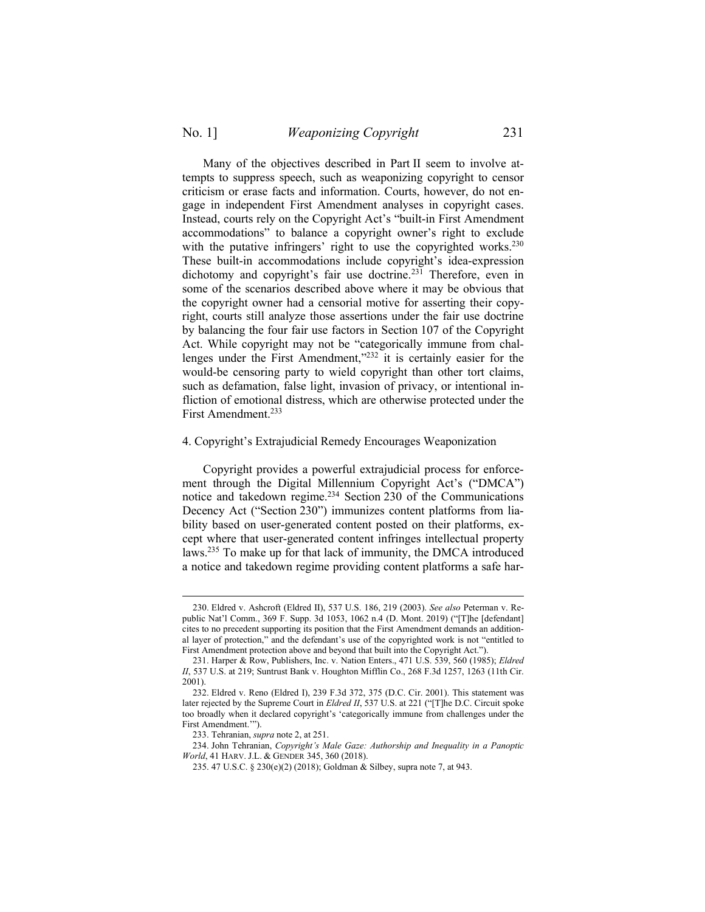Many of the objectives described in Part II seem to involve attempts to suppress speech, such as weaponizing copyright to censor criticism or erase facts and information. Courts, however, do not engage in independent First Amendment analyses in copyright cases. Instead, courts rely on the Copyright Act's "built-in First Amendment accommodations" to balance a copyright owner's right to exclude with the putative infringers' right to use the copyrighted works.[230] These built-in accommodations include copyright's idea-expression dichotomy and copyright's fair use doctrine.[231] Therefore, even in some of the scenarios described above where it may be obvious that the copyright owner had a censorial motive for asserting their copyright, courts still analyze those assertions under the fair use doctrine by balancing the four fair use factors in Section 107 of the Copyright Act. While copyright may not be "categorically immune from challenges under the First Amendment,"[232] it is certainly easier for the would-be censoring party to wield copyright than other tort claims, such as defamation, false light, invasion of privacy, or intentional infliction of emotional distress, which are otherwise protected under the First Amendment.[233]

4. Copyright's Extrajudicial Remedy Encourages Weaponization

Copyright provides a powerful extrajudicial process for enforcement through the Digital Millennium Copyright Act's ("DMCA") notice and takedown regime.[234] Section 230 of the Communications Decency Act ("Section 230") immunizes content platforms from liability based on user-generated content posted on their platforms, except where that user-generated content infringes intellectual property laws.[235] To make up for that lack of immunity, the DMCA introduced a notice and takedown regime providing content platforms a safe har-

---

230. Eldred v. Ashcroft (Eldred II), 537 U.S. 186, 219 (2003). *See also* Peterman v. Republic Nat'l Comm., 369 F. Supp. 3d 1053, 1062 n.4 (D. Mont. 2019) ("[T]he [defendant] cites to no precedent supporting its position that the First Amendment demands an additional layer of protection," and the defendant's use of the copyrighted work is not "entitled to First Amendment protection above and beyond that built into the Copyright Act.").

231. Harper & Row, Publishers, Inc. v. Nation Enters., 471 U.S. 539, 560 (1985); *Eldred II*, 537 U.S. at 219; Suntrust Bank v. Houghton Mifflin Co., 268 F.3d 1257, 1263 (11th Cir. 2001).

232. Eldred v. Reno (Eldred I), 239 F.3d 372, 375 (D.C. Cir. 2001). This statement was later rejected by the Supreme Court in *Eldred II*, 537 U.S. at 221 ("[T]he D.C. Circuit spoke too broadly when it declared copyright's 'categorically immune from challenges under the First Amendment.'").

233. Tehranian, *supra* note 2, at 251.

234. John Tehranian, *Copyright's Male Gaze: Authorship and Inequality in a Panoptic World*, 41 HARV. J.L. & GENDER 345, 360 (2018).

235. 47 U.S.C. § 230(e)(2) (2018); Goldman & Silbey, supra note 7, at 943.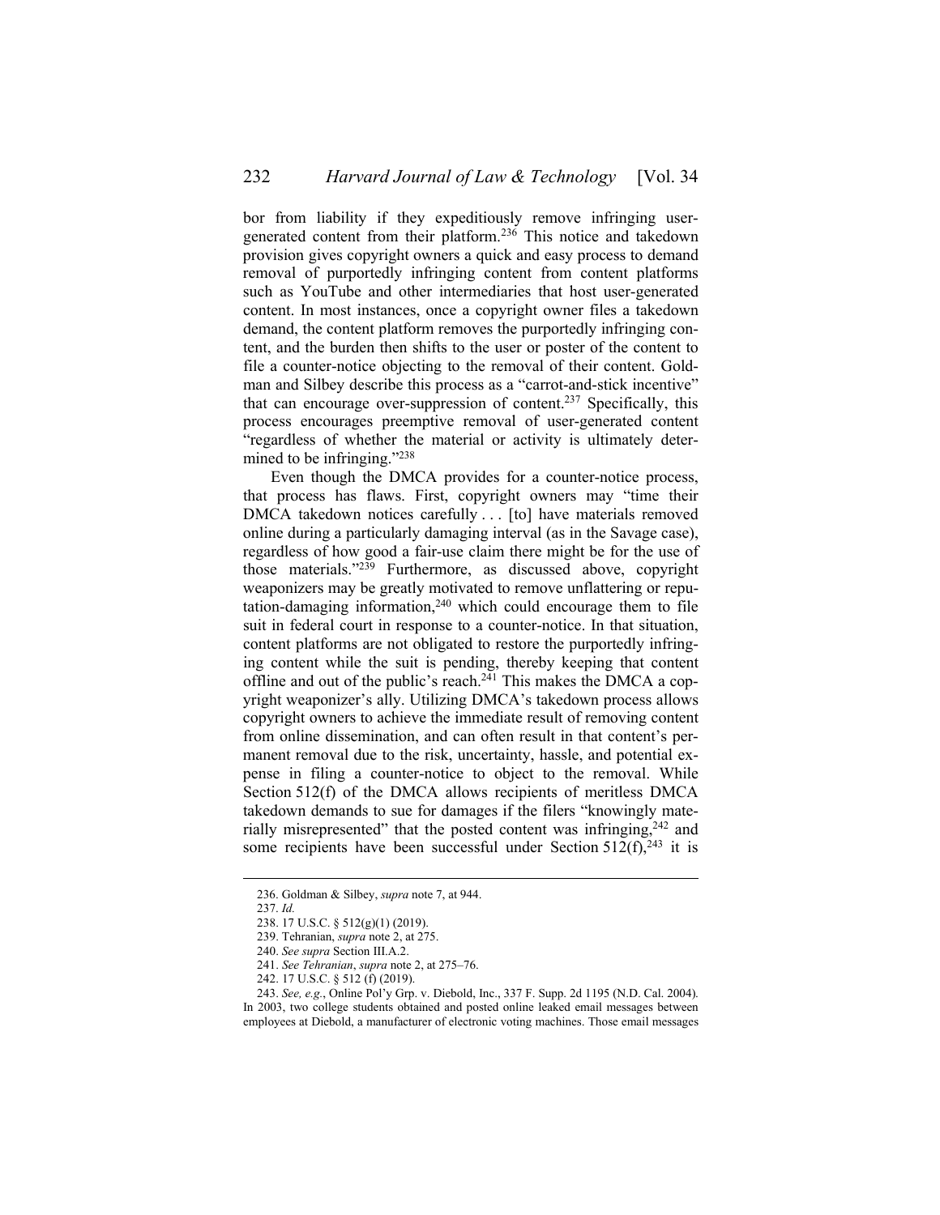bor from liability if they expeditiously remove infringing user-generated content from their platform.[236] This notice and takedown provision gives copyright owners a quick and easy process to demand removal of purportedly infringing content from content platforms such as YouTube and other intermediaries that host user-generated content. In most instances, once a copyright owner files a takedown demand, the content platform removes the purportedly infringing content, and the burden then shifts to the user or poster of the content to file a counter-notice objecting to the removal of their content. Goldman and Silbey describe this process as a "carrot-and-stick incentive" that can encourage over-suppression of content.[237] Specifically, this process encourages preemptive removal of user-generated content "regardless of whether the material or activity is ultimately determined to be infringing."[238]

Even though the DMCA provides for a counter-notice process, that process has flaws. First, copyright owners may "time their DMCA takedown notices carefully . . . [to] have materials removed online during a particularly damaging interval (as in the Savage case), regardless of how good a fair-use claim there might be for the use of those materials."[239] Furthermore, as discussed above, copyright weaponizers may be greatly motivated to remove unflattering or reputation-damaging information,[240] which could encourage them to file suit in federal court in response to a counter-notice. In that situation, content platforms are not obligated to restore the purportedly infringing content while the suit is pending, thereby keeping that content offline and out of the public's reach.[241] This makes the DMCA a copyright weaponizer's ally. Utilizing DMCA's takedown process allows copyright owners to achieve the immediate result of removing content from online dissemination, and can often result in that content's permanent removal due to the risk, uncertainty, hassle, and potential expense in filing a counter-notice to object to the removal. While Section 512(f) of the DMCA allows recipients of meritless DMCA takedown demands to sue for damages if the filers "knowingly materially misrepresented" that the posted content was infringing,[242] and some recipients have been successful under Section 512(f),[243] it is

236. Goldman & Silbey, *supra* note 7, at 944.

237. *Id.*

238. 17 U.S.C. § 512(g)(1) (2019).

239. Tehranian, *supra* note 2, at 275.

240. *See supra* Section III.A.2.

241. *See Tehranian*, *supra* note 2, at 275–76.

242. 17 U.S.C. § 512 (f) (2019).

243. *See, e.g.*, Online Pol'y Grp. v. Diebold, Inc., 337 F. Supp. 2d 1195 (N.D. Cal. 2004). In 2003, two college students obtained and posted online leaked email messages between employees at Diebold, a manufacturer of electronic voting machines. Those email messages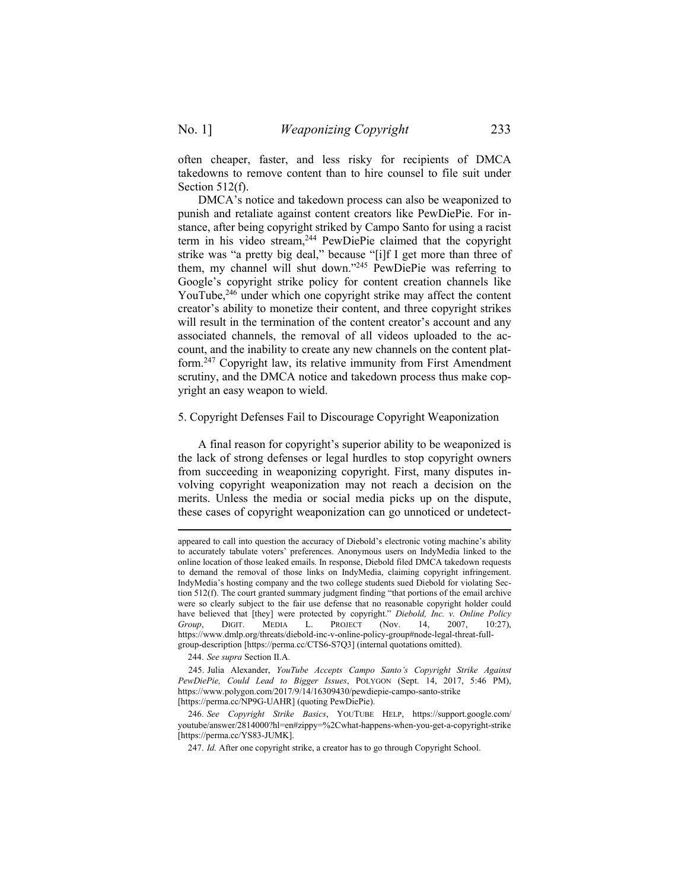often cheaper, faster, and less risky for recipients of DMCA takedowns to remove content than to hire counsel to file suit under Section 512(f).

DMCA's notice and takedown process can also be weaponized to punish and retaliate against content creators like PewDiePie. For instance, after being copyright striked by Campo Santo for using a racist term in his video stream,[244] PewDiePie claimed that the copyright strike was "a pretty big deal," because "[i]f I get more than three of them, my channel will shut down."[245] PewDiePie was referring to Google's copyright strike policy for content creation channels like YouTube,[246] under which one copyright strike may affect the content creator's ability to monetize their content, and three copyright strikes will result in the termination of the content creator's account and any associated channels, the removal of all videos uploaded to the account, and the inability to create any new channels on the content platform.[247] Copyright law, its relative immunity from First Amendment scrutiny, and the DMCA notice and takedown process thus make copyright an easy weapon to wield.

5. Copyright Defenses Fail to Discourage Copyright Weaponization

A final reason for copyright's superior ability to be weaponized is the lack of strong defenses or legal hurdles to stop copyright owners from succeeding in weaponizing copyright. First, many disputes involving copyright weaponization may not reach a decision on the merits. Unless the media or social media picks up on the dispute, these cases of copyright weaponization can go unnoticed or undetect-

---

appeared to call into question the accuracy of Diebold's electronic voting machine's ability to accurately tabulate voters' preferences. Anonymous users on IndyMedia linked to the online location of those leaked emails. In response, Diebold filed DMCA takedown requests to demand the removal of those links on IndyMedia, claiming copyright infringement. IndyMedia's hosting company and the two college students sued Diebold for violating Section 512(f). The court granted summary judgment finding "that portions of the email archive were so clearly subject to the fair use defense that no reasonable copyright holder could have believed that [they] were protected by copyright." *Diebold, Inc. v. Online Policy Group*, DIGIT. MEDIA L. PROJECT (Nov. 14, 2007, 10:27), https://www.dmlp.org/threats/diebold-inc-v-online-policy-group#node-legal-threat-full-group-description [https://perma.cc/CTS6-S7Q3] (internal quotations omitted).

244. *See supra* Section II.A.

245. Julia Alexander, *YouTube Accepts Campo Santo's Copyright Strike Against PewDiePie, Could Lead to Bigger Issues*, POLYGON (Sept. 14, 2017, 5:46 PM), https://www.polygon.com/2017/9/14/16309430/pewdiepie-campo-santo-strike [https://perma.cc/NP9G-UAHR] (quoting PewDiePie).

246. *See Copyright Strike Basics*, YOUTUBE HELP, https://support.google.com/youtube/answer/2814000?hl=en#zippy=%2Cwhat-happens-when-you-get-a-copyright-strike [https://perma.cc/YS83-JUMK].

247. *Id.* After one copyright strike, a creator has to go through Copyright School.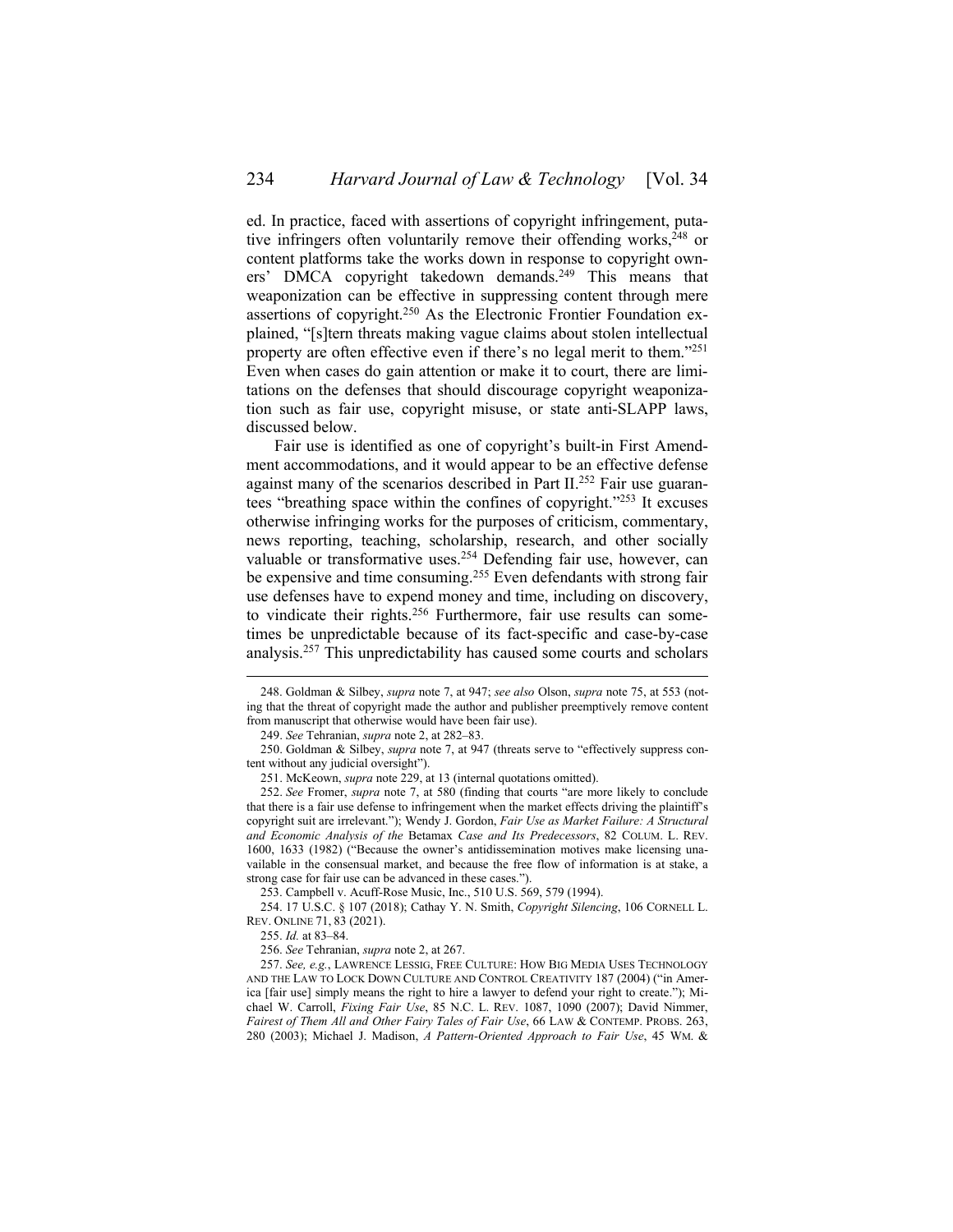ed. In practice, faced with assertions of copyright infringement, putative infringers often voluntarily remove their offending works,[248] or content platforms take the works down in response to copyright owners' DMCA copyright takedown demands.[249] This means that weaponization can be effective in suppressing content through mere assertions of copyright.[250] As the Electronic Frontier Foundation explained, "[s]tern threats making vague claims about stolen intellectual property are often effective even if there's no legal merit to them."[251] Even when cases do gain attention or make it to court, there are limitations on the defenses that should discourage copyright weaponization such as fair use, copyright misuse, or state anti-SLAPP laws, discussed below.

Fair use is identified as one of copyright's built-in First Amendment accommodations, and it would appear to be an effective defense against many of the scenarios described in Part II.[252] Fair use guarantees "breathing space within the confines of copyright."[253] It excuses otherwise infringing works for the purposes of criticism, commentary, news reporting, teaching, scholarship, research, and other socially valuable or transformative uses.[254] Defending fair use, however, can be expensive and time consuming.[255] Even defendants with strong fair use defenses have to expend money and time, including on discovery, to vindicate their rights.[256] Furthermore, fair use results can sometimes be unpredictable because of its fact-specific and case-by-case analysis.[257] This unpredictability has caused some courts and scholars

---

248. Goldman & Silbey, *supra* note 7, at 947; *see also* Olson, *supra* note 75, at 553 (noting that the threat of copyright made the author and publisher preemptively remove content from manuscript that otherwise would have been fair use).

249. *See* Tehranian, *supra* note 2, at 282–83.

250. Goldman & Silbey, *supra* note 7, at 947 (threats serve to "effectively suppress content without any judicial oversight").

251. McKeown, *supra* note 229, at 13 (internal quotations omitted).

252. *See* Fromer, *supra* note 7, at 580 (finding that courts "are more likely to conclude that there is a fair use defense to infringement when the market effects driving the plaintiff's copyright suit are irrelevant."); Wendy J. Gordon, *Fair Use as Market Failure: A Structural and Economic Analysis of the* Betamax *Case and Its Predecessors*, 82 COLUM. L. REV. 1600, 1633 (1982) ("Because the owner's antidissemination motives make licensing unavailable in the consensual market, and because the free flow of information is at stake, a strong case for fair use can be advanced in these cases.").

253. Campbell v. Acuff-Rose Music, Inc., 510 U.S. 569, 579 (1994).

254. 17 U.S.C. § 107 (2018); Cathay Y. N. Smith, *Copyright Silencing*, 106 CORNELL L. REV. ONLINE 71, 83 (2021).

255. *Id.* at 83–84.

256. *See* Tehranian, *supra* note 2, at 267.

257. *See, e.g.*, LAWRENCE LESSIG, FREE CULTURE: HOW BIG MEDIA USES TECHNOLOGY AND THE LAW TO LOCK DOWN CULTURE AND CONTROL CREATIVITY 187 (2004) ("in America [fair use] simply means the right to hire a lawyer to defend your right to create."); Michael W. Carroll, *Fixing Fair Use*, 85 N.C. L. REV. 1087, 1090 (2007); David Nimmer, *Fairest of Them All and Other Fairy Tales of Fair Use*, 66 LAW & CONTEMP. PROBS. 263, 280 (2003); Michael J. Madison, *A Pattern-Oriented Approach to Fair Use*, 45 WM. &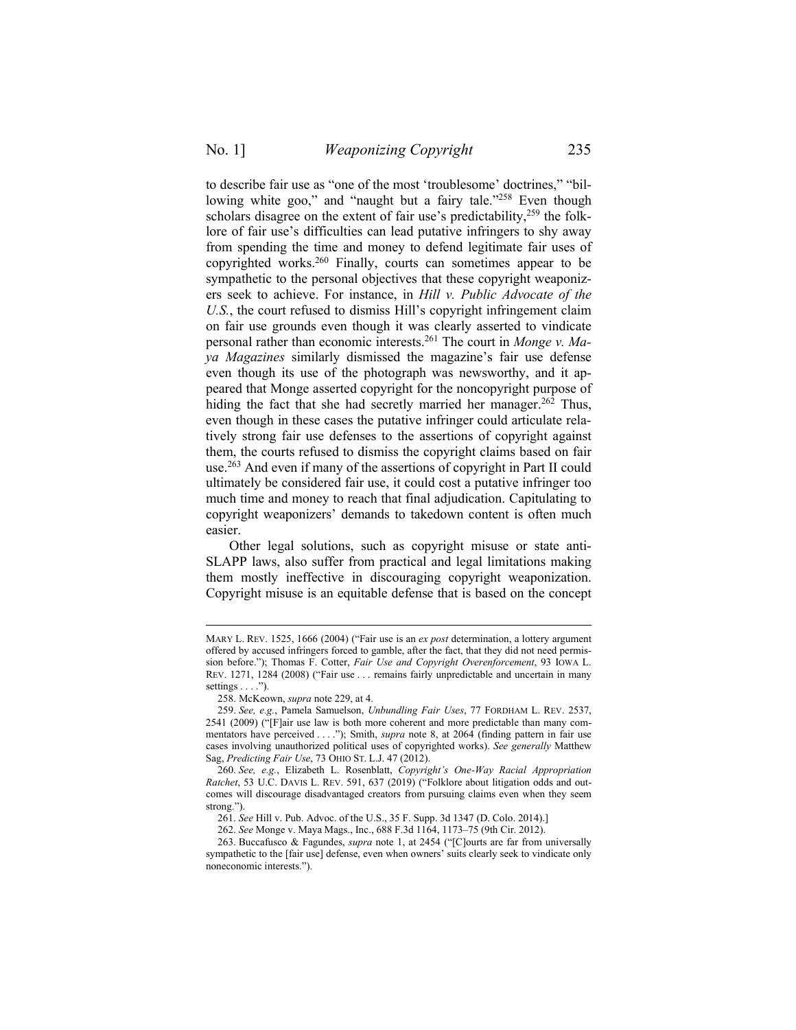to describe fair use as "one of the most 'troublesome' doctrines," "billowing white goo," and "naught but a fairy tale."[258] Even though scholars disagree on the extent of fair use's predictability,[259] the folklore of fair use's difficulties can lead putative infringers to shy away from spending the time and money to defend legitimate fair uses of copyrighted works.[260] Finally, courts can sometimes appear to be sympathetic to the personal objectives that these copyright weaponizers seek to achieve. For instance, in *Hill v. Public Advocate of the U.S.*, the court refused to dismiss Hill's copyright infringement claim on fair use grounds even though it was clearly asserted to vindicate personal rather than economic interests.[261] The court in *Monge v. Maya Magazines* similarly dismissed the magazine's fair use defense even though its use of the photograph was newsworthy, and it appeared that Monge asserted copyright for the noncopyright purpose of hiding the fact that she had secretly married her manager.[262] Thus, even though in these cases the putative infringer could articulate relatively strong fair use defenses to the assertions of copyright against them, the courts refused to dismiss the copyright claims based on fair use.[263] And even if many of the assertions of copyright in Part II could ultimately be considered fair use, it could cost a putative infringer too much time and money to reach that final adjudication. Capitulating to copyright weaponizers' demands to takedown content is often much easier.

Other legal solutions, such as copyright misuse or state anti-SLAPP laws, also suffer from practical and legal limitations making them mostly ineffective in discouraging copyright weaponization. Copyright misuse is an equitable defense that is based on the concept

---

MARY L. REV. 1525, 1666 (2004) ("Fair use is an *ex post* determination, a lottery argument offered by accused infringers forced to gamble, after the fact, that they did not need permission before."); Thomas F. Cotter, *Fair Use and Copyright Overenforcement*, 93 IOWA L. REV. 1271, 1284 (2008) ("Fair use . . . remains fairly unpredictable and uncertain in many settings . . . .").

258. McKeown, *supra* note 229, at 4.

259. *See, e.g.*, Pamela Samuelson, *Unbundling Fair Uses*, 77 FORDHAM L. REV. 2537, 2541 (2009) ("[F]air use law is both more coherent and more predictable than many commentators have perceived . . . ."); Smith, *supra* note 8, at 2064 (finding pattern in fair use cases involving unauthorized political uses of copyrighted works). *See generally* Matthew Sag, *Predicting Fair Use*, 73 OHIO ST. L.J. 47 (2012).

260. *See, e.g.*, Elizabeth L. Rosenblatt, *Copyright's One-Way Racial Appropriation Ratchet*, 53 U.C. DAVIS L. REV. 591, 637 (2019) ("Folklore about litigation odds and outcomes will discourage disadvantaged creators from pursuing claims even when they seem strong.").

261. *See* Hill v. Pub. Advoc. of the U.S., 35 F. Supp. 3d 1347 (D. Colo. 2014).]

262. *See* Monge v. Maya Mags., Inc., 688 F.3d 1164, 1173–75 (9th Cir. 2012).

263. Buccafusco & Fagundes, *supra* note 1, at 2454 ("[C]ourts are far from universally sympathetic to the [fair use] defense, even when owners' suits clearly seek to vindicate only noneconomic interests.").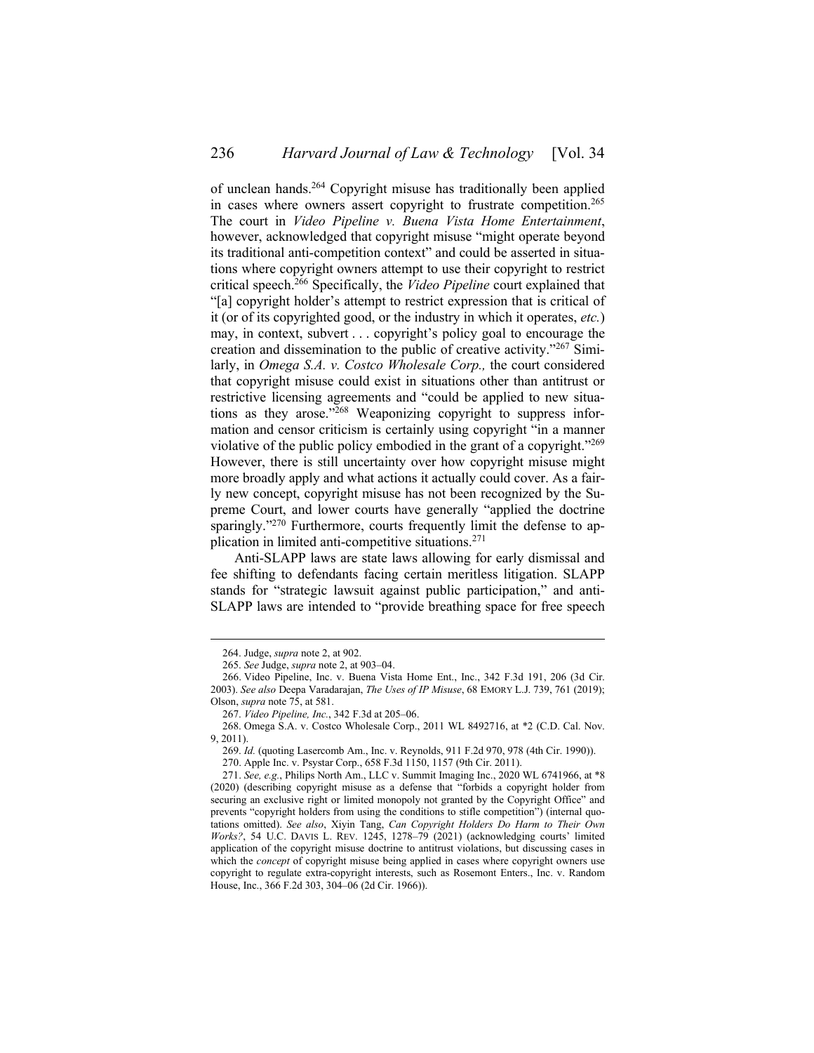of unclean hands.[264] Copyright misuse has traditionally been applied in cases where owners assert copyright to frustrate competition.[265] The court in *Video Pipeline v. Buena Vista Home Entertainment*, however, acknowledged that copyright misuse "might operate beyond its traditional anti-competition context" and could be asserted in situations where copyright owners attempt to use their copyright to restrict critical speech.[266] Specifically, the *Video Pipeline* court explained that "[a] copyright holder's attempt to restrict expression that is critical of it (or of its copyrighted good, or the industry in which it operates, *etc.*) may, in context, subvert . . . copyright's policy goal to encourage the creation and dissemination to the public of creative activity."[267] Similarly, in *Omega S.A. v. Costco Wholesale Corp.,* the court considered that copyright misuse could exist in situations other than antitrust or restrictive licensing agreements and "could be applied to new situations as they arose."[268] Weaponizing copyright to suppress information and censor criticism is certainly using copyright "in a manner violative of the public policy embodied in the grant of a copyright."[269] However, there is still uncertainty over how copyright misuse might more broadly apply and what actions it actually could cover. As a fairly new concept, copyright misuse has not been recognized by the Supreme Court, and lower courts have generally "applied the doctrine sparingly."[270] Furthermore, courts frequently limit the defense to application in limited anti-competitive situations.[271]

Anti-SLAPP laws are state laws allowing for early dismissal and fee shifting to defendants facing certain meritless litigation. SLAPP stands for "strategic lawsuit against public participation," and anti-SLAPP laws are intended to "provide breathing space for free speech

---

264. Judge, *supra* note 2, at 902.

265. *See* Judge, *supra* note 2, at 903–04.

266. Video Pipeline, Inc. v. Buena Vista Home Ent., Inc., 342 F.3d 191, 206 (3d Cir. 2003). *See also* Deepa Varadarajan, *The Uses of IP Misuse*, 68 EMORY L.J. 739, 761 (2019); Olson, *supra* note 75, at 581.

267. *Video Pipeline, Inc.*, 342 F.3d at 205–06.

268. Omega S.A. v. Costco Wholesale Corp., 2011 WL 8492716, at \*2 (C.D. Cal. Nov. 9, 2011).

269. *Id.* (quoting Lasercomb Am., Inc. v. Reynolds, 911 F.2d 970, 978 (4th Cir. 1990)).

270. Apple Inc. v. Psystar Corp., 658 F.3d 1150, 1157 (9th Cir. 2011).

271. *See, e.g.*, Philips North Am., LLC v. Summit Imaging Inc., 2020 WL 6741966, at \*8 (2020) (describing copyright misuse as a defense that "forbids a copyright holder from securing an exclusive right or limited monopoly not granted by the Copyright Office" and prevents "copyright holders from using the conditions to stifle competition") (internal quotations omitted). *See also*, Xiyin Tang, *Can Copyright Holders Do Harm to Their Own Works?*, 54 U.C. DAVIS L. REV. 1245, 1278–79 (2021) (acknowledging courts' limited application of the copyright misuse doctrine to antitrust violations, but discussing cases in which the *concept* of copyright misuse being applied in cases where copyright owners use copyright to regulate extra-copyright interests, such as Rosemont Enters., Inc. v. Random House, Inc., 366 F.2d 303, 304–06 (2d Cir. 1966)).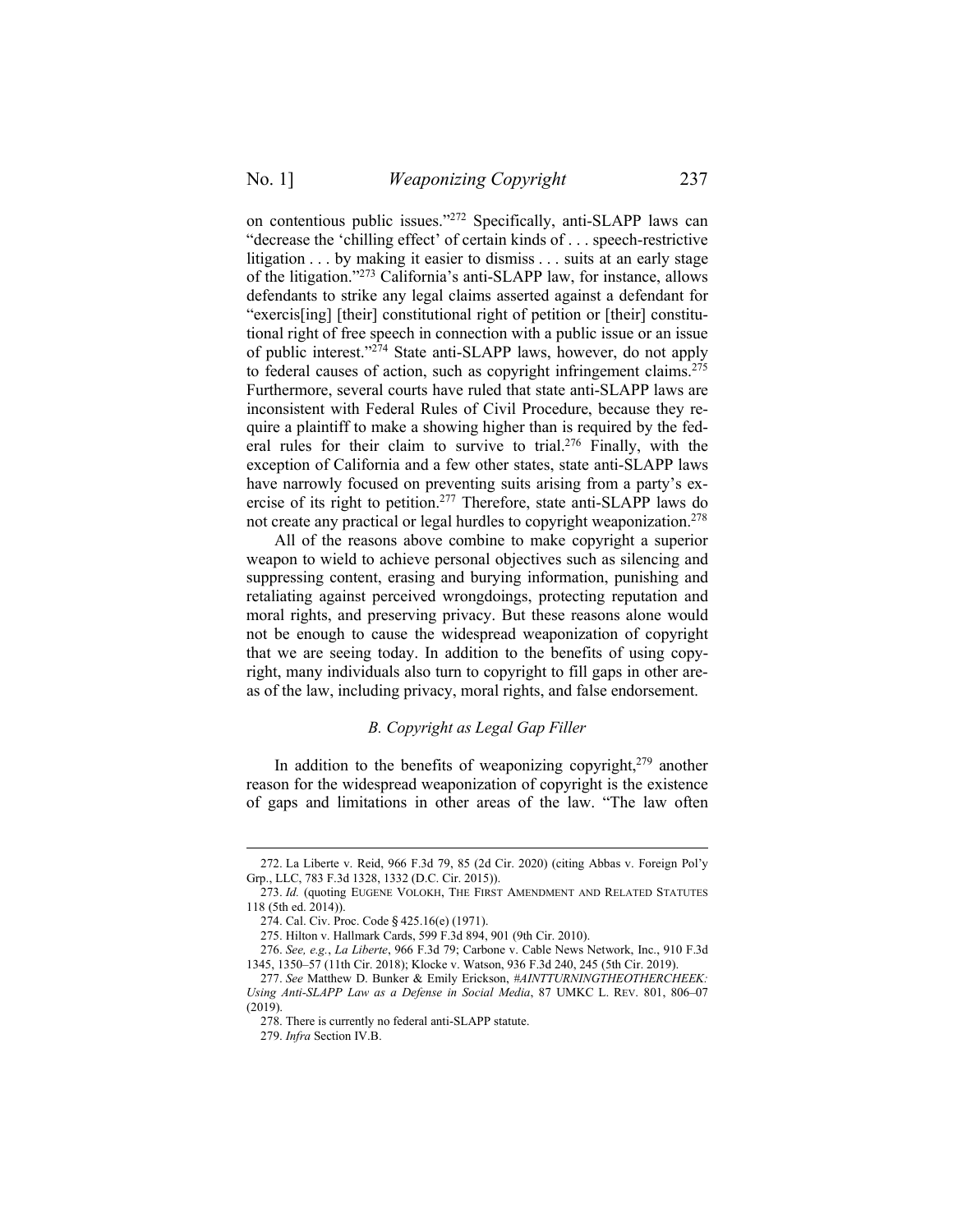on contentious public issues."[272] Specifically, anti-SLAPP laws can "decrease the 'chilling effect' of certain kinds of . . . speech-restrictive litigation . . . by making it easier to dismiss . . . suits at an early stage of the litigation."[273] California's anti-SLAPP law, for instance, allows defendants to strike any legal claims asserted against a defendant for "exercis[ing] [their] constitutional right of petition or [their] constitutional right of free speech in connection with a public issue or an issue of public interest."[274] State anti-SLAPP laws, however, do not apply to federal causes of action, such as copyright infringement claims.[275] Furthermore, several courts have ruled that state anti-SLAPP laws are inconsistent with Federal Rules of Civil Procedure, because they require a plaintiff to make a showing higher than is required by the federal rules for their claim to survive to trial.[276] Finally, with the exception of California and a few other states, state anti-SLAPP laws have narrowly focused on preventing suits arising from a party's exercise of its right to petition.[277] Therefore, state anti-SLAPP laws do not create any practical or legal hurdles to copyright weaponization.[278]

All of the reasons above combine to make copyright a superior weapon to wield to achieve personal objectives such as silencing and suppressing content, erasing and burying information, punishing and retaliating against perceived wrongdoings, protecting reputation and moral rights, and preserving privacy. But these reasons alone would not be enough to cause the widespread weaponization of copyright that we are seeing today. In addition to the benefits of using copyright, many individuals also turn to copyright to fill gaps in other areas of the law, including privacy, moral rights, and false endorsement.

### *B. Copyright as Legal Gap Filler*

In addition to the benefits of weaponizing copyright,[279] another reason for the widespread weaponization of copyright is the existence of gaps and limitations in other areas of the law. "The law often

---

272. La Liberte v. Reid, 966 F.3d 79, 85 (2d Cir. 2020) (citing Abbas v. Foreign Pol'y Grp., LLC, 783 F.3d 1328, 1332 (D.C. Cir. 2015)).

273. *Id.* (quoting EUGENE VOLOKH, THE FIRST AMENDMENT AND RELATED STATUTES 118 (5th ed. 2014)).

274. Cal. Civ. Proc. Code § 425.16(e) (1971).

275. Hilton v. Hallmark Cards, 599 F.3d 894, 901 (9th Cir. 2010).

276. *See, e.g.*, *La Liberte*, 966 F.3d 79; Carbone v. Cable News Network, Inc., 910 F.3d 1345, 1350–57 (11th Cir. 2018); Klocke v. Watson, 936 F.3d 240, 245 (5th Cir. 2019).

277. *See* Matthew D. Bunker & Emily Erickson, *#AINTTURNINGTHEOTHERCHEEK: Using Anti-SLAPP Law as a Defense in Social Media*, 87 UMKC L. REV. 801, 806–07 (2019).

278. There is currently no federal anti-SLAPP statute.

279. *Infra* Section IV.B.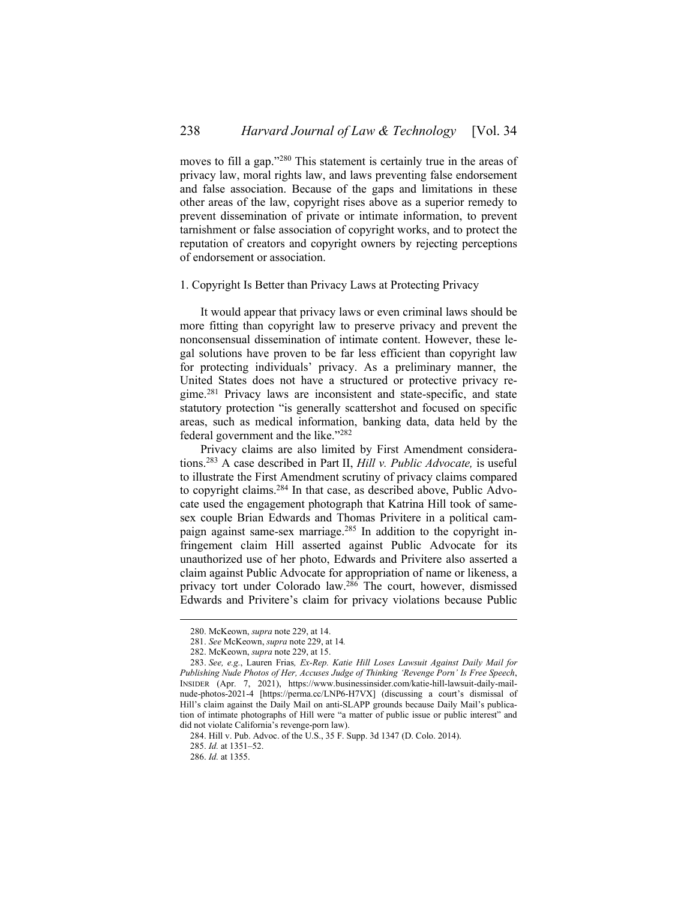moves to fill a gap."[280] This statement is certainly true in the areas of privacy law, moral rights law, and laws preventing false endorsement and false association. Because of the gaps and limitations in these other areas of the law, copyright rises above as a superior remedy to prevent dissemination of private or intimate information, to prevent tarnishment or false association of copyright works, and to protect the reputation of creators and copyright owners by rejecting perceptions of endorsement or association.

1. Copyright Is Better than Privacy Laws at Protecting Privacy

It would appear that privacy laws or even criminal laws should be more fitting than copyright law to preserve privacy and prevent the nonconsensual dissemination of intimate content. However, these legal solutions have proven to be far less efficient than copyright law for protecting individuals' privacy. As a preliminary manner, the United States does not have a structured or protective privacy regime.[281] Privacy laws are inconsistent and state-specific, and state statutory protection "is generally scattershot and focused on specific areas, such as medical information, banking data, data held by the federal government and the like."[282]

Privacy claims are also limited by First Amendment considerations.[283] A case described in Part II, *Hill v. Public Advocate,* is useful to illustrate the First Amendment scrutiny of privacy claims compared to copyright claims.[284] In that case, as described above, Public Advocate used the engagement photograph that Katrina Hill took of same-sex couple Brian Edwards and Thomas Privitere in a political campaign against same-sex marriage.[285] In addition to the copyright infringement claim Hill asserted against Public Advocate for its unauthorized use of her photo, Edwards and Privitere also asserted a claim against Public Advocate for appropriation of name or likeness, a privacy tort under Colorado law.[286] The court, however, dismissed Edwards and Privitere's claim for privacy violations because Public

---

280. McKeown, *supra* note 229, at 14.

281. *See* McKeown, *supra* note 229, at 14*.*

282. McKeown, *supra* note 229, at 15.

283. *See, e.g.*, Lauren Frias*, Ex-Rep. Katie Hill Loses Lawsuit Against Daily Mail for Publishing Nude Photos of Her, Accuses Judge of Thinking 'Revenge Porn' Is Free Speech*, INSIDER (Apr. 7, 2021), https://www.businessinsider.com/katie-hill-lawsuit-daily-mail-nude-photos-2021-4 [https://perma.cc/LNP6-H7VX] (discussing a court's dismissal of Hill's claim against the Daily Mail on anti-SLAPP grounds because Daily Mail's publication of intimate photographs of Hill were "a matter of public issue or public interest" and did not violate California's revenge-porn law).

284. Hill v. Pub. Advoc. of the U.S., 35 F. Supp. 3d 1347 (D. Colo. 2014).

285. *Id.* at 1351–52.

286. *Id.* at 1355.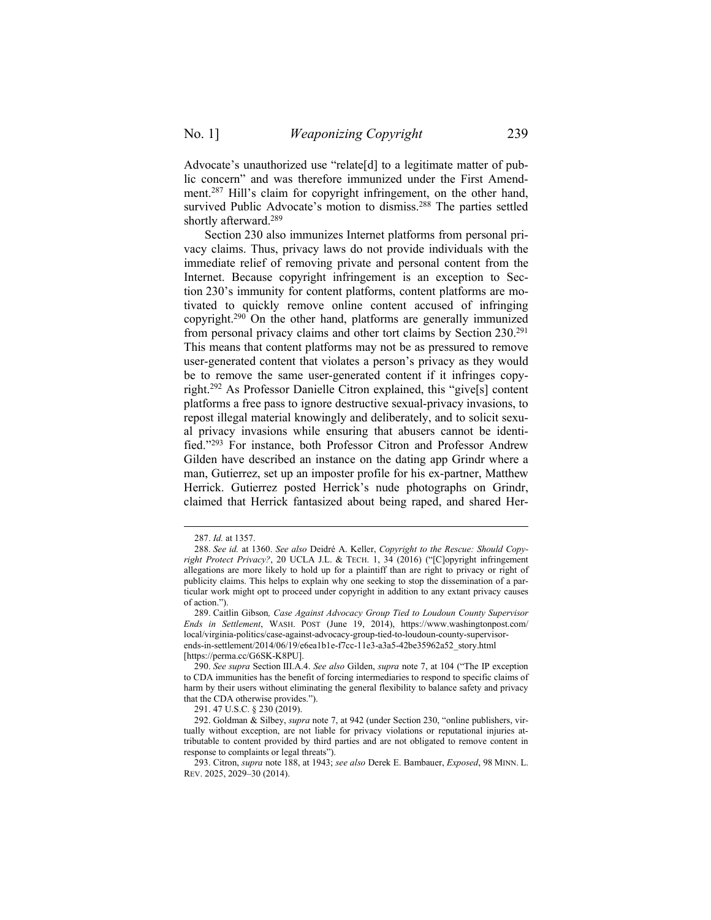Advocate's unauthorized use "relate[d] to a legitimate matter of public concern" and was therefore immunized under the First Amendment.[287] Hill's claim for copyright infringement, on the other hand, survived Public Advocate's motion to dismiss.[288] The parties settled shortly afterward.[289]

Section 230 also immunizes Internet platforms from personal privacy claims. Thus, privacy laws do not provide individuals with the immediate relief of removing private and personal content from the Internet. Because copyright infringement is an exception to Section 230's immunity for content platforms, content platforms are motivated to quickly remove online content accused of infringing copyright.[290] On the other hand, platforms are generally immunized from personal privacy claims and other tort claims by Section 230.[291] This means that content platforms may not be as pressured to remove user-generated content that violates a person's privacy as they would be to remove the same user-generated content if it infringes copyright.[292] As Professor Danielle Citron explained, this "give[s] content platforms a free pass to ignore destructive sexual-privacy invasions, to repost illegal material knowingly and deliberately, and to solicit sexual privacy invasions while ensuring that abusers cannot be identified."[293] For instance, both Professor Citron and Professor Andrew Gilden have described an instance on the dating app Grindr where a man, Gutierrez, set up an imposter profile for his ex-partner, Matthew Herrick. Gutierrez posted Herrick's nude photographs on Grindr, claimed that Herrick fantasized about being raped, and shared Her-

---

287. *Id.* at 1357.

288. *See id.* at 1360. *See also* Deidré A. Keller, *Copyright to the Rescue: Should Copyright Protect Privacy?*, 20 UCLA J.L. & TECH. 1, 34 (2016) ("[C]opyright infringement allegations are more likely to hold up for a plaintiff than are right to privacy or right of publicity claims. This helps to explain why one seeking to stop the dissemination of a particular work might opt to proceed under copyright in addition to any extant privacy causes of action.").

289. Caitlin Gibson*, Case Against Advocacy Group Tied to Loudoun County Supervisor Ends in Settlement*, WASH. POST (June 19, 2014), https://www.washingtonpost.com/local/virginia-politics/case-against-advocacy-group-tied-to-loudoun-county-supervisor-ends-in-settlement/2014/06/19/e6ea1b1e-f7cc-11e3-a3a5-42be35962a52_story.html [https://perma.cc/G6SK-K8PU].

290. *See supra* Section III.A.4. *See also* Gilden, *supra* note 7, at 104 ("The IP exception to CDA immunities has the benefit of forcing intermediaries to respond to specific claims of harm by their users without eliminating the general flexibility to balance safety and privacy that the CDA otherwise provides.").

291. 47 U.S.C. § 230 (2019).

292. Goldman & Silbey, *supra* note 7, at 942 (under Section 230, "online publishers, virtually without exception, are not liable for privacy violations or reputational injuries attributable to content provided by third parties and are not obligated to remove content in response to complaints or legal threats").

293. Citron, *supra* note 188, at 1943; *see also* Derek E. Bambauer, *Exposed*, 98 MINN. L. REV. 2025, 2029–30 (2014).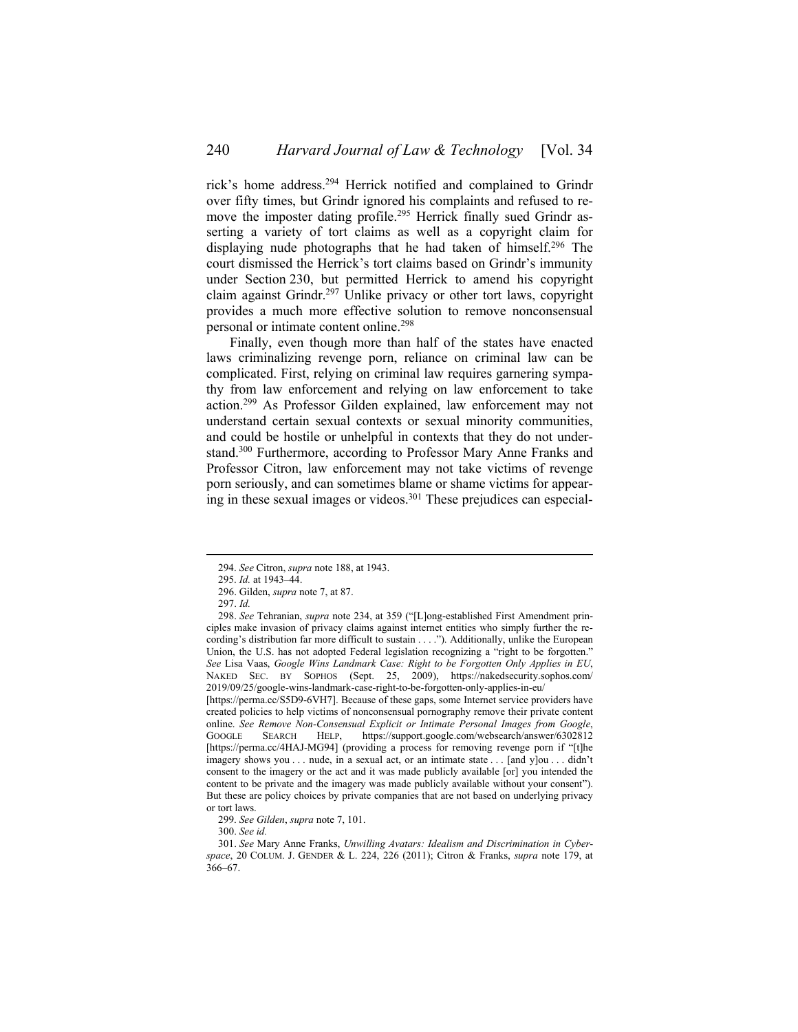rick's home address.[294] Herrick notified and complained to Grindr over fifty times, but Grindr ignored his complaints and refused to remove the imposter dating profile.[295] Herrick finally sued Grindr asserting a variety of tort claims as well as a copyright claim for displaying nude photographs that he had taken of himself.[296] The court dismissed the Herrick's tort claims based on Grindr's immunity under Section 230, but permitted Herrick to amend his copyright claim against Grindr.[297] Unlike privacy or other tort laws, copyright provides a much more effective solution to remove nonconsensual personal or intimate content online.[298]

Finally, even though more than half of the states have enacted laws criminalizing revenge porn, reliance on criminal law can be complicated. First, relying on criminal law requires garnering sympathy from law enforcement and relying on law enforcement to take action.[299] As Professor Gilden explained, law enforcement may not understand certain sexual contexts or sexual minority communities, and could be hostile or unhelpful in contexts that they do not understand.[300] Furthermore, according to Professor Mary Anne Franks and Professor Citron, law enforcement may not take victims of revenge porn seriously, and can sometimes blame or shame victims for appearing in these sexual images or videos.[301] These prejudices can especial-

---

294. *See* Citron, *supra* note 188, at 1943.

295. *Id.* at 1943–44.

296. Gilden, *supra* note 7, at 87.

297. *Id.*

298. *See* Tehranian, *supra* note 234, at 359 ("[L]ong-established First Amendment principles make invasion of privacy claims against internet entities who simply further the recording's distribution far more difficult to sustain . . . ."). Additionally, unlike the European Union, the U.S. has not adopted Federal legislation recognizing a "right to be forgotten." *See* Lisa Vaas, *Google Wins Landmark Case: Right to be Forgotten Only Applies in EU*, NAKED SEC. BY SOPHOS (Sept. 25, 2009), https://nakedsecurity.sophos.com/2019/09/25/google-wins-landmark-case-right-to-be-forgotten-only-applies-in-eu/ [https://perma.cc/S5D9-6VH7]. Because of these gaps, some Internet service providers have created policies to help victims of nonconsensual pornography remove their private content online. *See Remove Non-Consensual Explicit or Intimate Personal Images from Google*, GOOGLE SEARCH HELP, https://support.google.com/websearch/answer/6302812 [https://perma.cc/4HAJ-MG94] (providing a process for removing revenge porn if "[t]he imagery shows you . . . nude, in a sexual act, or an intimate state . . . [and y]ou . . . didn't consent to the imagery or the act and it was made publicly available [or] you intended the content to be private and the imagery was made publicly available without your consent"). But these are policy choices by private companies that are not based on underlying privacy or tort laws.

299. *See Gilden*, *supra* note 7, 101.

300. *See id.*

301. *See* Mary Anne Franks, *Unwilling Avatars: Idealism and Discrimination in Cyberspace*, 20 COLUM. J. GENDER & L. 224, 226 (2011); Citron & Franks, *supra* note 179, at 366–67.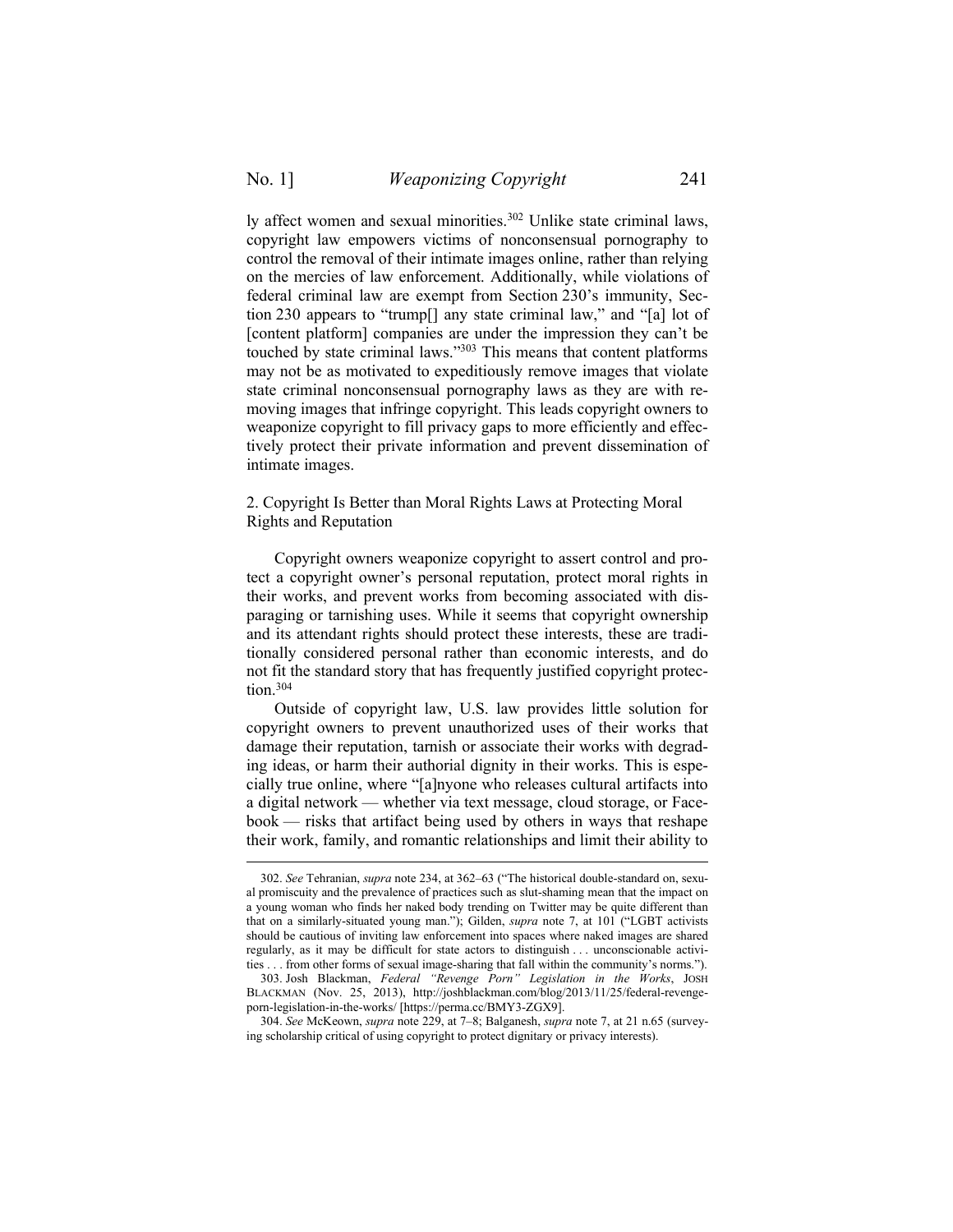ly affect women and sexual minorities.[302] Unlike state criminal laws, copyright law empowers victims of nonconsensual pornography to control the removal of their intimate images online, rather than relying on the mercies of law enforcement. Additionally, while violations of federal criminal law are exempt from Section 230's immunity, Section 230 appears to "trump[] any state criminal law," and "[a] lot of [content platform] companies are under the impression they can't be touched by state criminal laws."[303] This means that content platforms may not be as motivated to expeditiously remove images that violate state criminal nonconsensual pornography laws as they are with removing images that infringe copyright. This leads copyright owners to weaponize copyright to fill privacy gaps to more efficiently and effectively protect their private information and prevent dissemination of intimate images.

### 2. Copyright Is Better than Moral Rights Laws at Protecting Moral Rights and Reputation

Copyright owners weaponize copyright to assert control and protect a copyright owner's personal reputation, protect moral rights in their works, and prevent works from becoming associated with disparaging or tarnishing uses. While it seems that copyright ownership and its attendant rights should protect these interests, these are traditionally considered personal rather than economic interests, and do not fit the standard story that has frequently justified copyright protection.[304]

Outside of copyright law, U.S. law provides little solution for copyright owners to prevent unauthorized uses of their works that damage their reputation, tarnish or associate their works with degrading ideas, or harm their authorial dignity in their works. This is especially true online, where "[a]nyone who releases cultural artifacts into a digital network — whether via text message, cloud storage, or Facebook — risks that artifact being used by others in ways that reshape their work, family, and romantic relationships and limit their ability to

---

302. *See* Tehranian, *supra* note 234, at 362–63 ("The historical double-standard on, sexual promiscuity and the prevalence of practices such as slut-shaming mean that the impact on a young woman who finds her naked body trending on Twitter may be quite different than that on a similarly-situated young man."); Gilden, *supra* note 7, at 101 ("LGBT activists should be cautious of inviting law enforcement into spaces where naked images are shared regularly, as it may be difficult for state actors to distinguish . . . unconscionable activities . . . from other forms of sexual image-sharing that fall within the community's norms.").

303. Josh Blackman, *Federal "Revenge Porn" Legislation in the Works*, JOSH BLACKMAN (Nov. 25, 2013), http://joshblackman.com/blog/2013/11/25/federal-revenge-porn-legislation-in-the-works/ [https://perma.cc/BMY3-ZGX9].

304. *See* McKeown, *supra* note 229, at 7–8; Balganesh, *supra* note 7, at 21 n.65 (surveying scholarship critical of using copyright to protect dignitary or privacy interests).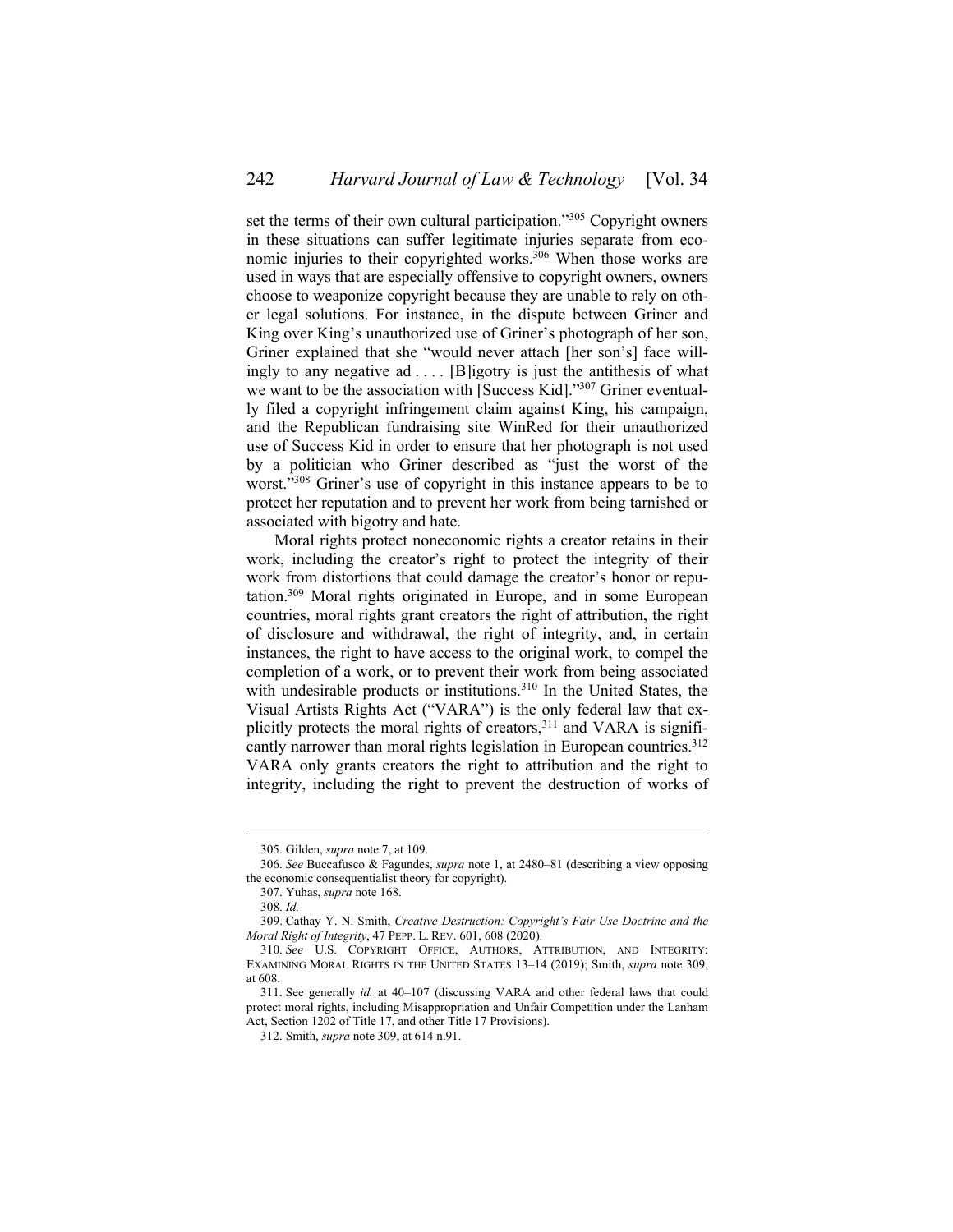set the terms of their own cultural participation."[305] Copyright owners in these situations can suffer legitimate injuries separate from economic injuries to their copyrighted works.[306] When those works are used in ways that are especially offensive to copyright owners, owners choose to weaponize copyright because they are unable to rely on other legal solutions. For instance, in the dispute between Griner and King over King's unauthorized use of Griner's photograph of her son, Griner explained that she "would never attach [her son's] face willingly to any negative ad . . . . [B]igotry is just the antithesis of what we want to be the association with [Success Kid]."[307] Griner eventually filed a copyright infringement claim against King, his campaign, and the Republican fundraising site WinRed for their unauthorized use of Success Kid in order to ensure that her photograph is not used by a politician who Griner described as "just the worst of the worst."[308] Griner's use of copyright in this instance appears to be to protect her reputation and to prevent her work from being tarnished or associated with bigotry and hate.

Moral rights protect noneconomic rights a creator retains in their work, including the creator's right to protect the integrity of their work from distortions that could damage the creator's honor or reputation.[309] Moral rights originated in Europe, and in some European countries, moral rights grant creators the right of attribution, the right of disclosure and withdrawal, the right of integrity, and, in certain instances, the right to have access to the original work, to compel the completion of a work, or to prevent their work from being associated with undesirable products or institutions.[310] In the United States, the Visual Artists Rights Act ("VARA") is the only federal law that explicitly protects the moral rights of creators,[311] and VARA is significantly narrower than moral rights legislation in European countries.[312] VARA only grants creators the right to attribution and the right to integrity, including the right to prevent the destruction of works of

---

305. Gilden, *supra* note 7, at 109.

306. *See* Buccafusco & Fagundes, *supra* note 1, at 2480–81 (describing a view opposing the economic consequentialist theory for copyright).

307. Yuhas, *supra* note 168.

308. *Id.*

309. Cathay Y. N. Smith, *Creative Destruction: Copyright's Fair Use Doctrine and the Moral Right of Integrity*, 47 PEPP. L. REV. 601, 608 (2020).

310. *See* U.S. COPYRIGHT OFFICE, AUTHORS, ATTRIBUTION, AND INTEGRITY: EXAMINING MORAL RIGHTS IN THE UNITED STATES 13–14 (2019); Smith, *supra* note 309, at 608.

311. See generally *id.* at 40–107 (discussing VARA and other federal laws that could protect moral rights, including Misappropriation and Unfair Competition under the Lanham Act, Section 1202 of Title 17, and other Title 17 Provisions).

312. Smith, *supra* note 309, at 614 n.91.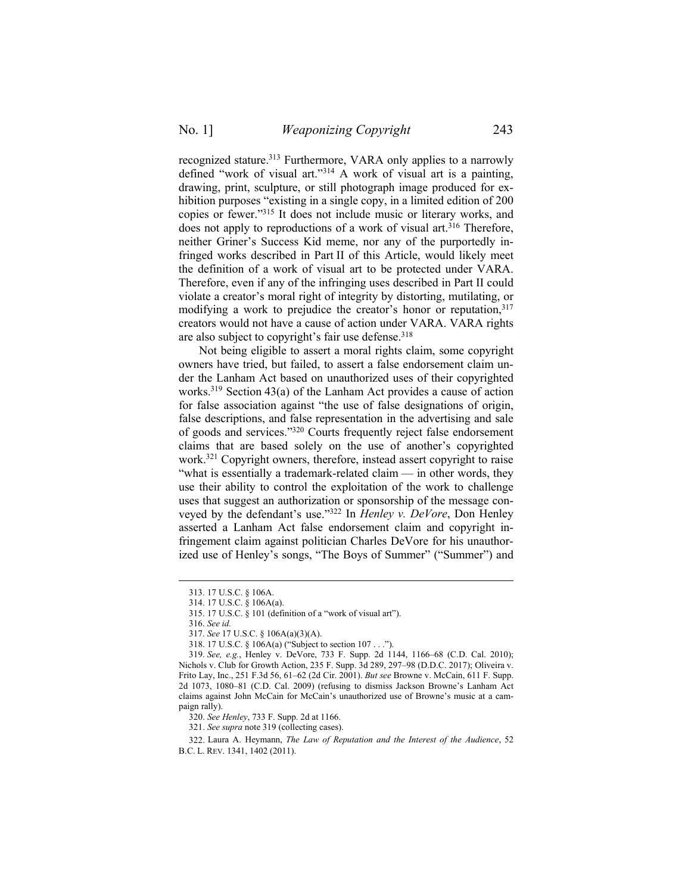recognized stature.[313] Furthermore, VARA only applies to a narrowly defined "work of visual art."[314] A work of visual art is a painting, drawing, print, sculpture, or still photograph image produced for exhibition purposes "existing in a single copy, in a limited edition of 200 copies or fewer."[315] It does not include music or literary works, and does not apply to reproductions of a work of visual art.[316] Therefore, neither Griner's Success Kid meme, nor any of the purportedly infringed works described in Part II of this Article, would likely meet the definition of a work of visual art to be protected under VARA. Therefore, even if any of the infringing uses described in Part II could violate a creator's moral right of integrity by distorting, mutilating, or modifying a work to prejudice the creator's honor or reputation,[317] creators would not have a cause of action under VARA. VARA rights are also subject to copyright's fair use defense.[318]

Not being eligible to assert a moral rights claim, some copyright owners have tried, but failed, to assert a false endorsement claim under the Lanham Act based on unauthorized uses of their copyrighted works.[319] Section 43(a) of the Lanham Act provides a cause of action for false association against "the use of false designations of origin, false descriptions, and false representation in the advertising and sale of goods and services."[320] Courts frequently reject false endorsement claims that are based solely on the use of another's copyrighted work.[321] Copyright owners, therefore, instead assert copyright to raise "what is essentially a trademark-related claim — in other words, they use their ability to control the exploitation of the work to challenge uses that suggest an authorization or sponsorship of the message conveyed by the defendant's use."[322] In *Henley v. DeVore*, Don Henley asserted a Lanham Act false endorsement claim and copyright infringement claim against politician Charles DeVore for his unauthorized use of Henley's songs, "The Boys of Summer" ("Summer") and

313. 17 U.S.C. § 106A.

314. 17 U.S.C. § 106A(a).

315. 17 U.S.C. § 101 (definition of a "work of visual art").

316. *See id.*

317. *See* 17 U.S.C. § 106A(a)(3)(A).

318. 17 U.S.C. § 106A(a) ("Subject to section 107 . . .").

319. *See, e.g.*, Henley v. DeVore, 733 F. Supp. 2d 1144, 1166–68 (C.D. Cal. 2010); Nichols v. Club for Growth Action, 235 F. Supp. 3d 289, 297–98 (D.D.C. 2017); Oliveira v. Frito Lay, Inc., 251 F.3d 56, 61–62 (2d Cir. 2001). *But see* Browne v. McCain, 611 F. Supp. 2d 1073, 1080–81 (C.D. Cal. 2009) (refusing to dismiss Jackson Browne's Lanham Act claims against John McCain for McCain's unauthorized use of Browne's music at a campaign rally).

320. *See Henley*, 733 F. Supp. 2d at 1166.

321. *See supra* note 319 (collecting cases).

322. Laura A. Heymann, *The Law of Reputation and the Interest of the Audience*, 52 B.C. L. REV. 1341, 1402 (2011).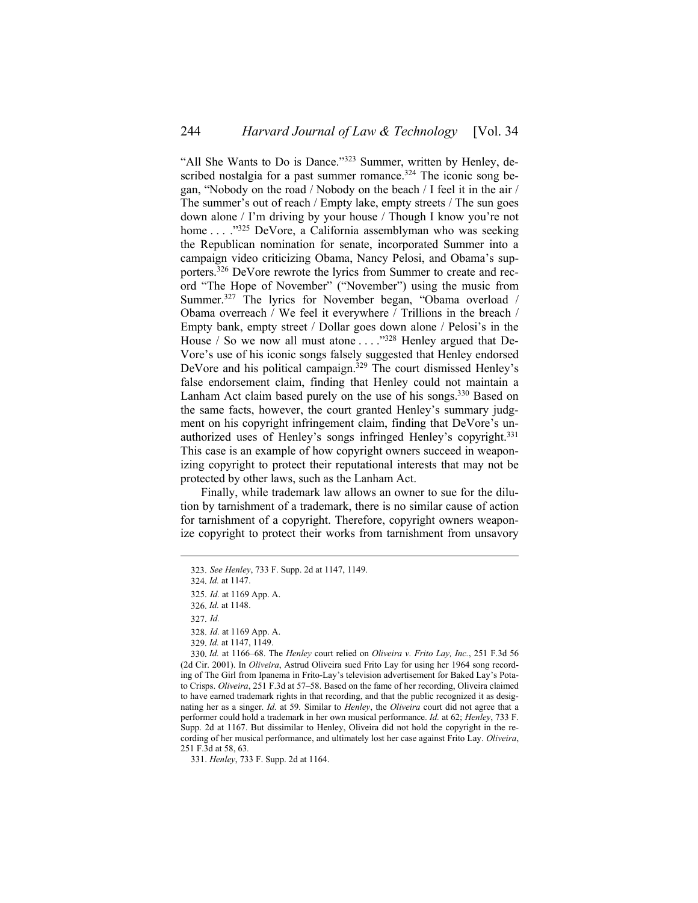"All She Wants to Do is Dance."[323] Summer, written by Henley, described nostalgia for a past summer romance.[324] The iconic song began, "Nobody on the road / Nobody on the beach / I feel it in the air / The summer's out of reach / Empty lake, empty streets / The sun goes down alone / I'm driving by your house / Though I know you're not home . . . ."[325] DeVore, a California assemblyman who was seeking the Republican nomination for senate, incorporated Summer into a campaign video criticizing Obama, Nancy Pelosi, and Obama's supporters.[326] DeVore rewrote the lyrics from Summer to create and record "The Hope of November" ("November") using the music from Summer.[327] The lyrics for November began, "Obama overload / Obama overreach / We feel it everywhere / Trillions in the breach / Empty bank, empty street / Dollar goes down alone / Pelosi's in the House / So we now all must atone . . . ."[328] Henley argued that DeVore's use of his iconic songs falsely suggested that Henley endorsed DeVore and his political campaign.[329] The court dismissed Henley's false endorsement claim, finding that Henley could not maintain a Lanham Act claim based purely on the use of his songs.[330] Based on the same facts, however, the court granted Henley's summary judgment on his copyright infringement claim, finding that DeVore's unauthorized uses of Henley's songs infringed Henley's copyright.[331] This case is an example of how copyright owners succeed in weaponizing copyright to protect their reputational interests that may not be protected by other laws, such as the Lanham Act.

Finally, while trademark law allows an owner to sue for the dilution by tarnishment of a trademark, there is no similar cause of action for tarnishment of a copyright. Therefore, copyright owners weaponize copyright to protect their works from tarnishment from unsavory

---

323. *See Henley*, 733 F. Supp. 2d at 1147, 1149.

324. *Id.* at 1147.

325. *Id.* at 1169 App. A.

326. *Id.* at 1148.

327. *Id.*

328. *Id.* at 1169 App. A.

329. *Id.* at 1147, 1149.

330. *Id.* at 1166–68. The *Henley* court relied on *Oliveira v. Frito Lay, Inc.*, 251 F.3d 56 (2d Cir. 2001). In *Oliveira*, Astrud Oliveira sued Frito Lay for using her 1964 song recording of The Girl from Ipanema in Frito-Lay's television advertisement for Baked Lay's Potato Crisps. *Oliveira*, 251 F.3d at 57–58. Based on the fame of her recording, Oliveira claimed to have earned trademark rights in that recording, and that the public recognized it as designating her as a singer. *Id.* at 59. Similar to *Henley*, the *Oliveira* court did not agree that a performer could hold a trademark in her own musical performance. *Id.* at 62; *Henley*, 733 F. Supp. 2d at 1167. But dissimilar to Henley, Oliveira did not hold the copyright in the recording of her musical performance, and ultimately lost her case against Frito Lay. *Oliveira*, 251 F.3d at 58, 63.

331. *Henley*, 733 F. Supp. 2d at 1164.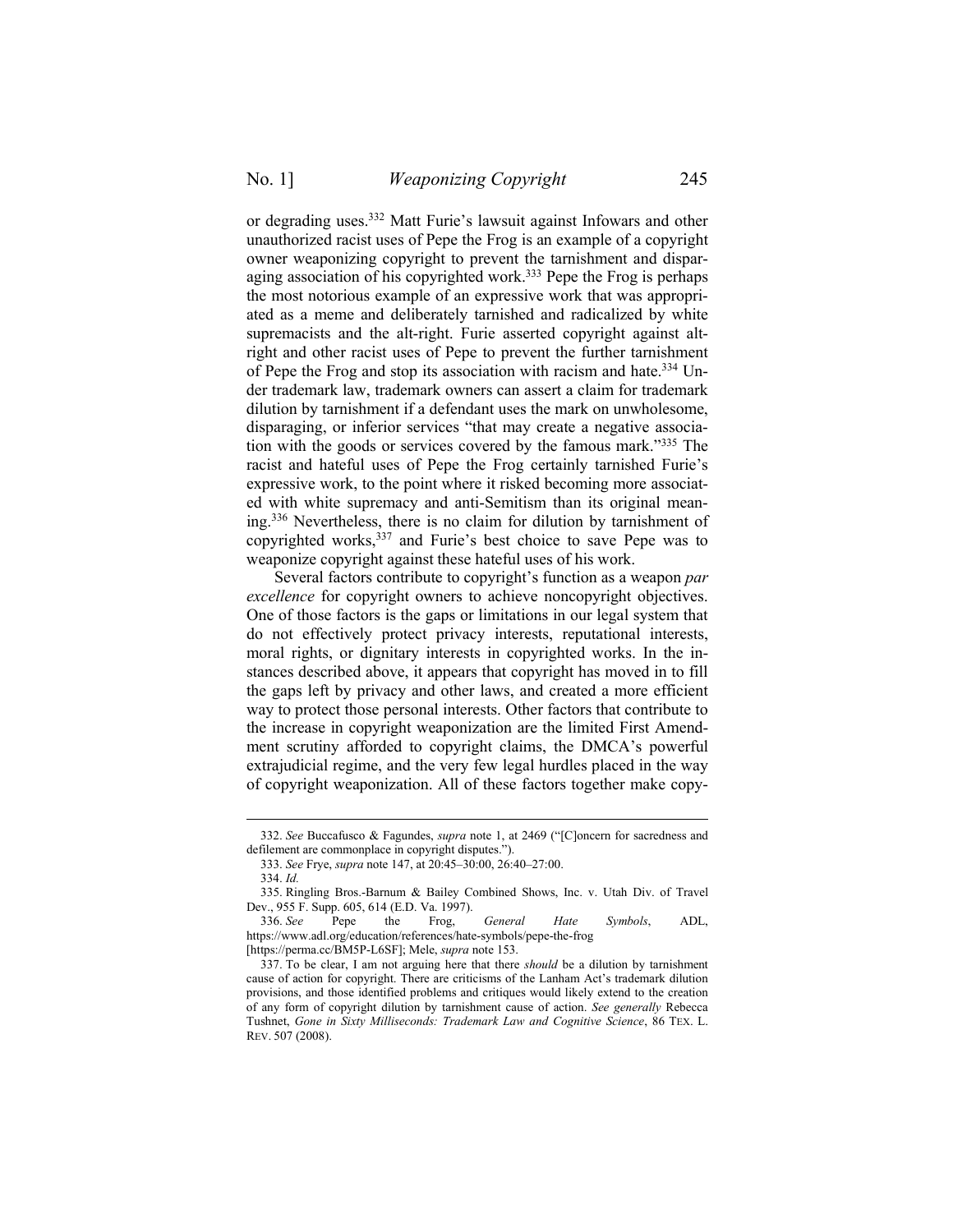or degrading uses.[332] Matt Furie's lawsuit against Infowars and other unauthorized racist uses of Pepe the Frog is an example of a copyright owner weaponizing copyright to prevent the tarnishment and disparaging association of his copyrighted work.[333] Pepe the Frog is perhaps the most notorious example of an expressive work that was appropriated as a meme and deliberately tarnished and radicalized by white supremacists and the alt-right. Furie asserted copyright against alt-right and other racist uses of Pepe to prevent the further tarnishment of Pepe the Frog and stop its association with racism and hate.[334] Under trademark law, trademark owners can assert a claim for trademark dilution by tarnishment if a defendant uses the mark on unwholesome, disparaging, or inferior services "that may create a negative association with the goods or services covered by the famous mark."[335] The racist and hateful uses of Pepe the Frog certainly tarnished Furie's expressive work, to the point where it risked becoming more associated with white supremacy and anti-Semitism than its original meaning.[336] Nevertheless, there is no claim for dilution by tarnishment of copyrighted works,[337] and Furie's best choice to save Pepe was to weaponize copyright against these hateful uses of his work.

Several factors contribute to copyright's function as a weapon *par excellence* for copyright owners to achieve noncopyright objectives. One of those factors is the gaps or limitations in our legal system that do not effectively protect privacy interests, reputational interests, moral rights, or dignitary interests in copyrighted works. In the instances described above, it appears that copyright has moved in to fill the gaps left by privacy and other laws, and created a more efficient way to protect those personal interests. Other factors that contribute to the increase in copyright weaponization are the limited First Amendment scrutiny afforded to copyright claims, the DMCA's powerful extrajudicial regime, and the very few legal hurdles placed in the way of copyright weaponization. All of these factors together make copy-

---

332. *See* Buccafusco & Fagundes, *supra* note 1, at 2469 ("[C]oncern for sacredness and defilement are commonplace in copyright disputes.").

333. *See* Frye, *supra* note 147, at 20:45–30:00, 26:40–27:00.

334. *Id.*

335. Ringling Bros.-Barnum & Bailey Combined Shows, Inc. v. Utah Div. of Travel Dev., 955 F. Supp. 605, 614 (E.D. Va. 1997).

336. *See* Pepe the Frog, *General Hate Symbols*, ADL, https://www.adl.org/education/references/hate-symbols/pepe-the-frog [https://perma.cc/BM5P-L6SF]; Mele, *supra* note 153.

337. To be clear, I am not arguing here that there *should* be a dilution by tarnishment cause of action for copyright. There are criticisms of the Lanham Act's trademark dilution provisions, and those identified problems and critiques would likely extend to the creation of any form of copyright dilution by tarnishment cause of action. *See generally* Rebecca Tushnet, *Gone in Sixty Milliseconds: Trademark Law and Cognitive Science*, 86 TEX. L. REV. 507 (2008).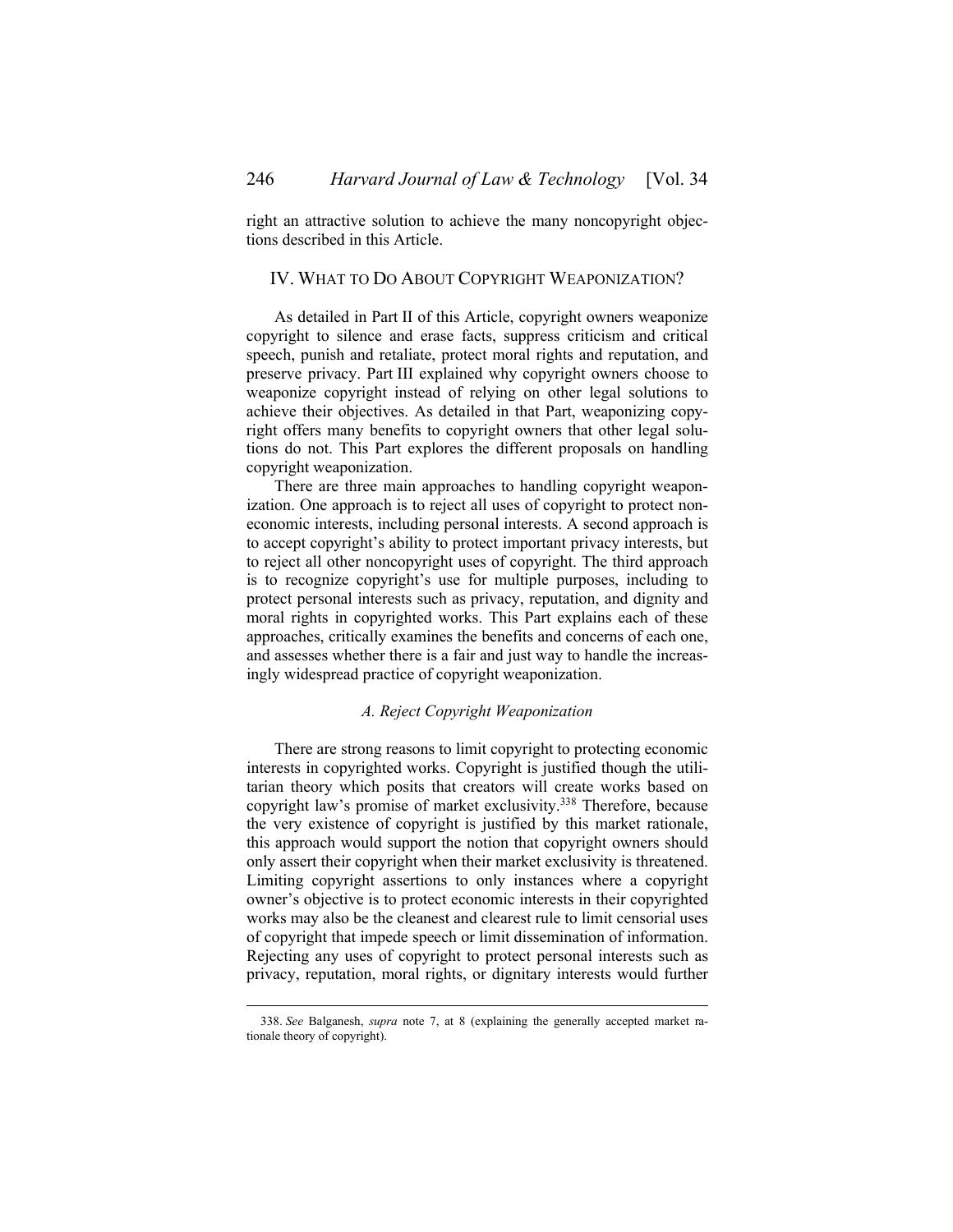right an attractive solution to achieve the many noncopyright objections described in this Article.

## IV. What to Do About Copyright Weaponization?

As detailed in Part II of this Article, copyright owners weaponize copyright to silence and erase facts, suppress criticism and critical speech, punish and retaliate, protect moral rights and reputation, and preserve privacy. Part III explained why copyright owners choose to weaponize copyright instead of relying on other legal solutions to achieve their objectives. As detailed in that Part, weaponizing copyright offers many benefits to copyright owners that other legal solutions do not. This Part explores the different proposals on handling copyright weaponization.

There are three main approaches to handling copyright weaponization. One approach is to reject all uses of copyright to protect noneconomic interests, including personal interests. A second approach is to accept copyright's ability to protect important privacy interests, but to reject all other noncopyright uses of copyright. The third approach is to recognize copyright's use for multiple purposes, including to protect personal interests such as privacy, reputation, and dignity and moral rights in copyrighted works. This Part explains each of these approaches, critically examines the benefits and concerns of each one, and assesses whether there is a fair and just way to handle the increasingly widespread practice of copyright weaponization.

### *A. Reject Copyright Weaponization*

There are strong reasons to limit copyright to protecting economic interests in copyrighted works. Copyright is justified though the utilitarian theory which posits that creators will create works based on copyright law's promise of market exclusivity.[338] Therefore, because the very existence of copyright is justified by this market rationale, this approach would support the notion that copyright owners should only assert their copyright when their market exclusivity is threatened. Limiting copyright assertions to only instances where a copyright owner's objective is to protect economic interests in their copyrighted works may also be the cleanest and clearest rule to limit censorial uses of copyright that impede speech or limit dissemination of information. Rejecting any uses of copyright to protect personal interests such as privacy, reputation, moral rights, or dignitary interests would further

---

338. *See* Balganesh, *supra* note 7, at 8 (explaining the generally accepted market rationale theory of copyright).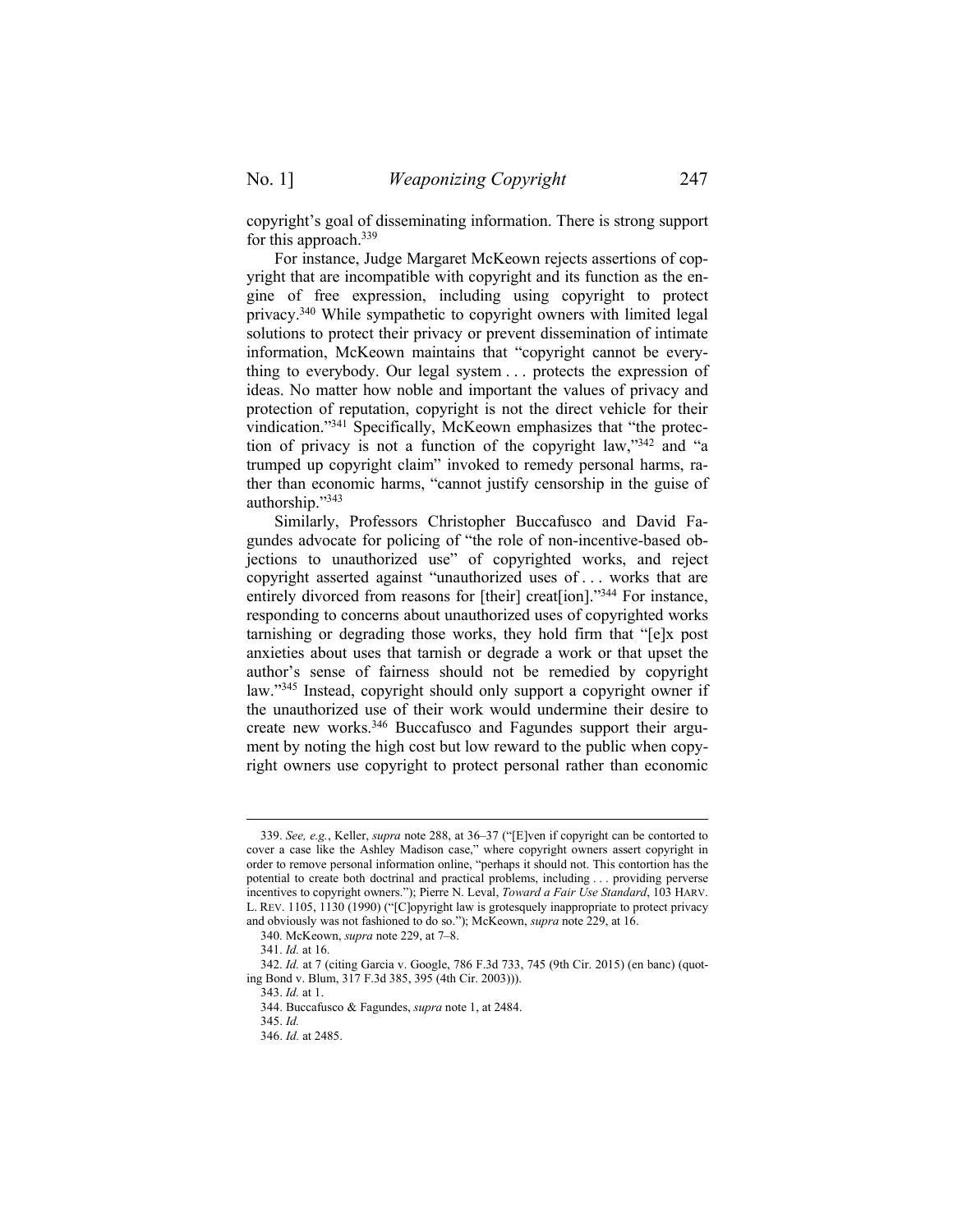copyright's goal of disseminating information. There is strong support for this approach.[339]

For instance, Judge Margaret McKeown rejects assertions of copyright that are incompatible with copyright and its function as the engine of free expression, including using copyright to protect privacy.[340] While sympathetic to copyright owners with limited legal solutions to protect their privacy or prevent dissemination of intimate information, McKeown maintains that "copyright cannot be everything to everybody. Our legal system . . . protects the expression of ideas. No matter how noble and important the values of privacy and protection of reputation, copyright is not the direct vehicle for their vindication."[341] Specifically, McKeown emphasizes that "the protection of privacy is not a function of the copyright law,"[342] and "a trumped up copyright claim" invoked to remedy personal harms, rather than economic harms, "cannot justify censorship in the guise of authorship."[343]

Similarly, Professors Christopher Buccafusco and David Fagundes advocate for policing of "the role of non-incentive-based objections to unauthorized use" of copyrighted works, and reject copyright asserted against "unauthorized uses of . . . works that are entirely divorced from reasons for [their] creat[ion]."[344] For instance, responding to concerns about unauthorized uses of copyrighted works tarnishing or degrading those works, they hold firm that "[e]x post anxieties about uses that tarnish or degrade a work or that upset the author's sense of fairness should not be remedied by copyright law."[345] Instead, copyright should only support a copyright owner if the unauthorized use of their work would undermine their desire to create new works.[346] Buccafusco and Fagundes support their argument by noting the high cost but low reward to the public when copyright owners use copyright to protect personal rather than economic

---

339. *See, e.g.*, Keller, *supra* note 288, at 36–37 ("[E]ven if copyright can be contorted to cover a case like the Ashley Madison case," where copyright owners assert copyright in order to remove personal information online, "perhaps it should not. This contortion has the potential to create both doctrinal and practical problems, including . . . providing perverse incentives to copyright owners."); Pierre N. Leval, *Toward a Fair Use Standard*, 103 HARV. L. REV. 1105, 1130 (1990) ("[C]opyright law is grotesquely inappropriate to protect privacy and obviously was not fashioned to do so."); McKeown, *supra* note 229, at 16.

340. McKeown, *supra* note 229, at 7–8.

341. *Id.* at 16.

342. *Id.* at 7 (citing Garcia v. Google, 786 F.3d 733, 745 (9th Cir. 2015) (en banc) (quoting Bond v. Blum, 317 F.3d 385, 395 (4th Cir. 2003))).

343. *Id.* at 1.

344. Buccafusco & Fagundes, *supra* note 1, at 2484.

345. *Id.*

346. *Id.* at 2485.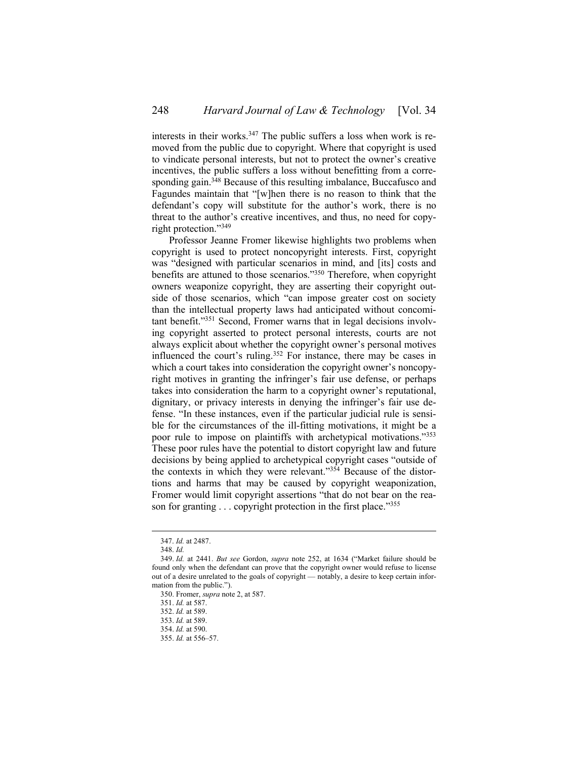interests in their works.[347] The public suffers a loss when work is removed from the public due to copyright. Where that copyright is used to vindicate personal interests, but not to protect the owner's creative incentives, the public suffers a loss without benefitting from a corresponding gain.[348] Because of this resulting imbalance, Buccafusco and Fagundes maintain that "[w]hen there is no reason to think that the defendant's copy will substitute for the author's work, there is no threat to the author's creative incentives, and thus, no need for copyright protection."[349]

Professor Jeanne Fromer likewise highlights two problems when copyright is used to protect noncopyright interests. First, copyright was "designed with particular scenarios in mind, and [its] costs and benefits are attuned to those scenarios."[350] Therefore, when copyright owners weaponize copyright, they are asserting their copyright outside of those scenarios, which "can impose greater cost on society than the intellectual property laws had anticipated without concomitant benefit."[351] Second, Fromer warns that in legal decisions involving copyright asserted to protect personal interests, courts are not always explicit about whether the copyright owner's personal motives influenced the court's ruling.[352] For instance, there may be cases in which a court takes into consideration the copyright owner's noncopyright motives in granting the infringer's fair use defense, or perhaps takes into consideration the harm to a copyright owner's reputational, dignitary, or privacy interests in denying the infringer's fair use defense. "In these instances, even if the particular judicial rule is sensible for the circumstances of the ill-fitting motivations, it might be a poor rule to impose on plaintiffs with archetypical motivations."[353] These poor rules have the potential to distort copyright law and future decisions by being applied to archetypical copyright cases "outside of the contexts in which they were relevant."[354] Because of the distortions and harms that may be caused by copyright weaponization, Fromer would limit copyright assertions "that do not bear on the reason for granting . . . copyright protection in the first place."[355]

---

347. *Id.* at 2487.

348. *Id.*

349. *Id.* at 2441. *But see* Gordon, *supra* note 252, at 1634 ("Market failure should be found only when the defendant can prove that the copyright owner would refuse to license out of a desire unrelated to the goals of copyright — notably, a desire to keep certain information from the public.").

350. Fromer, *supra* note 2, at 587.

351. *Id.* at 587.

352. *Id.* at 589.

353. *Id.* at 589.

354. *Id.* at 590.

355. *Id.* at 556–57.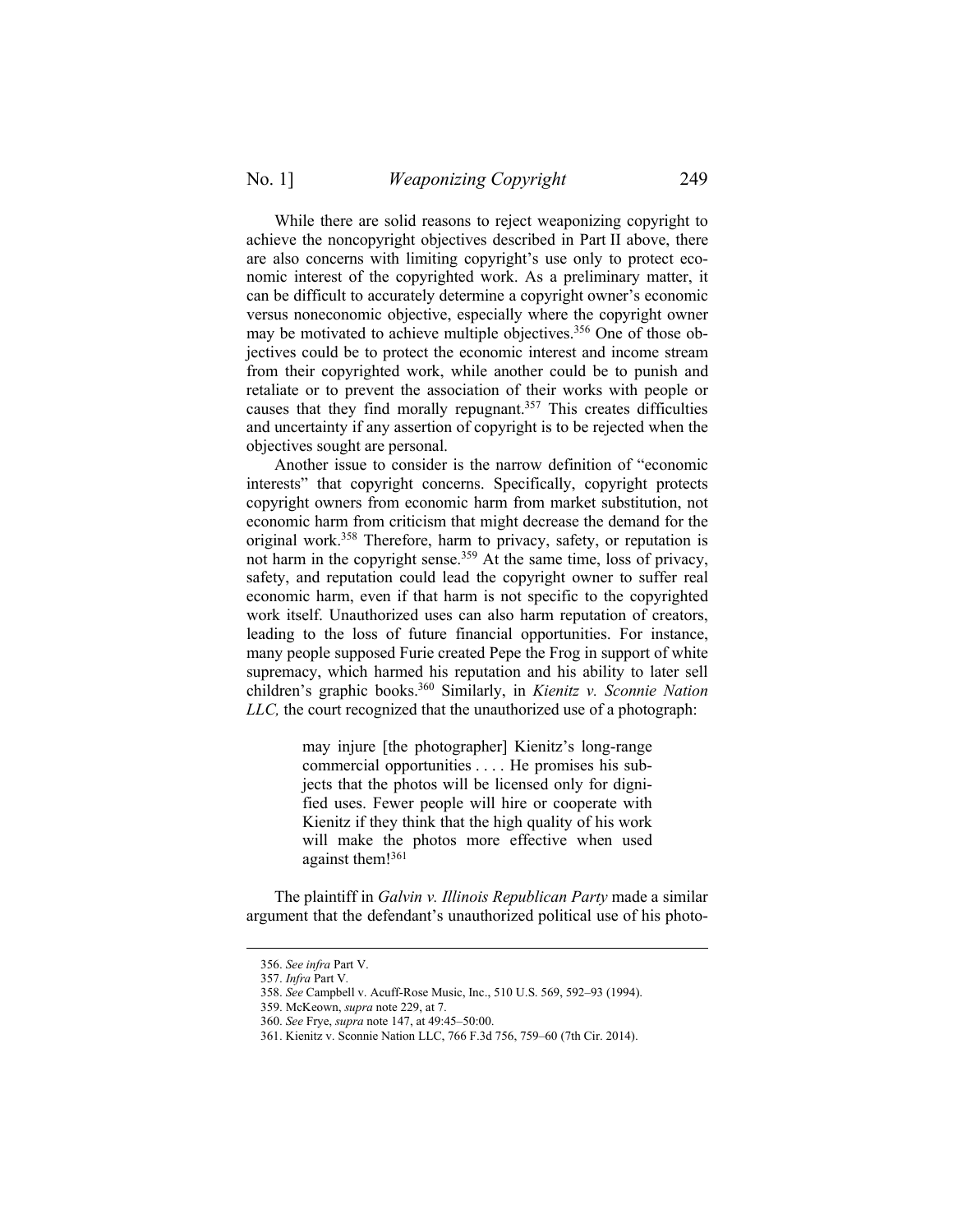While there are solid reasons to reject weaponizing copyright to achieve the noncopyright objectives described in Part II above, there are also concerns with limiting copyright's use only to protect economic interest of the copyrighted work. As a preliminary matter, it can be difficult to accurately determine a copyright owner's economic versus noneconomic objective, especially where the copyright owner may be motivated to achieve multiple objectives.[356] One of those objectives could be to protect the economic interest and income stream from their copyrighted work, while another could be to punish and retaliate or to prevent the association of their works with people or causes that they find morally repugnant.[357] This creates difficulties and uncertainty if any assertion of copyright is to be rejected when the objectives sought are personal.

Another issue to consider is the narrow definition of "economic interests" that copyright concerns. Specifically, copyright protects copyright owners from economic harm from market substitution, not economic harm from criticism that might decrease the demand for the original work.[358] Therefore, harm to privacy, safety, or reputation is not harm in the copyright sense.[359] At the same time, loss of privacy, safety, and reputation could lead the copyright owner to suffer real economic harm, even if that harm is not specific to the copyrighted work itself. Unauthorized uses can also harm reputation of creators, leading to the loss of future financial opportunities. For instance, many people supposed Furie created Pepe the Frog in support of white supremacy, which harmed his reputation and his ability to later sell children's graphic books.[360] Similarly, in *Kienitz v. Sconnie Nation LLC,* the court recognized that the unauthorized use of a photograph:

> may injure [the photographer] Kienitz's long-range commercial opportunities . . . . He promises his subjects that the photos will be licensed only for dignified uses. Fewer people will hire or cooperate with Kienitz if they think that the high quality of his work will make the photos more effective when used against them![361]

The plaintiff in *Galvin v. Illinois Republican Party* made a similar argument that the defendant's unauthorized political use of his photo-

---

356. *See infra* Part V.

357. *Infra* Part V.

358. *See* Campbell v. Acuff-Rose Music, Inc., 510 U.S. 569, 592–93 (1994).

359. McKeown, *supra* note 229, at 7.

360. *See* Frye, *supra* note 147, at 49:45–50:00.

361. Kienitz v. Sconnie Nation LLC, 766 F.3d 756, 759–60 (7th Cir. 2014).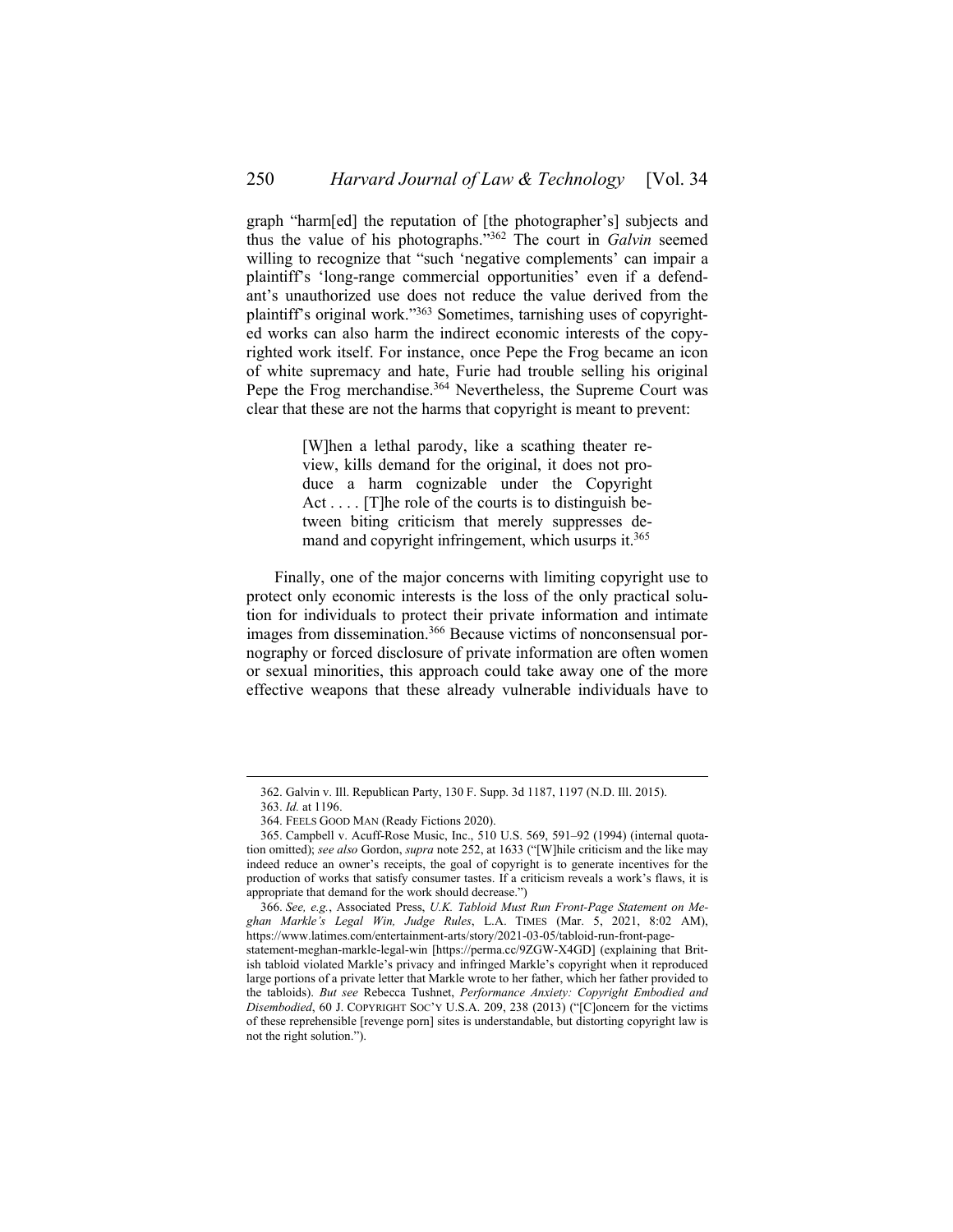graph "harm[ed] the reputation of [the photographer's] subjects and thus the value of his photographs."[362] The court in *Galvin* seemed willing to recognize that "such 'negative complements' can impair a plaintiff's 'long-range commercial opportunities' even if a defendant's unauthorized use does not reduce the value derived from the plaintiff's original work."[363] Sometimes, tarnishing uses of copyrighted works can also harm the indirect economic interests of the copyrighted work itself. For instance, once Pepe the Frog became an icon of white supremacy and hate, Furie had trouble selling his original Pepe the Frog merchandise.[364] Nevertheless, the Supreme Court was clear that these are not the harms that copyright is meant to prevent:

> [W]hen a lethal parody, like a scathing theater review, kills demand for the original, it does not produce a harm cognizable under the Copyright Act . . . . [T]he role of the courts is to distinguish between biting criticism that merely suppresses demand and copyright infringement, which usurps it.[365]

Finally, one of the major concerns with limiting copyright use to protect only economic interests is the loss of the only practical solution for individuals to protect their private information and intimate images from dissemination.[366] Because victims of nonconsensual pornography or forced disclosure of private information are often women or sexual minorities, this approach could take away one of the more effective weapons that these already vulnerable individuals have to

---

362. Galvin v. Ill. Republican Party, 130 F. Supp. 3d 1187, 1197 (N.D. Ill. 2015).

363. *Id.* at 1196.

364. FEELS GOOD MAN (Ready Fictions 2020).

365. Campbell v. Acuff-Rose Music, Inc., 510 U.S. 569, 591–92 (1994) (internal quotation omitted); *see also* Gordon, *supra* note 252, at 1633 ("[W]hile criticism and the like may indeed reduce an owner's receipts, the goal of copyright is to generate incentives for the production of works that satisfy consumer tastes. If a criticism reveals a work's flaws, it is appropriate that demand for the work should decrease.")

366. *See, e.g.*, Associated Press, *U.K. Tabloid Must Run Front-Page Statement on Meghan Markle's Legal Win, Judge Rules*, L.A. TIMES (Mar. 5, 2021, 8:02 AM), https://www.latimes.com/entertainment-arts/story/2021-03-05/tabloid-run-front-page-statement-meghan-markle-legal-win [https://perma.cc/9ZGW-X4GD] (explaining that British tabloid violated Markle's privacy and infringed Markle's copyright when it reproduced large portions of a private letter that Markle wrote to her father, which her father provided to the tabloids). *But see* Rebecca Tushnet, *Performance Anxiety: Copyright Embodied and Disembodied*, 60 J. COPYRIGHT SOC'Y U.S.A. 209, 238 (2013) ("[C]oncern for the victims of these reprehensible [revenge porn] sites is understandable, but distorting copyright law is not the right solution.").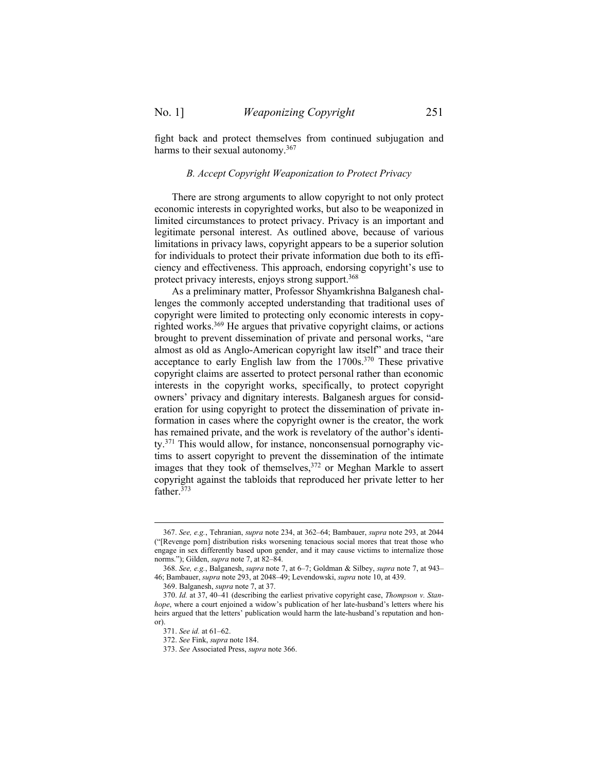fight back and protect themselves from continued subjugation and harms to their sexual autonomy.[367]

### *B. Accept Copyright Weaponization to Protect Privacy*

There are strong arguments to allow copyright to not only protect economic interests in copyrighted works, but also to be weaponized in limited circumstances to protect privacy. Privacy is an important and legitimate personal interest. As outlined above, because of various limitations in privacy laws, copyright appears to be a superior solution for individuals to protect their private information due both to its efficiency and effectiveness. This approach, endorsing copyright's use to protect privacy interests, enjoys strong support.[368]

As a preliminary matter, Professor Shyamkrishna Balganesh challenges the commonly accepted understanding that traditional uses of copyright were limited to protecting only economic interests in copyrighted works.[369] He argues that privative copyright claims, or actions brought to prevent dissemination of private and personal works, "are almost as old as Anglo-American copyright law itself" and trace their acceptance to early English law from the 1700s.[370] These privative copyright claims are asserted to protect personal rather than economic interests in the copyright works, specifically, to protect copyright owners' privacy and dignitary interests. Balganesh argues for consideration for using copyright to protect the dissemination of private information in cases where the copyright owner is the creator, the work has remained private, and the work is revelatory of the author's identity.[371] This would allow, for instance, nonconsensual pornography victims to assert copyright to prevent the dissemination of the intimate images that they took of themselves,[372] or Meghan Markle to assert copyright against the tabloids that reproduced her private letter to her father.[373]

---

367. *See, e.g.*, Tehranian, *supra* note 234, at 362–64; Bambauer, *supra* note 293, at 2044 ("[Revenge porn] distribution risks worsening tenacious social mores that treat those who engage in sex differently based upon gender, and it may cause victims to internalize those norms."); Gilden, *supra* note 7, at 82–84.

368. *See, e.g.*, Balganesh, *supra* note 7, at 6–7; Goldman & Silbey, *supra* note 7, at 943–46; Bambauer, *supra* note 293, at 2048–49; Levendowski, *supra* note 10, at 439.

369. Balganesh, *supra* note 7, at 37.

370. *Id.* at 37, 40–41 (describing the earliest privative copyright case, *Thompson v. Stanhope*, where a court enjoined a widow's publication of her late-husband's letters where his heirs argued that the letters' publication would harm the late-husband's reputation and honor).

371. *See id.* at 61–62.

372. *See* Fink, *supra* note 184.

373. *See* Associated Press, *supra* note 366.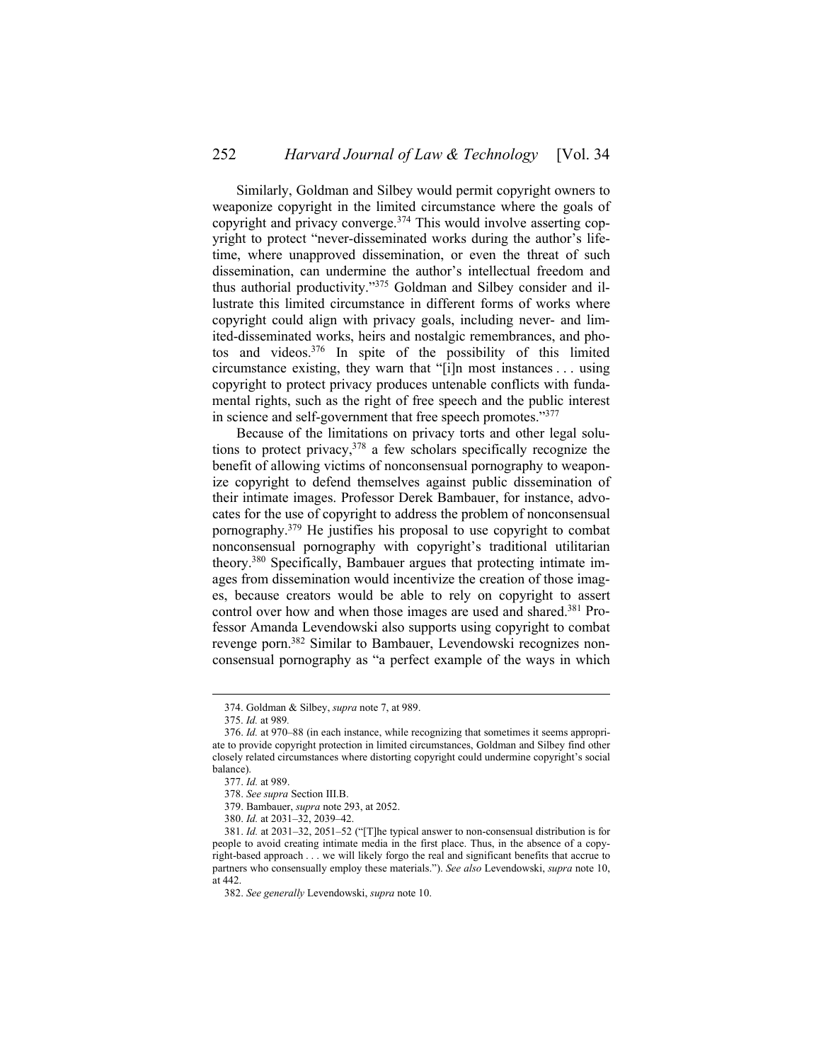Similarly, Goldman and Silbey would permit copyright owners to weaponize copyright in the limited circumstance where the goals of copyright and privacy converge.[374] This would involve asserting copyright to protect "never-disseminated works during the author's lifetime, where unapproved dissemination, or even the threat of such dissemination, can undermine the author's intellectual freedom and thus authorial productivity."[375] Goldman and Silbey consider and illustrate this limited circumstance in different forms of works where copyright could align with privacy goals, including never- and limited-disseminated works, heirs and nostalgic remembrances, and photos and videos.[376] In spite of the possibility of this limited circumstance existing, they warn that "[i]n most instances . . . using copyright to protect privacy produces untenable conflicts with fundamental rights, such as the right of free speech and the public interest in science and self-government that free speech promotes."[377]

Because of the limitations on privacy torts and other legal solutions to protect privacy,[378] a few scholars specifically recognize the benefit of allowing victims of nonconsensual pornography to weaponize copyright to defend themselves against public dissemination of their intimate images. Professor Derek Bambauer, for instance, advocates for the use of copyright to address the problem of nonconsensual pornography.[379] He justifies his proposal to use copyright to combat nonconsensual pornography with copyright's traditional utilitarian theory.[380] Specifically, Bambauer argues that protecting intimate images from dissemination would incentivize the creation of those images, because creators would be able to rely on copyright to assert control over how and when those images are used and shared.[381] Professor Amanda Levendowski also supports using copyright to combat revenge porn.[382] Similar to Bambauer, Levendowski recognizes nonconsensual pornography as "a perfect example of the ways in which

---

374. Goldman & Silbey, *supra* note 7, at 989.

375. *Id.* at 989.

376. *Id.* at 970–88 (in each instance, while recognizing that sometimes it seems appropriate to provide copyright protection in limited circumstances, Goldman and Silbey find other closely related circumstances where distorting copyright could undermine copyright's social balance).

377. *Id.* at 989.

378. *See supra* Section III.B.

379. Bambauer, *supra* note 293, at 2052.

380. *Id.* at 2031–32, 2039–42.

381. *Id.* at 2031–32, 2051–52 ("[T]he typical answer to non-consensual distribution is for people to avoid creating intimate media in the first place. Thus, in the absence of a copyright-based approach . . . we will likely forgo the real and significant benefits that accrue to partners who consensually employ these materials."). *See also* Levendowski, *supra* note 10, at 442.

382. *See generally* Levendowski, *supra* note 10.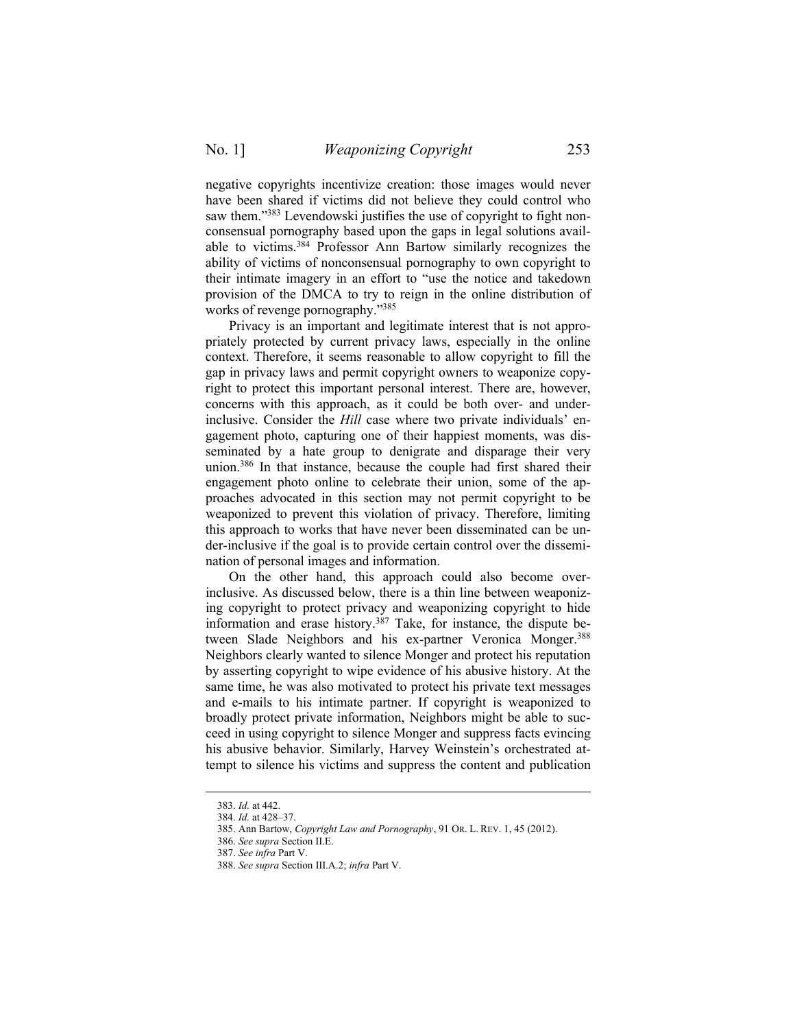negative copyrights incentivize creation: those images would never have been shared if victims did not believe they could control who saw them."[383] Levendowski justifies the use of copyright to fight nonconsensual pornography based upon the gaps in legal solutions available to victims.[384] Professor Ann Bartow similarly recognizes the ability of victims of nonconsensual pornography to own copyright to their intimate imagery in an effort to "use the notice and takedown provision of the DMCA to try to reign in the online distribution of works of revenge pornography."[385]

Privacy is an important and legitimate interest that is not appropriately protected by current privacy laws, especially in the online context. Therefore, it seems reasonable to allow copyright to fill the gap in privacy laws and permit copyright owners to weaponize copyright to protect this important personal interest. There are, however, concerns with this approach, as it could be both over- and under-inclusive. Consider the *Hill* case where two private individuals' engagement photo, capturing one of their happiest moments, was disseminated by a hate group to denigrate and disparage their very union.[386] In that instance, because the couple had first shared their engagement photo online to celebrate their union, some of the approaches advocated in this section may not permit copyright to be weaponized to prevent this violation of privacy. Therefore, limiting this approach to works that have never been disseminated can be under-inclusive if the goal is to provide certain control over the dissemination of personal images and information.

On the other hand, this approach could also become over-inclusive. As discussed below, there is a thin line between weaponizing copyright to protect privacy and weaponizing copyright to hide information and erase history.[387] Take, for instance, the dispute between Slade Neighbors and his ex-partner Veronica Monger.[388] Neighbors clearly wanted to silence Monger and protect his reputation by asserting copyright to wipe evidence of his abusive history. At the same time, he was also motivated to protect his private text messages and e-mails to his intimate partner. If copyright is weaponized to broadly protect private information, Neighbors might be able to succeed in using copyright to silence Monger and suppress facts evincing his abusive behavior. Similarly, Harvey Weinstein's orchestrated attempt to silence his victims and suppress the content and publication

---

383. *Id.* at 442.

384. *Id.* at 428–37.

385. Ann Bartow, *Copyright Law and Pornography*, 91 OR. L. REV. 1, 45 (2012).

386. *See supra* Section II.E.

387. *See infra* Part V.

388. *See supra* Section III.A.2; *infra* Part V.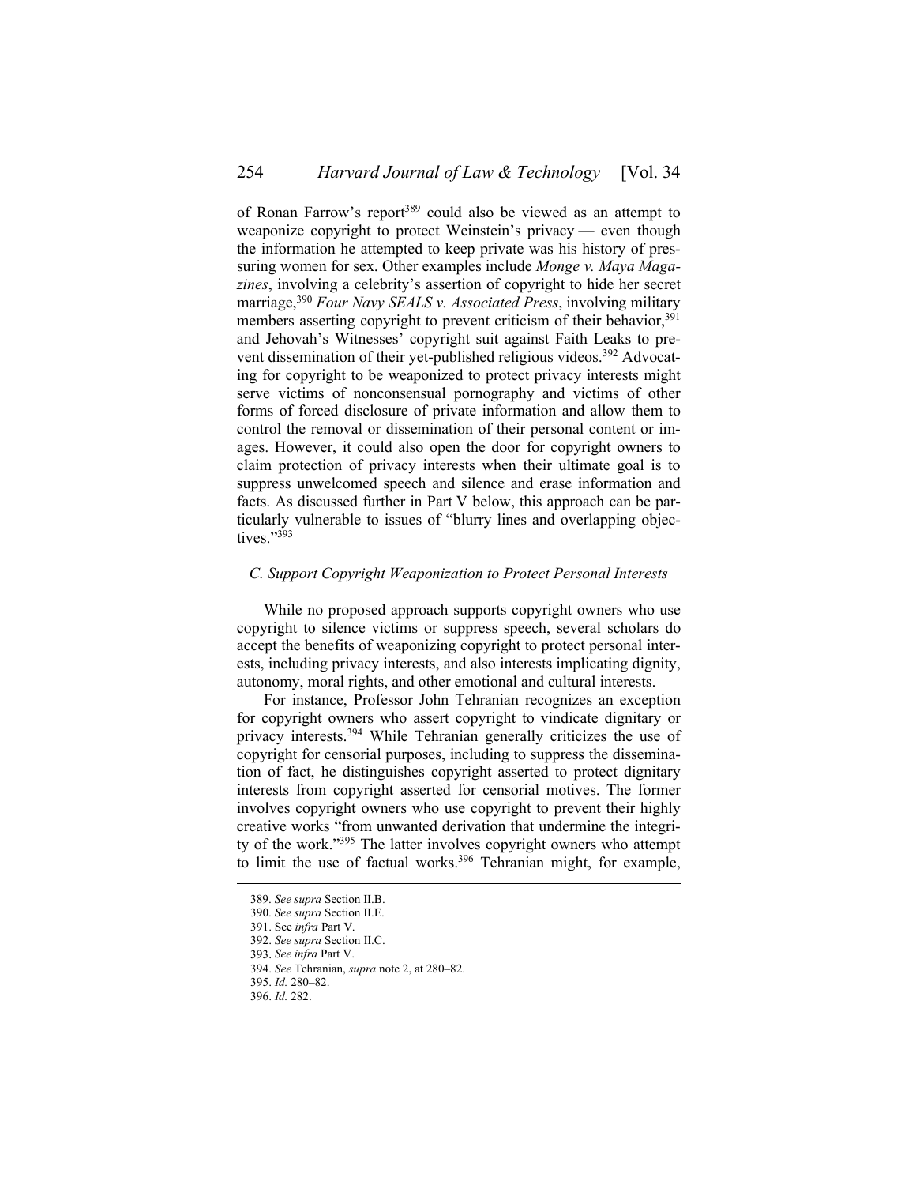of Ronan Farrow's report[389] could also be viewed as an attempt to weaponize copyright to protect Weinstein's privacy — even though the information he attempted to keep private was his history of pressuring women for sex. Other examples include *Monge v. Maya Magazines*, involving a celebrity's assertion of copyright to hide her secret marriage,[390] *Four Navy SEALS v. Associated Press*, involving military members asserting copyright to prevent criticism of their behavior,[391] and Jehovah's Witnesses' copyright suit against Faith Leaks to prevent dissemination of their yet-published religious videos.[392] Advocating for copyright to be weaponized to protect privacy interests might serve victims of nonconsensual pornography and victims of other forms of forced disclosure of private information and allow them to control the removal or dissemination of their personal content or images. However, it could also open the door for copyright owners to claim protection of privacy interests when their ultimate goal is to suppress unwelcomed speech and silence and erase information and facts. As discussed further in Part V below, this approach can be particularly vulnerable to issues of "blurry lines and overlapping objectives."[393]

### *C. Support Copyright Weaponization to Protect Personal Interests*

While no proposed approach supports copyright owners who use copyright to silence victims or suppress speech, several scholars do accept the benefits of weaponizing copyright to protect personal interests, including privacy interests, and also interests implicating dignity, autonomy, moral rights, and other emotional and cultural interests.

For instance, Professor John Tehranian recognizes an exception for copyright owners who assert copyright to vindicate dignitary or privacy interests.[394] While Tehranian generally criticizes the use of copyright for censorial purposes, including to suppress the dissemination of fact, he distinguishes copyright asserted to protect dignitary interests from copyright asserted for censorial motives. The former involves copyright owners who use copyright to prevent their highly creative works "from unwanted derivation that undermine the integrity of the work."[395] The latter involves copyright owners who attempt to limit the use of factual works.[396] Tehranian might, for example,

---

389. *See supra* Section II.B.

390. *See supra* Section II.E.

391. See *infra* Part V.

392. *See supra* Section II.C.

393. *See infra* Part V.

394. *See* Tehranian, *supra* note 2, at 280–82.

395. *Id.* 280–82.

396. *Id.* 282.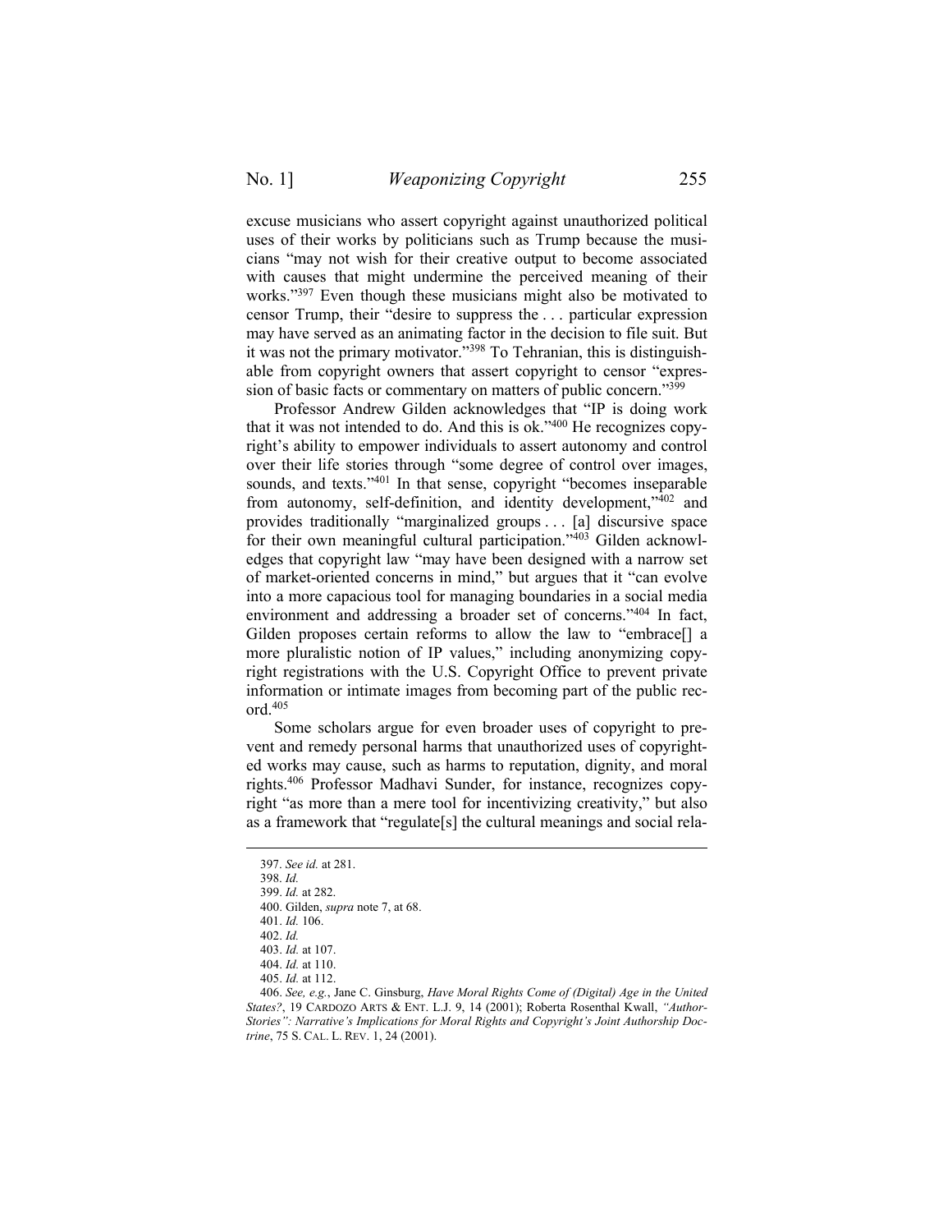excuse musicians who assert copyright against unauthorized political uses of their works by politicians such as Trump because the musicians "may not wish for their creative output to become associated with causes that might undermine the perceived meaning of their works."[397] Even though these musicians might also be motivated to censor Trump, their "desire to suppress the . . . particular expression may have served as an animating factor in the decision to file suit. But it was not the primary motivator."[398] To Tehranian, this is distinguishable from copyright owners that assert copyright to censor "expression of basic facts or commentary on matters of public concern."[399]

Professor Andrew Gilden acknowledges that "IP is doing work that it was not intended to do. And this is ok."[400] He recognizes copyright's ability to empower individuals to assert autonomy and control over their life stories through "some degree of control over images, sounds, and texts."[401] In that sense, copyright "becomes inseparable from autonomy, self-definition, and identity development,"[402] and provides traditionally "marginalized groups . . . [a] discursive space for their own meaningful cultural participation."[403] Gilden acknowledges that copyright law "may have been designed with a narrow set of market-oriented concerns in mind," but argues that it "can evolve into a more capacious tool for managing boundaries in a social media environment and addressing a broader set of concerns."[404] In fact, Gilden proposes certain reforms to allow the law to "embrace[] a more pluralistic notion of IP values," including anonymizing copyright registrations with the U.S. Copyright Office to prevent private information or intimate images from becoming part of the public record.[405]

Some scholars argue for even broader uses of copyright to prevent and remedy personal harms that unauthorized uses of copyrighted works may cause, such as harms to reputation, dignity, and moral rights.[406] Professor Madhavi Sunder, for instance, recognizes copyright "as more than a mere tool for incentivizing creativity," but also as a framework that "regulate[s] the cultural meanings and social rela-

397. *See id.* at 281.

398. *Id.*

399. *Id.* at 282.

400. Gilden, *supra* note 7, at 68.

401. *Id.* 106.

402. *Id.*

403. *Id.* at 107.

404. *Id.* at 110.

405. *Id.* at 112.

406. *See, e.g.*, Jane C. Ginsburg, *Have Moral Rights Come of (Digital) Age in the United States?*, 19 CARDOZO ARTS & ENT. L.J. 9, 14 (2001); Roberta Rosenthal Kwall, *"Author-Stories": Narrative's Implications for Moral Rights and Copyright's Joint Authorship Doctrine*, 75 S. CAL. L. REV. 1, 24 (2001).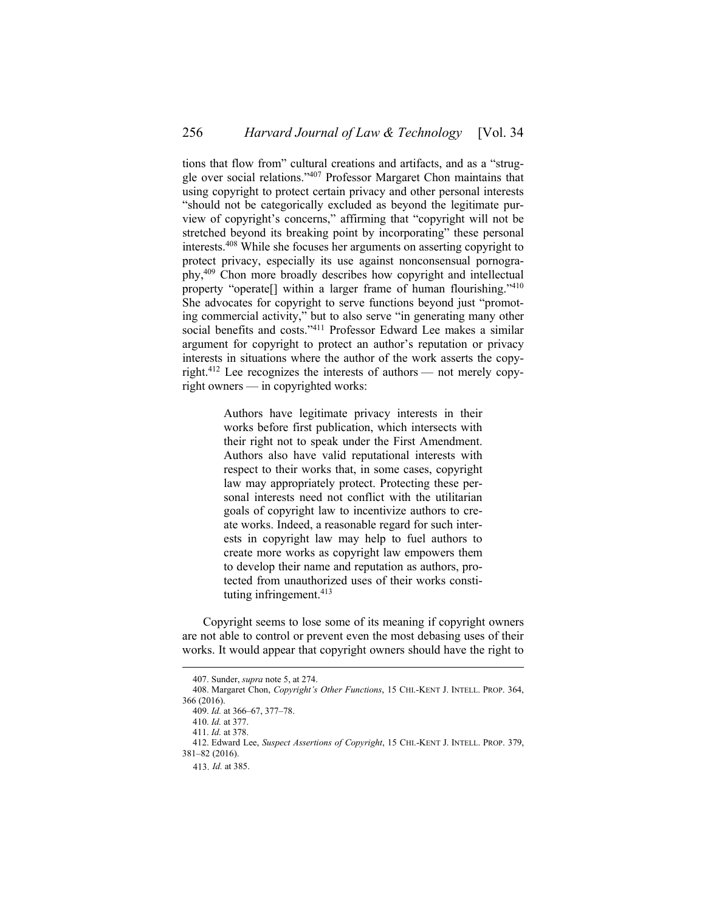tions that flow from" cultural creations and artifacts, and as a "struggle over social relations."[407] Professor Margaret Chon maintains that using copyright to protect certain privacy and other personal interests "should not be categorically excluded as beyond the legitimate purview of copyright's concerns," affirming that "copyright will not be stretched beyond its breaking point by incorporating" these personal interests.[408] While she focuses her arguments on asserting copyright to protect privacy, especially its use against nonconsensual pornography,[409] Chon more broadly describes how copyright and intellectual property "operate[] within a larger frame of human flourishing."[410] She advocates for copyright to serve functions beyond just "promoting commercial activity," but to also serve "in generating many other social benefits and costs."[411] Professor Edward Lee makes a similar argument for copyright to protect an author's reputation or privacy interests in situations where the author of the work asserts the copyright.[412] Lee recognizes the interests of authors — not merely copyright owners — in copyrighted works:

> Authors have legitimate privacy interests in their works before first publication, which intersects with their right not to speak under the First Amendment. Authors also have valid reputational interests with respect to their works that, in some cases, copyright law may appropriately protect. Protecting these personal interests need not conflict with the utilitarian goals of copyright law to incentivize authors to create works. Indeed, a reasonable regard for such interests in copyright law may help to fuel authors to create more works as copyright law empowers them to develop their name and reputation as authors, protected from unauthorized uses of their works constituting infringement.[413]

Copyright seems to lose some of its meaning if copyright owners are not able to control or prevent even the most debasing uses of their works. It would appear that copyright owners should have the right to

---

407. Sunder, *supra* note 5, at 274.

408. Margaret Chon, *Copyright's Other Functions*, 15 CHI.-KENT J. INTELL. PROP. 364, 366 (2016).

409. *Id.* at 366–67, 377–78.

410. *Id.* at 377.

411. *Id.* at 378.

412. Edward Lee, *Suspect Assertions of Copyright*, 15 CHI.-KENT J. INTELL. PROP. 379, 381–82 (2016).

413. *Id.* at 385.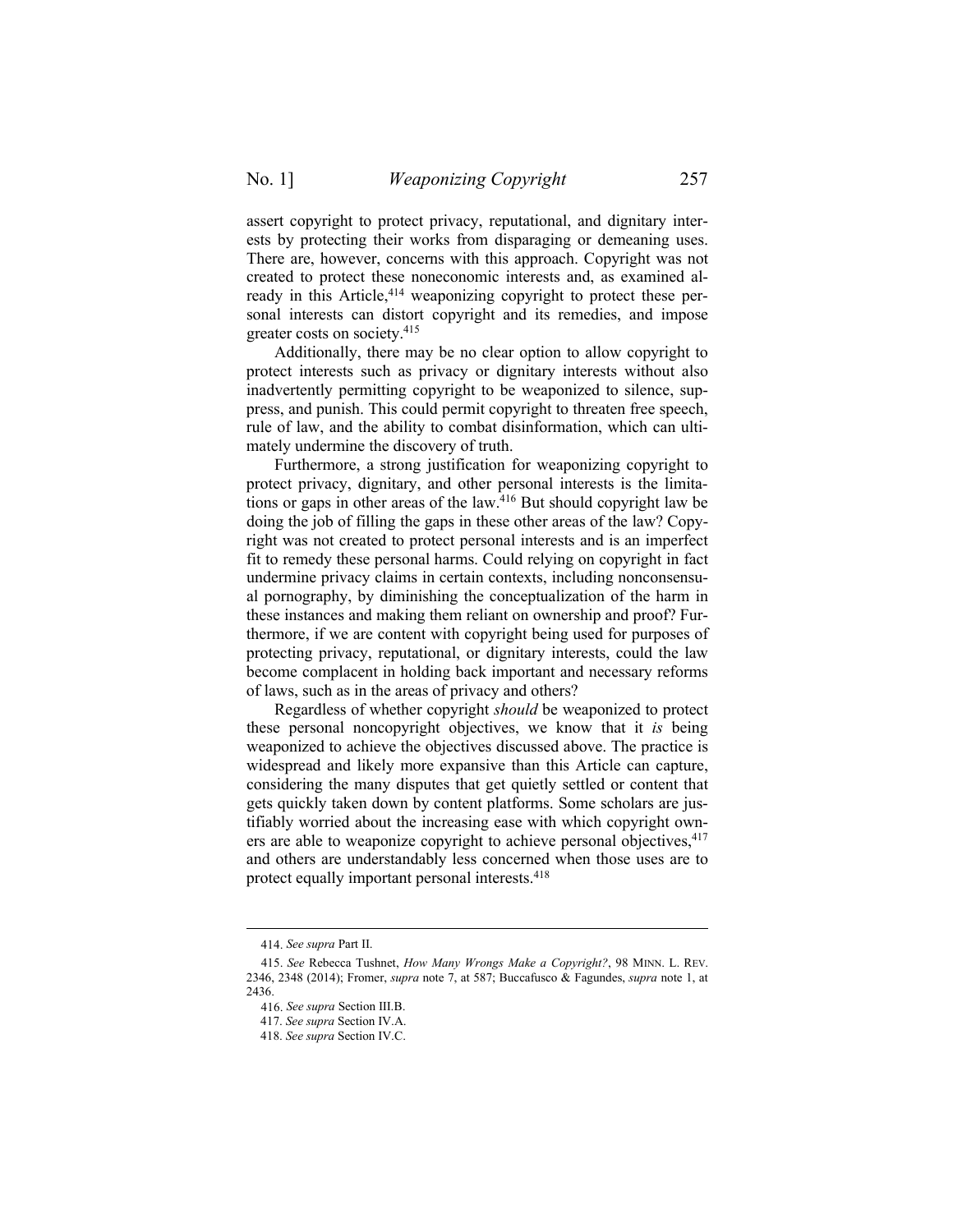assert copyright to protect privacy, reputational, and dignitary interests by protecting their works from disparaging or demeaning uses. There are, however, concerns with this approach. Copyright was not created to protect these noneconomic interests and, as examined already in this Article,[414] weaponizing copyright to protect these personal interests can distort copyright and its remedies, and impose greater costs on society.[415]

Additionally, there may be no clear option to allow copyright to protect interests such as privacy or dignitary interests without also inadvertently permitting copyright to be weaponized to silence, suppress, and punish. This could permit copyright to threaten free speech, rule of law, and the ability to combat disinformation, which can ultimately undermine the discovery of truth.

Furthermore, a strong justification for weaponizing copyright to protect privacy, dignitary, and other personal interests is the limitations or gaps in other areas of the law.[416] But should copyright law be doing the job of filling the gaps in these other areas of the law? Copyright was not created to protect personal interests and is an imperfect fit to remedy these personal harms. Could relying on copyright in fact undermine privacy claims in certain contexts, including nonconsensual pornography, by diminishing the conceptualization of the harm in these instances and making them reliant on ownership and proof? Furthermore, if we are content with copyright being used for purposes of protecting privacy, reputational, or dignitary interests, could the law become complacent in holding back important and necessary reforms of laws, such as in the areas of privacy and others?

Regardless of whether copyright *should* be weaponized to protect these personal noncopyright objectives, we know that it *is* being weaponized to achieve the objectives discussed above. The practice is widespread and likely more expansive than this Article can capture, considering the many disputes that get quietly settled or content that gets quickly taken down by content platforms. Some scholars are justifiably worried about the increasing ease with which copyright owners are able to weaponize copyright to achieve personal objectives,[417] and others are understandably less concerned when those uses are to protect equally important personal interests.[418]

---

414. *See supra* Part II.

415. *See* Rebecca Tushnet, *How Many Wrongs Make a Copyright?*, 98 MINN. L. REV. 2346, 2348 (2014); Fromer, *supra* note 7, at 587; Buccafusco & Fagundes, *supra* note 1, at 2436.

416. *See supra* Section III.B.

417. *See supra* Section IV.A.

418. *See supra* Section IV.C.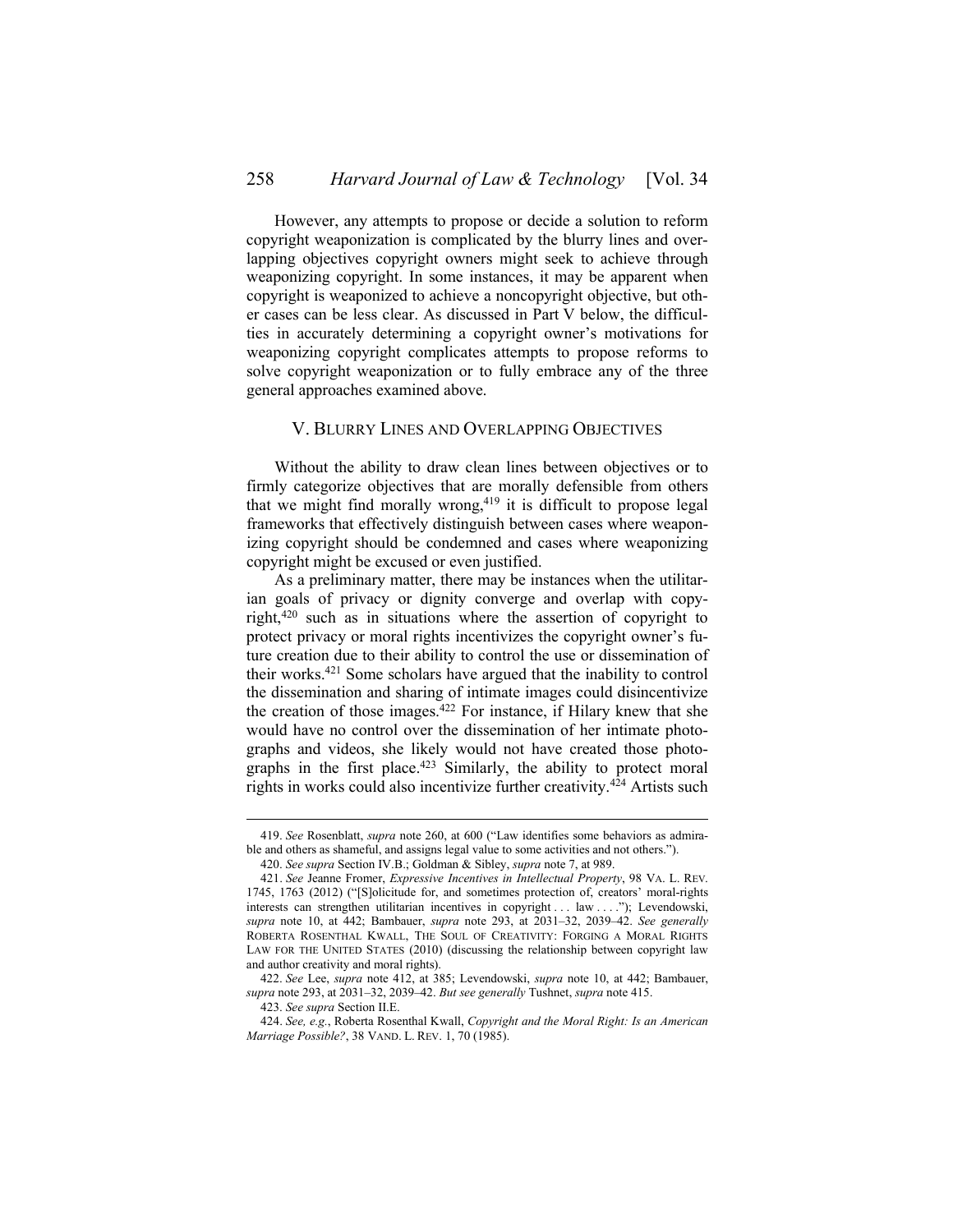However, any attempts to propose or decide a solution to reform copyright weaponization is complicated by the blurry lines and overlapping objectives copyright owners might seek to achieve through weaponizing copyright. In some instances, it may be apparent when copyright is weaponized to achieve a noncopyright objective, but other cases can be less clear. As discussed in Part V below, the difficulties in accurately determining a copyright owner's motivations for weaponizing copyright complicates attempts to propose reforms to solve copyright weaponization or to fully embrace any of the three general approaches examined above.

## V. BLURRY LINES AND OVERLAPPING OBJECTIVES

Without the ability to draw clean lines between objectives or to firmly categorize objectives that are morally defensible from others that we might find morally wrong,[419] it is difficult to propose legal frameworks that effectively distinguish between cases where weaponizing copyright should be condemned and cases where weaponizing copyright might be excused or even justified.

As a preliminary matter, there may be instances when the utilitarian goals of privacy or dignity converge and overlap with copyright,[420] such as in situations where the assertion of copyright to protect privacy or moral rights incentivizes the copyright owner's future creation due to their ability to control the use or dissemination of their works.[421] Some scholars have argued that the inability to control the dissemination and sharing of intimate images could disincentivize the creation of those images.[422] For instance, if Hilary knew that she would have no control over the dissemination of her intimate photographs and videos, she likely would not have created those photographs in the first place.[423] Similarly, the ability to protect moral rights in works could also incentivize further creativity.[424] Artists such

---

419. *See* Rosenblatt, *supra* note 260, at 600 ("Law identifies some behaviors as admirable and others as shameful, and assigns legal value to some activities and not others.").

420. *See supra* Section IV.B.; Goldman & Sibley, *supra* note 7, at 989.

421. *See* Jeanne Fromer, *Expressive Incentives in Intellectual Property*, 98 VA. L. REV. 1745, 1763 (2012) ("[S]olicitude for, and sometimes protection of, creators' moral-rights interests can strengthen utilitarian incentives in copyright . . . law . . . ."); Levendowski, *supra* note 10, at 442; Bambauer, *supra* note 293, at 2031–32, 2039–42. *See generally* ROBERTA ROSENTHAL KWALL, THE SOUL OF CREATIVITY: FORGING A MORAL RIGHTS LAW FOR THE UNITED STATES (2010) (discussing the relationship between copyright law and author creativity and moral rights).

422. *See* Lee, *supra* note 412, at 385; Levendowski, *supra* note 10, at 442; Bambauer, *supra* note 293, at 2031–32, 2039–42. *But see generally* Tushnet, *supra* note 415.

423. *See supra* Section II.E.

424. *See, e.g.*, Roberta Rosenthal Kwall, *Copyright and the Moral Right: Is an American Marriage Possible?*, 38 VAND. L. REV. 1, 70 (1985).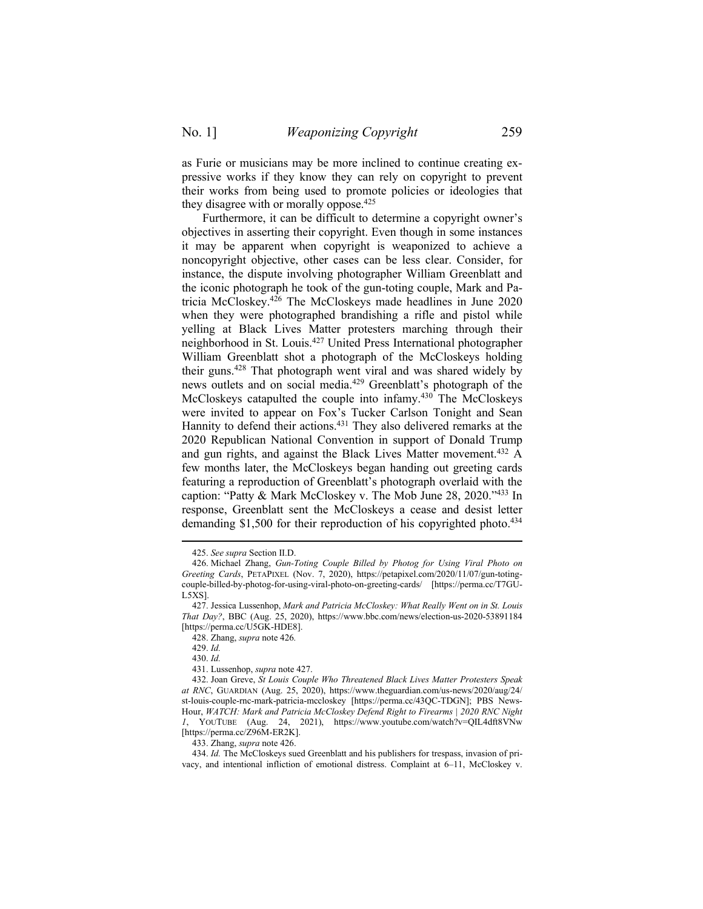as Furie or musicians may be more inclined to continue creating expressive works if they know they can rely on copyright to prevent their works from being used to promote policies or ideologies that they disagree with or morally oppose.[425]

Furthermore, it can be difficult to determine a copyright owner's objectives in asserting their copyright. Even though in some instances it may be apparent when copyright is weaponized to achieve a noncopyright objective, other cases can be less clear. Consider, for instance, the dispute involving photographer William Greenblatt and the iconic photograph he took of the gun-toting couple, Mark and Patricia McCloskey.[426] The McCloskeys made headlines in June 2020 when they were photographed brandishing a rifle and pistol while yelling at Black Lives Matter protesters marching through their neighborhood in St. Louis.[427] United Press International photographer William Greenblatt shot a photograph of the McCloskeys holding their guns.[428] That photograph went viral and was shared widely by news outlets and on social media.[429] Greenblatt's photograph of the McCloskeys catapulted the couple into infamy.[430] The McCloskeys were invited to appear on Fox's Tucker Carlson Tonight and Sean Hannity to defend their actions.[431] They also delivered remarks at the 2020 Republican National Convention in support of Donald Trump and gun rights, and against the Black Lives Matter movement.[432] A few months later, the McCloskeys began handing out greeting cards featuring a reproduction of Greenblatt's photograph overlaid with the caption: "Patty & Mark McCloskey v. The Mob June 28, 2020."[433] In response, Greenblatt sent the McCloskeys a cease and desist letter demanding $1,500 for their reproduction of his copyrighted photo.[434]

---

425. *See supra* Section II.D.

426. Michael Zhang, *Gun-Toting Couple Billed by Photog for Using Viral Photo on Greeting Cards*, PETAPIXEL (Nov. 7, 2020), https://petapixel.com/2020/11/07/gun-toting-couple-billed-by-photog-for-using-viral-photo-on-greeting-cards/ [https://perma.cc/T7GU-L5XS].

427. Jessica Lussenhop, *Mark and Patricia McCloskey: What Really Went on in St. Louis That Day?*, BBC (Aug. 25, 2020), https://www.bbc.com/news/election-us-2020-53891184 [https://perma.cc/U5GK-HDE8].

428. Zhang, *supra* note 426.

429. *Id.*

430. *Id.*

431. Lussenhop, *supra* note 427.

432. Joan Greve, *St Louis Couple Who Threatened Black Lives Matter Protesters Speak at RNC*, GUARDIAN (Aug. 25, 2020), https://www.theguardian.com/us-news/2020/aug/24/st-louis-couple-rnc-mark-patricia-mccloskey [https://perma.cc/43QC-TDGN]; PBS NewsHour, *WATCH: Mark and Patricia McCloskey Defend Right to Firearms | 2020 RNC Night 1*, YOUTUBE (Aug. 24, 2021), https://www.youtube.com/watch?v=QIL4dft8VNw [https://perma.cc/Z96M-ER2K].

433. Zhang, *supra* note 426.

434. *Id.* The McCloskeys sued Greenblatt and his publishers for trespass, invasion of privacy, and intentional infliction of emotional distress. Complaint at 6–11, McCloskey v.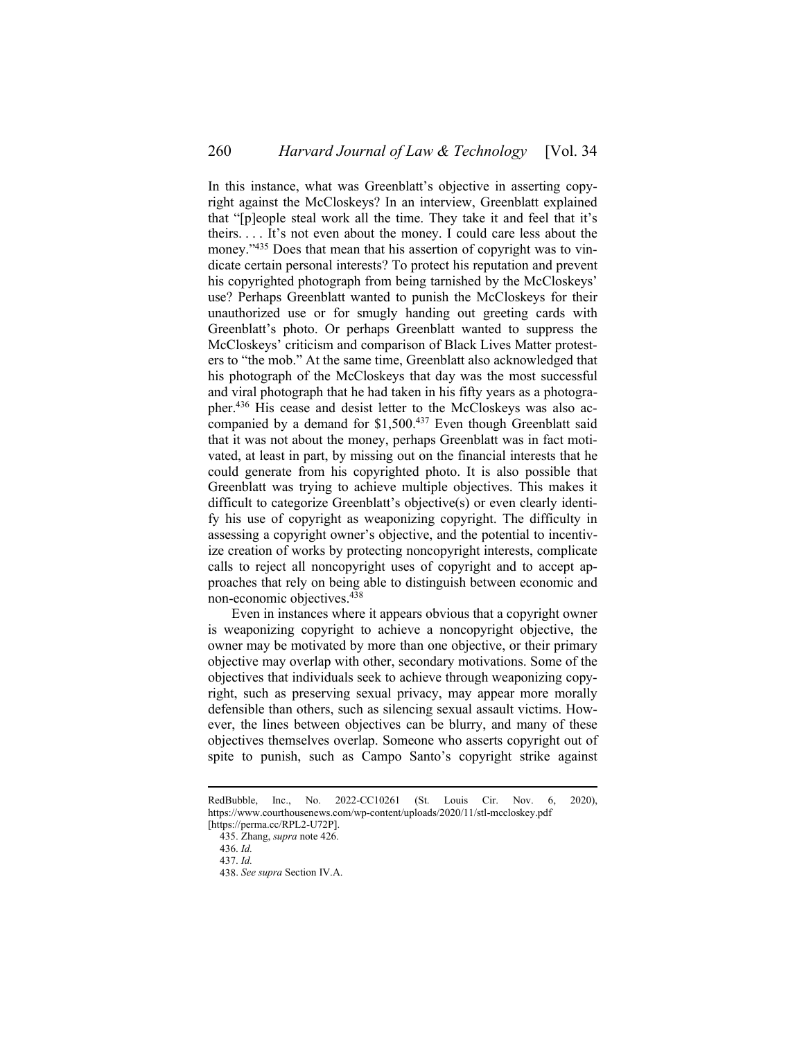In this instance, what was Greenblatt's objective in asserting copyright against the McCloskeys? In an interview, Greenblatt explained that "[p]eople steal work all the time. They take it and feel that it's theirs. . . . It's not even about the money. I could care less about the money."[435] Does that mean that his assertion of copyright was to vindicate certain personal interests? To protect his reputation and prevent his copyrighted photograph from being tarnished by the McCloskeys' use? Perhaps Greenblatt wanted to punish the McCloskeys for their unauthorized use or for smugly handing out greeting cards with Greenblatt's photo. Or perhaps Greenblatt wanted to suppress the McCloskeys' criticism and comparison of Black Lives Matter protesters to "the mob." At the same time, Greenblatt also acknowledged that his photograph of the McCloskeys that day was the most successful and viral photograph that he had taken in his fifty years as a photographer.[436] His cease and desist letter to the McCloskeys was also accompanied by a demand for $1,500.[437] Even though Greenblatt said that it was not about the money, perhaps Greenblatt was in fact motivated, at least in part, by missing out on the financial interests that he could generate from his copyrighted photo. It is also possible that Greenblatt was trying to achieve multiple objectives. This makes it difficult to categorize Greenblatt's objective(s) or even clearly identify his use of copyright as weaponizing copyright. The difficulty in assessing a copyright owner's objective, and the potential to incentivize creation of works by protecting noncopyright interests, complicate calls to reject all noncopyright uses of copyright and to accept approaches that rely on being able to distinguish between economic and non-economic objectives.[438]

Even in instances where it appears obvious that a copyright owner is weaponizing copyright to achieve a noncopyright objective, the owner may be motivated by more than one objective, or their primary objective may overlap with other, secondary motivations. Some of the objectives that individuals seek to achieve through weaponizing copyright, such as preserving sexual privacy, may appear more morally defensible than others, such as silencing sexual assault victims. However, the lines between objectives can be blurry, and many of these objectives themselves overlap. Someone who asserts copyright out of spite to punish, such as Campo Santo's copyright strike against

---

RedBubble, Inc., No. 2022-CC10261 (St. Louis Cir. Nov. 6, 2020), https://www.courthousenews.com/wp-content/uploads/2020/11/stl-mccloskey.pdf [https://perma.cc/RPL2-U72P].

435. Zhang, *supra* note 426.

436. *Id.*

437. *Id.*

438. *See supra* Section IV.A.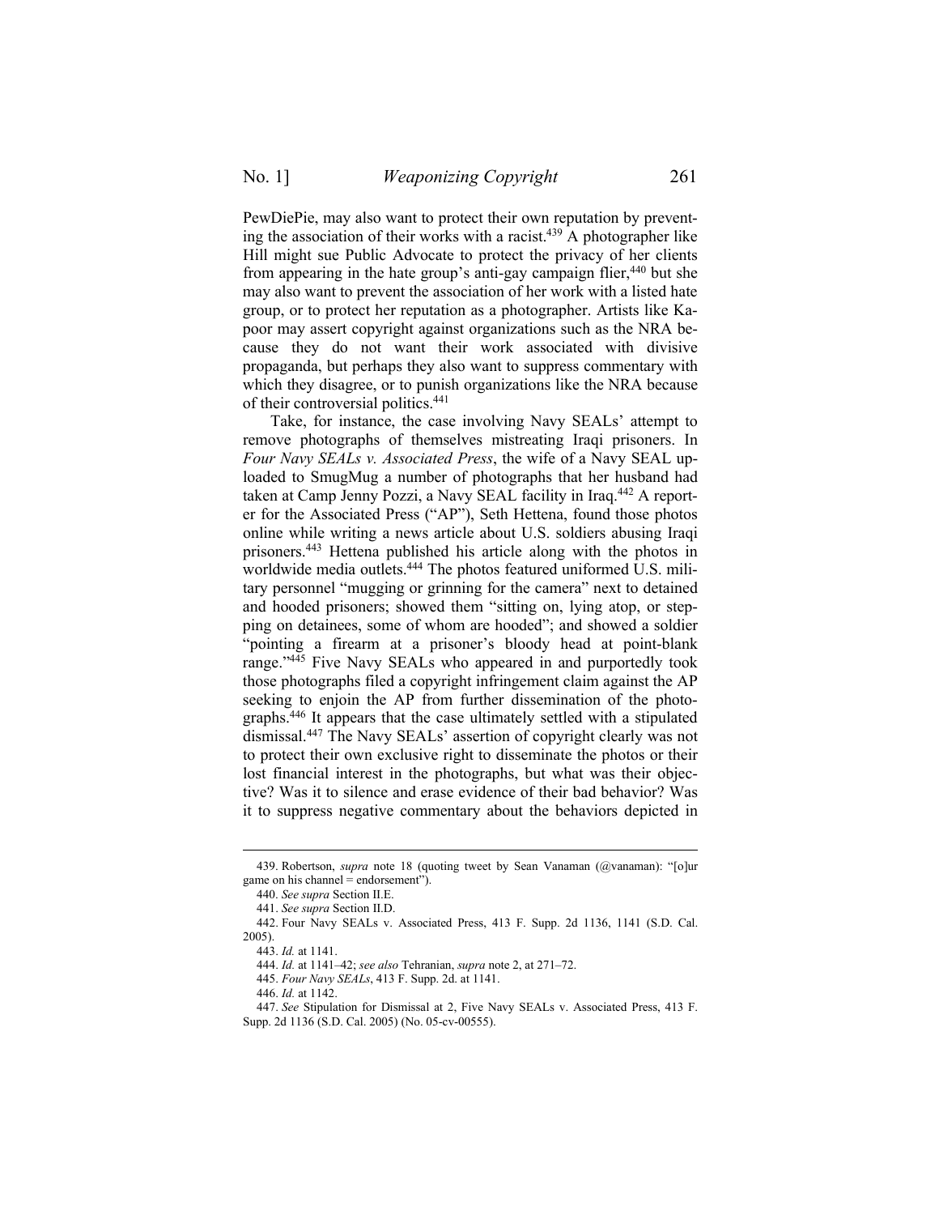PewDiePie, may also want to protect their own reputation by preventing the association of their works with a racist.[439] A photographer like Hill might sue Public Advocate to protect the privacy of her clients from appearing in the hate group's anti-gay campaign flier,[440] but she may also want to prevent the association of her work with a listed hate group, or to protect her reputation as a photographer. Artists like Kapoor may assert copyright against organizations such as the NRA because they do not want their work associated with divisive propaganda, but perhaps they also want to suppress commentary with which they disagree, or to punish organizations like the NRA because of their controversial politics.[441]

Take, for instance, the case involving Navy SEALs' attempt to remove photographs of themselves mistreating Iraqi prisoners. In *Four Navy SEALs v. Associated Press*, the wife of a Navy SEAL uploaded to SmugMug a number of photographs that her husband had taken at Camp Jenny Pozzi, a Navy SEAL facility in Iraq.[442] A reporter for the Associated Press ("AP"), Seth Hettena, found those photos online while writing a news article about U.S. soldiers abusing Iraqi prisoners.[443] Hettena published his article along with the photos in worldwide media outlets.[444] The photos featured uniformed U.S. military personnel "mugging or grinning for the camera" next to detained and hooded prisoners; showed them "sitting on, lying atop, or stepping on detainees, some of whom are hooded"; and showed a soldier "pointing a firearm at a prisoner's bloody head at point-blank range."[445] Five Navy SEALs who appeared in and purportedly took those photographs filed a copyright infringement claim against the AP seeking to enjoin the AP from further dissemination of the photographs.[446] It appears that the case ultimately settled with a stipulated dismissal.[447] The Navy SEALs' assertion of copyright clearly was not to protect their own exclusive right to disseminate the photos or their lost financial interest in the photographs, but what was their objective? Was it to silence and erase evidence of their bad behavior? Was it to suppress negative commentary about the behaviors depicted in

---

439. Robertson, *supra* note 18 (quoting tweet by Sean Vanaman (@vanaman): "[o]ur game on his channel = endorsement").

440. *See supra* Section II.E.

441. *See supra* Section II.D.

442. Four Navy SEALs v. Associated Press, 413 F. Supp. 2d 1136, 1141 (S.D. Cal. 2005).

443. *Id.* at 1141.

444. *Id.* at 1141–42; *see also* Tehranian, *supra* note 2, at 271–72.

445. *Four Navy SEALs*, 413 F. Supp. 2d. at 1141.

446. *Id.* at 1142.

447. *See* Stipulation for Dismissal at 2, Five Navy SEALs v. Associated Press, 413 F. Supp. 2d 1136 (S.D. Cal. 2005) (No. 05-cv-00555).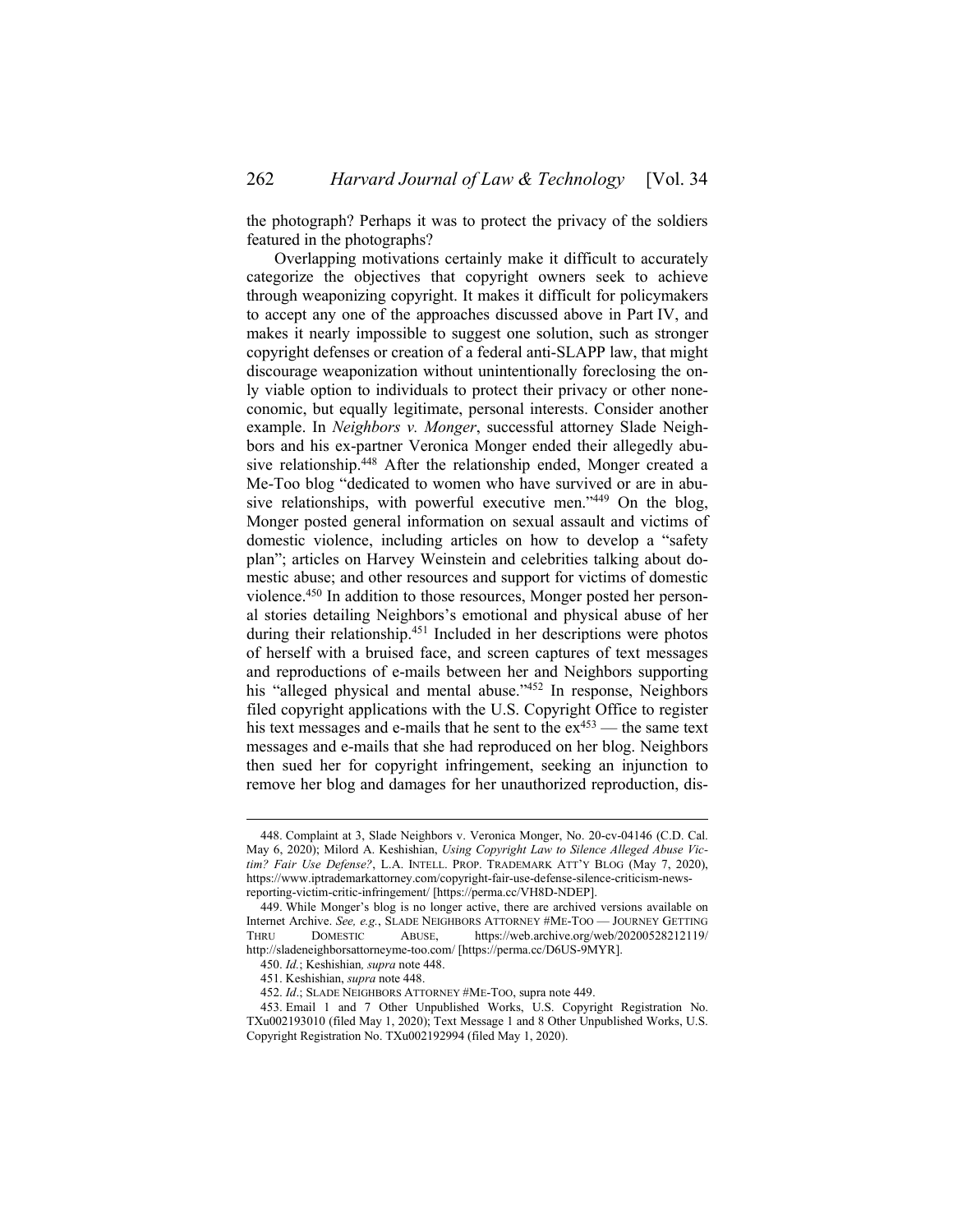the photograph? Perhaps it was to protect the privacy of the soldiers featured in the photographs?

Overlapping motivations certainly make it difficult to accurately categorize the objectives that copyright owners seek to achieve through weaponizing copyright. It makes it difficult for policymakers to accept any one of the approaches discussed above in Part IV, and makes it nearly impossible to suggest one solution, such as stronger copyright defenses or creation of a federal anti-SLAPP law, that might discourage weaponization without unintentionally foreclosing the only viable option to individuals to protect their privacy or other noneconomic, but equally legitimate, personal interests. Consider another example. In *Neighbors v. Monger*, successful attorney Slade Neighbors and his ex-partner Veronica Monger ended their allegedly abusive relationship.[448] After the relationship ended, Monger created a Me-Too blog "dedicated to women who have survived or are in abusive relationships, with powerful executive men."[449] On the blog, Monger posted general information on sexual assault and victims of domestic violence, including articles on how to develop a "safety plan"; articles on Harvey Weinstein and celebrities talking about domestic abuse; and other resources and support for victims of domestic violence.[450] In addition to those resources, Monger posted her personal stories detailing Neighbors's emotional and physical abuse of her during their relationship.[451] Included in her descriptions were photos of herself with a bruised face, and screen captures of text messages and reproductions of e-mails between her and Neighbors supporting his "alleged physical and mental abuse."[452] In response, Neighbors filed copyright applications with the U.S. Copyright Office to register his text messages and e-mails that he sent to the ex[453] — the same text messages and e-mails that she had reproduced on her blog. Neighbors then sued her for copyright infringement, seeking an injunction to remove her blog and damages for her unauthorized reproduction, dis-

---

448. Complaint at 3, Slade Neighbors v. Veronica Monger, No. 20-cv-04146 (C.D. Cal. May 6, 2020); Milord A. Keshishian, *Using Copyright Law to Silence Alleged Abuse Victim? Fair Use Defense?*, L.A. INTELL. PROP. TRADEMARK ATT'Y BLOG (May 7, 2020), https://www.iptrademarkattorney.com/copyright-fair-use-defense-silence-criticism-news-reporting-victim-critic-infringement/ [https://perma.cc/VH8D-NDEP].

449. While Monger's blog is no longer active, there are archived versions available on Internet Archive. *See, e.g.*, SLADE NEIGHBORS ATTORNEY #ME-TOO — JOURNEY GETTING THRU DOMESTIC ABUSE, https://web.archive.org/web/20200528212119/http://sladeneighborsattorneyme-too.com/ [https://perma.cc/D6US-9MYR].

450. *Id.*; Keshishian*, supra* note 448.

451. Keshishian, *supra* note 448.

452. *Id*.; SLADE NEIGHBORS ATTORNEY #ME-TOO, supra note 449.

453. Email 1 and 7 Other Unpublished Works, U.S. Copyright Registration No. TXu002193010 (filed May 1, 2020); Text Message 1 and 8 Other Unpublished Works, U.S. Copyright Registration No. TXu002192994 (filed May 1, 2020).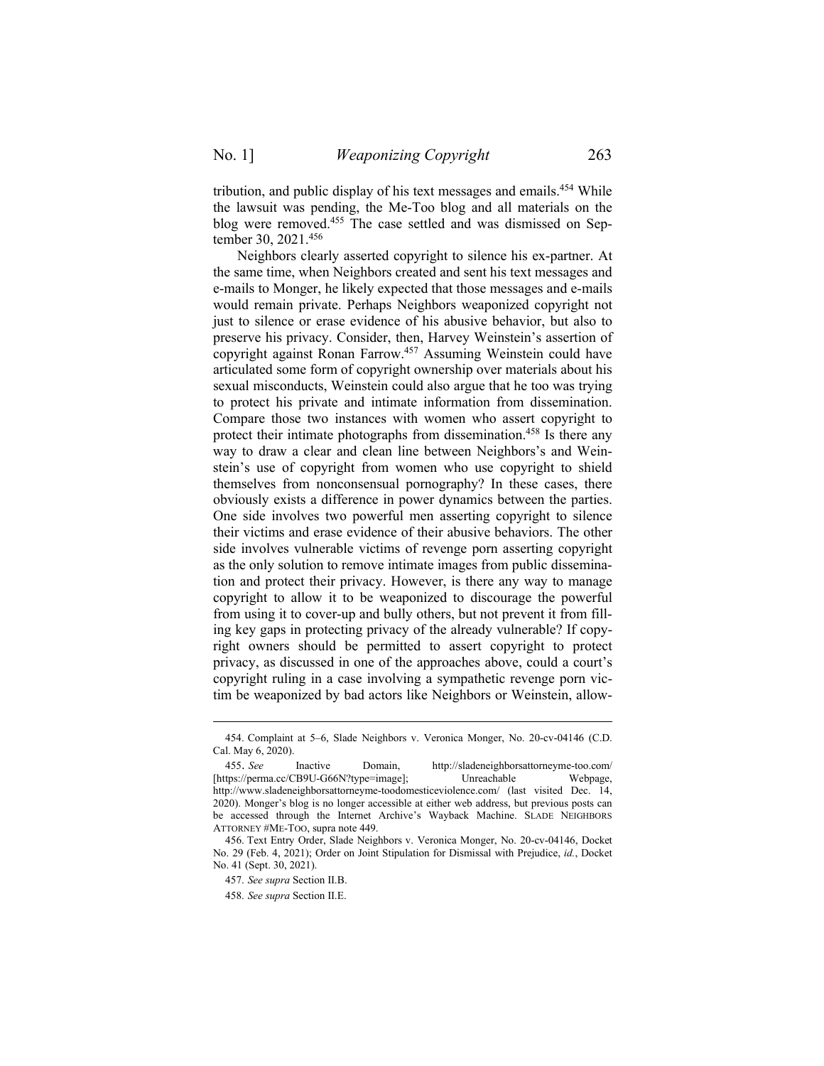tribution, and public display of his text messages and emails.[454] While the lawsuit was pending, the Me-Too blog and all materials on the blog were removed.[455] The case settled and was dismissed on September 30, 2021.[456]

Neighbors clearly asserted copyright to silence his ex-partner. At the same time, when Neighbors created and sent his text messages and e-mails to Monger, he likely expected that those messages and e-mails would remain private. Perhaps Neighbors weaponized copyright not just to silence or erase evidence of his abusive behavior, but also to preserve his privacy. Consider, then, Harvey Weinstein's assertion of copyright against Ronan Farrow.[457] Assuming Weinstein could have articulated some form of copyright ownership over materials about his sexual misconducts, Weinstein could also argue that he too was trying to protect his private and intimate information from dissemination. Compare those two instances with women who assert copyright to protect their intimate photographs from dissemination.[458] Is there any way to draw a clear and clean line between Neighbors's and Weinstein's use of copyright from women who use copyright to shield themselves from nonconsensual pornography? In these cases, there obviously exists a difference in power dynamics between the parties. One side involves two powerful men asserting copyright to silence their victims and erase evidence of their abusive behaviors. The other side involves vulnerable victims of revenge porn asserting copyright as the only solution to remove intimate images from public dissemination and protect their privacy. However, is there any way to manage copyright to allow it to be weaponized to discourage the powerful from using it to cover-up and bully others, but not prevent it from filling key gaps in protecting privacy of the already vulnerable? If copyright owners should be permitted to assert copyright to protect privacy, as discussed in one of the approaches above, could a court's copyright ruling in a case involving a sympathetic revenge porn victim be weaponized by bad actors like Neighbors or Weinstein, allow-

---

454. Complaint at 5–6, Slade Neighbors v. Veronica Monger, No. 20-cv-04146 (C.D. Cal. May 6, 2020).

455. *See* Inactive Domain, http://sladeneighborsattorneyme-too.com/ [https://perma.cc/CB9U-G66N?type=image]; Unreachable Webpage, http://www.sladeneighborsattorneyme-toodomesticeviolence.com/ (last visited Dec. 14, 2020). Monger's blog is no longer accessible at either web address, but previous posts can be accessed through the Internet Archive's Wayback Machine. SLADE NEIGHBORS ATTORNEY #ME-TOO, supra note 449.

456. Text Entry Order, Slade Neighbors v. Veronica Monger, No. 20-cv-04146, Docket No. 29 (Feb. 4, 2021); Order on Joint Stipulation for Dismissal with Prejudice, *id.*, Docket No. 41 (Sept. 30, 2021).

457. *See supra* Section II.B.

458. *See supra* Section II.E.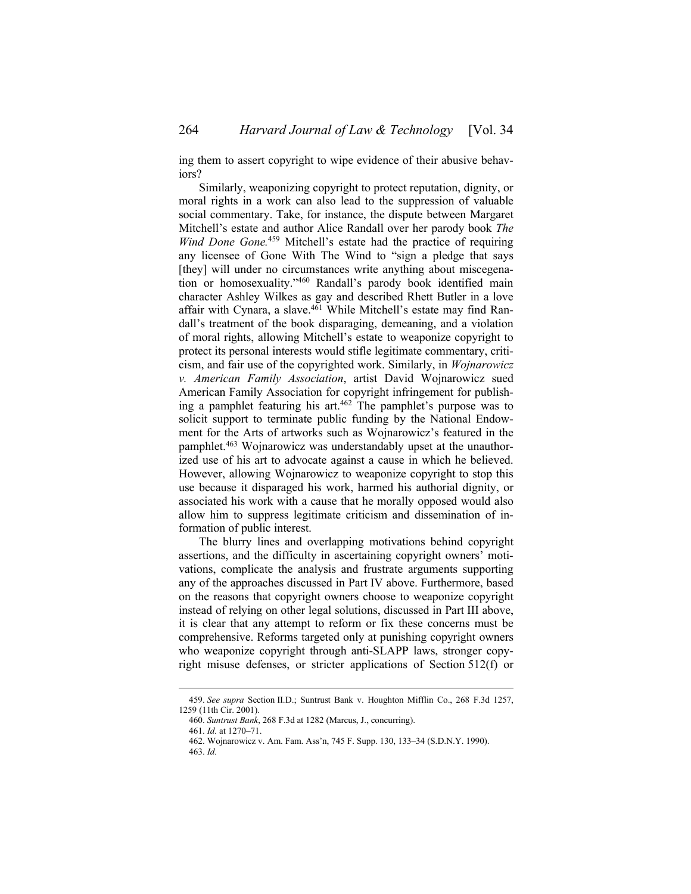ing them to assert copyright to wipe evidence of their abusive behaviors?

Similarly, weaponizing copyright to protect reputation, dignity, or moral rights in a work can also lead to the suppression of valuable social commentary. Take, for instance, the dispute between Margaret Mitchell's estate and author Alice Randall over her parody book *The Wind Done Gone.*[459] Mitchell's estate had the practice of requiring any licensee of Gone With The Wind to "sign a pledge that says [they] will under no circumstances write anything about miscegenation or homosexuality."[460] Randall's parody book identified main character Ashley Wilkes as gay and described Rhett Butler in a love affair with Cynara, a slave.[461] While Mitchell's estate may find Randall's treatment of the book disparaging, demeaning, and a violation of moral rights, allowing Mitchell's estate to weaponize copyright to protect its personal interests would stifle legitimate commentary, criticism, and fair use of the copyrighted work. Similarly, in *Wojnarowicz v. American Family Association*, artist David Wojnarowicz sued American Family Association for copyright infringement for publishing a pamphlet featuring his art.[462] The pamphlet's purpose was to solicit support to terminate public funding by the National Endowment for the Arts of artworks such as Wojnarowicz's featured in the pamphlet.[463] Wojnarowicz was understandably upset at the unauthorized use of his art to advocate against a cause in which he believed. However, allowing Wojnarowicz to weaponize copyright to stop this use because it disparaged his work, harmed his authorial dignity, or associated his work with a cause that he morally opposed would also allow him to suppress legitimate criticism and dissemination of information of public interest.

The blurry lines and overlapping motivations behind copyright assertions, and the difficulty in ascertaining copyright owners' motivations, complicate the analysis and frustrate arguments supporting any of the approaches discussed in Part IV above. Furthermore, based on the reasons that copyright owners choose to weaponize copyright instead of relying on other legal solutions, discussed in Part III above, it is clear that any attempt to reform or fix these concerns must be comprehensive. Reforms targeted only at punishing copyright owners who weaponize copyright through anti-SLAPP laws, stronger copyright misuse defenses, or stricter applications of Section 512(f) or

---

459. *See supra* Section II.D.; Suntrust Bank v. Houghton Mifflin Co., 268 F.3d 1257, 1259 (11th Cir. 2001).

460. *Suntrust Bank*, 268 F.3d at 1282 (Marcus, J., concurring).

461. *Id.* at 1270–71.

462. Wojnarowicz v. Am. Fam. Ass'n, 745 F. Supp. 130, 133–34 (S.D.N.Y. 1990).

463. *Id.*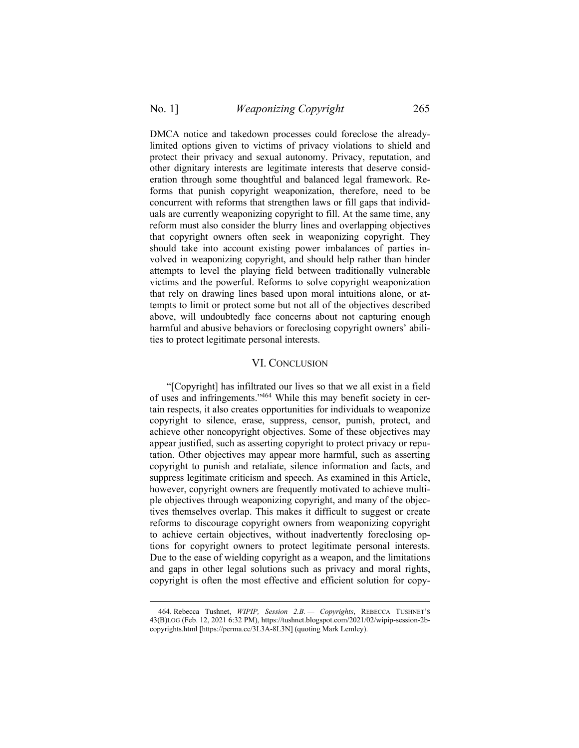DMCA notice and takedown processes could foreclose the already-limited options given to victims of privacy violations to shield and protect their privacy and sexual autonomy. Privacy, reputation, and other dignitary interests are legitimate interests that deserve consideration through some thoughtful and balanced legal framework. Reforms that punish copyright weaponization, therefore, need to be concurrent with reforms that strengthen laws or fill gaps that individuals are currently weaponizing copyright to fill. At the same time, any reform must also consider the blurry lines and overlapping objectives that copyright owners often seek in weaponizing copyright. They should take into account existing power imbalances of parties involved in weaponizing copyright, and should help rather than hinder attempts to level the playing field between traditionally vulnerable victims and the powerful. Reforms to solve copyright weaponization that rely on drawing lines based upon moral intuitions alone, or attempts to limit or protect some but not all of the objectives described above, will undoubtedly face concerns about not capturing enough harmful and abusive behaviors or foreclosing copyright owners' abilities to protect legitimate personal interests.

## VI. Conclusion

"[Copyright] has infiltrated our lives so that we all exist in a field of uses and infringements."[464] While this may benefit society in certain respects, it also creates opportunities for individuals to weaponize copyright to silence, erase, suppress, censor, punish, protect, and achieve other noncopyright objectives. Some of these objectives may appear justified, such as asserting copyright to protect privacy or reputation. Other objectives may appear more harmful, such as asserting copyright to punish and retaliate, silence information and facts, and suppress legitimate criticism and speech. As examined in this Article, however, copyright owners are frequently motivated to achieve multiple objectives through weaponizing copyright, and many of the objectives themselves overlap. This makes it difficult to suggest or create reforms to discourage copyright owners from weaponizing copyright to achieve certain objectives, without inadvertently foreclosing options for copyright owners to protect legitimate personal interests. Due to the ease of wielding copyright as a weapon, and the limitations and gaps in other legal solutions such as privacy and moral rights, copyright is often the most effective and efficient solution for copy-

---

464. Rebecca Tushnet, *WIPIP, Session 2.B.— Copyrights*, REBECCA TUSHNET'S 43(B)LOG (Feb. 12, 2021 6:32 PM), https://tushnet.blogspot.com/2021/02/wipip-session-2b-copyrights.html [https://perma.cc/3L3A-8L3N] (quoting Mark Lemley).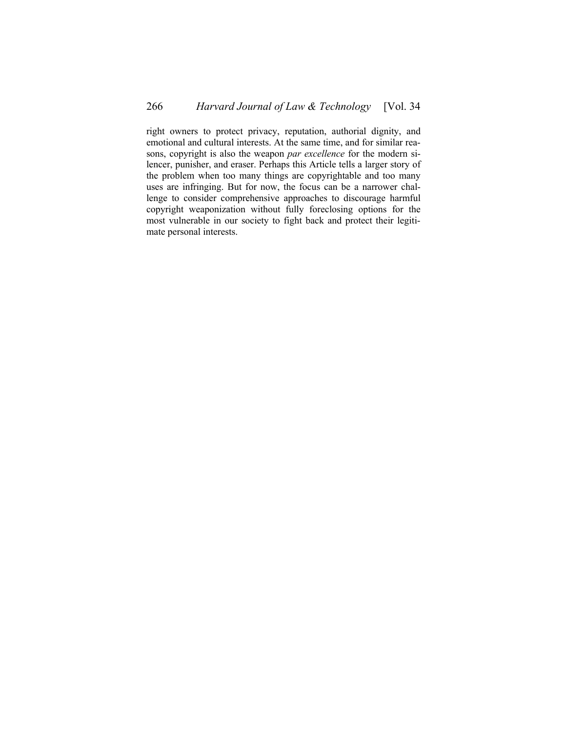right owners to protect privacy, reputation, authorial dignity, and emotional and cultural interests. At the same time, and for similar reasons, copyright is also the weapon *par excellence* for the modern silencer, punisher, and eraser. Perhaps this Article tells a larger story of the problem when too many things are copyrightable and too many uses are infringing. But for now, the focus can be a narrower challenge to consider comprehensive approaches to discourage harmful copyright weaponization without fully foreclosing options for the most vulnerable in our society to fight back and protect their legitimate personal interests.